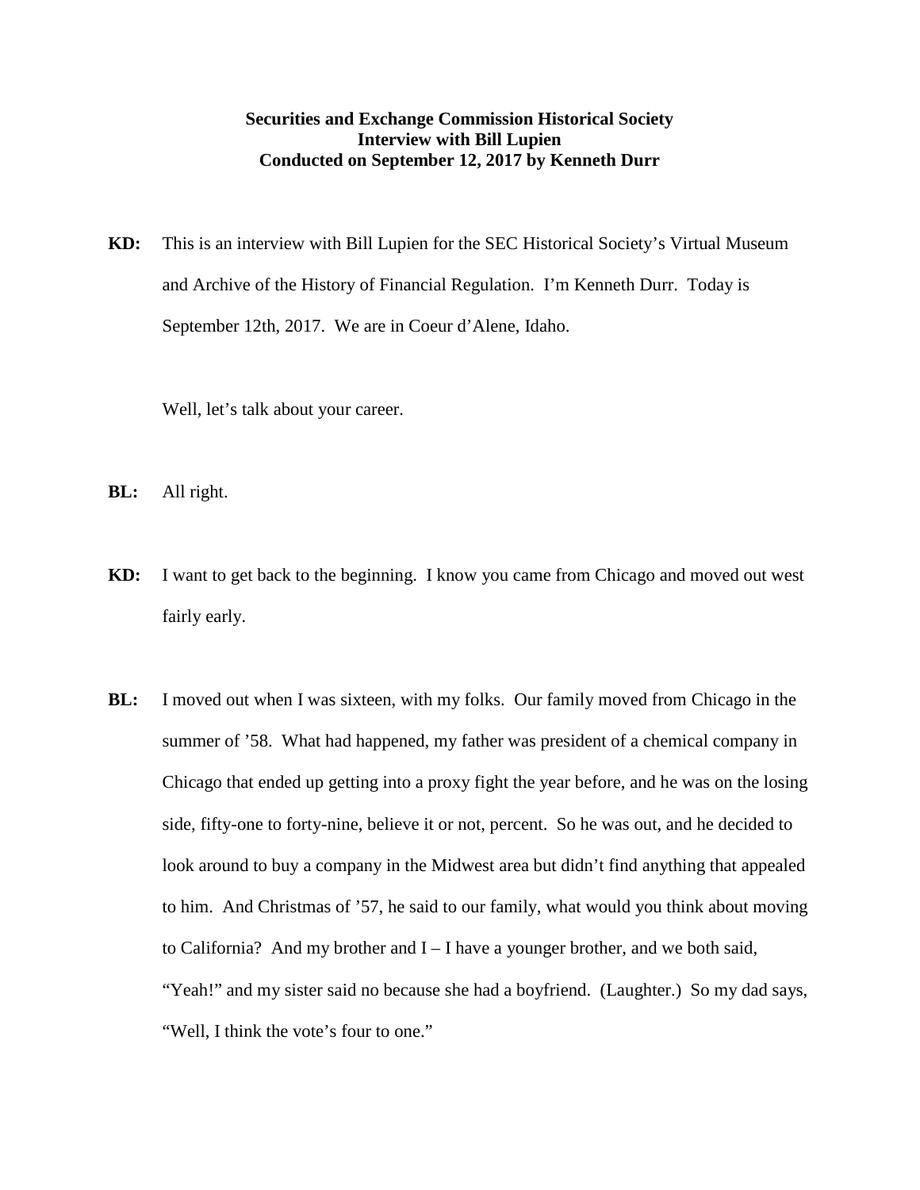**Securities and Exchange Commission Historical Society**
**Interview with Bill Lupien**
**Conducted on September 12, 2017 by Kenneth Durr**

**KD:** This is an interview with Bill Lupien for the SEC Historical Society's Virtual Museum and Archive of the History of Financial Regulation. I'm Kenneth Durr. Today is September 12th, 2017. We are in Coeur d'Alene, Idaho.

Well, let's talk about your career.

**BL:** All right.

**KD:** I want to get back to the beginning. I know you came from Chicago and moved out west fairly early.

**BL:** I moved out when I was sixteen, with my folks. Our family moved from Chicago in the summer of '58. What had happened, my father was president of a chemical company in Chicago that ended up getting into a proxy fight the year before, and he was on the losing side, fifty-one to forty-nine, believe it or not, percent. So he was out, and he decided to look around to buy a company in the Midwest area but didn't find anything that appealed to him. And Christmas of '57, he said to our family, what would you think about moving to California? And my brother and I – I have a younger brother, and we both said, "Yeah!" and my sister said no because she had a boyfriend. (Laughter.) So my dad says, "Well, I think the vote's four to one."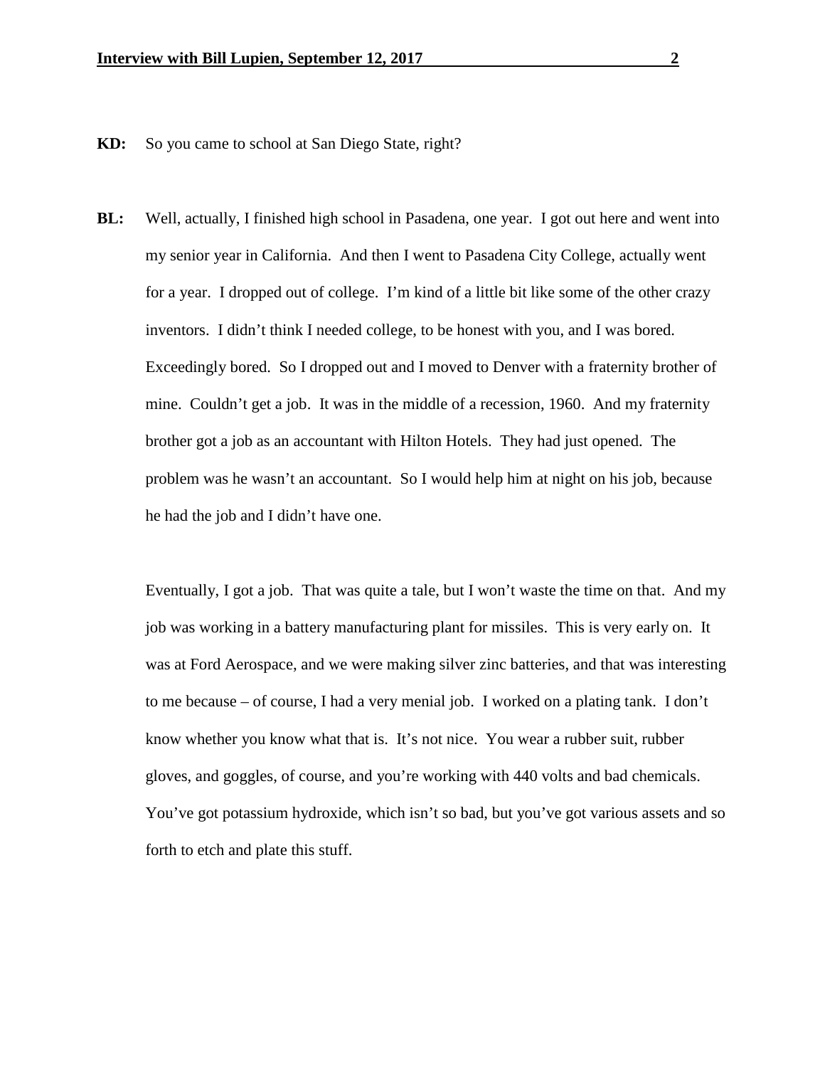**KD:** So you came to school at San Diego State, right?

**BL:** Well, actually, I finished high school in Pasadena, one year. I got out here and went into my senior year in California. And then I went to Pasadena City College, actually went for a year. I dropped out of college. I'm kind of a little bit like some of the other crazy inventors. I didn't think I needed college, to be honest with you, and I was bored. Exceedingly bored. So I dropped out and I moved to Denver with a fraternity brother of mine. Couldn't get a job. It was in the middle of a recession, 1960. And my fraternity brother got a job as an accountant with Hilton Hotels. They had just opened. The problem was he wasn't an accountant. So I would help him at night on his job, because he had the job and I didn't have one.

Eventually, I got a job. That was quite a tale, but I won't waste the time on that. And my job was working in a battery manufacturing plant for missiles. This is very early on. It was at Ford Aerospace, and we were making silver zinc batteries, and that was interesting to me because – of course, I had a very menial job. I worked on a plating tank. I don't know whether you know what that is. It's not nice. You wear a rubber suit, rubber gloves, and goggles, of course, and you're working with 440 volts and bad chemicals. You've got potassium hydroxide, which isn't so bad, but you've got various assets and so forth to etch and plate this stuff.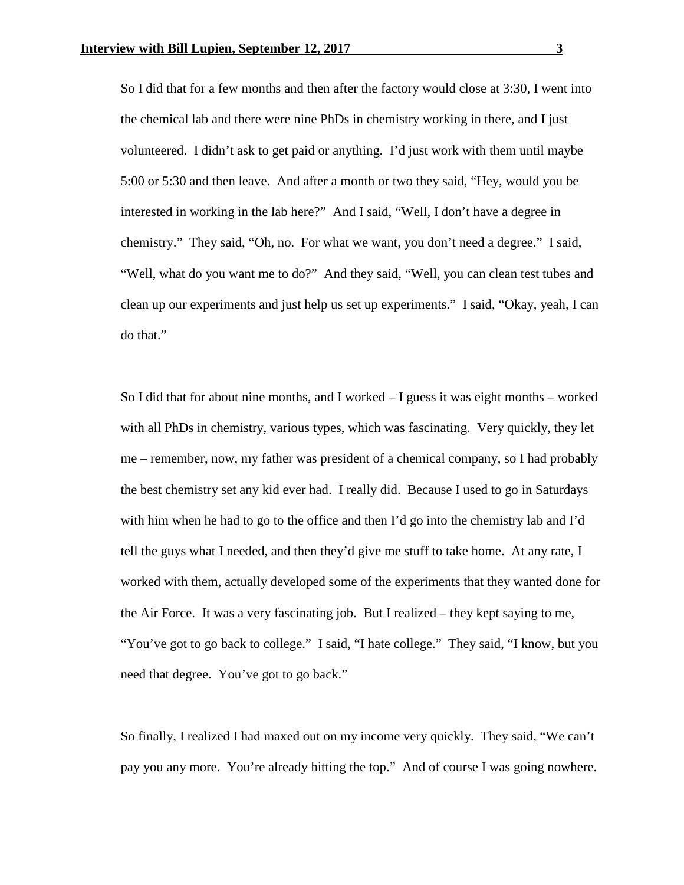So I did that for a few months and then after the factory would close at 3:30, I went into the chemical lab and there were nine PhDs in chemistry working in there, and I just volunteered. I didn't ask to get paid or anything. I'd just work with them until maybe 5:00 or 5:30 and then leave. And after a month or two they said, "Hey, would you be interested in working in the lab here?" And I said, "Well, I don't have a degree in chemistry." They said, "Oh, no. For what we want, you don't need a degree." I said, "Well, what do you want me to do?" And they said, "Well, you can clean test tubes and clean up our experiments and just help us set up experiments." I said, "Okay, yeah, I can do that."

So I did that for about nine months, and I worked – I guess it was eight months – worked with all PhDs in chemistry, various types, which was fascinating. Very quickly, they let me – remember, now, my father was president of a chemical company, so I had probably the best chemistry set any kid ever had. I really did. Because I used to go in Saturdays with him when he had to go to the office and then I'd go into the chemistry lab and I'd tell the guys what I needed, and then they'd give me stuff to take home. At any rate, I worked with them, actually developed some of the experiments that they wanted done for the Air Force. It was a very fascinating job. But I realized – they kept saying to me, "You've got to go back to college." I said, "I hate college." They said, "I know, but you need that degree. You've got to go back."

So finally, I realized I had maxed out on my income very quickly. They said, "We can't pay you any more. You're already hitting the top." And of course I was going nowhere.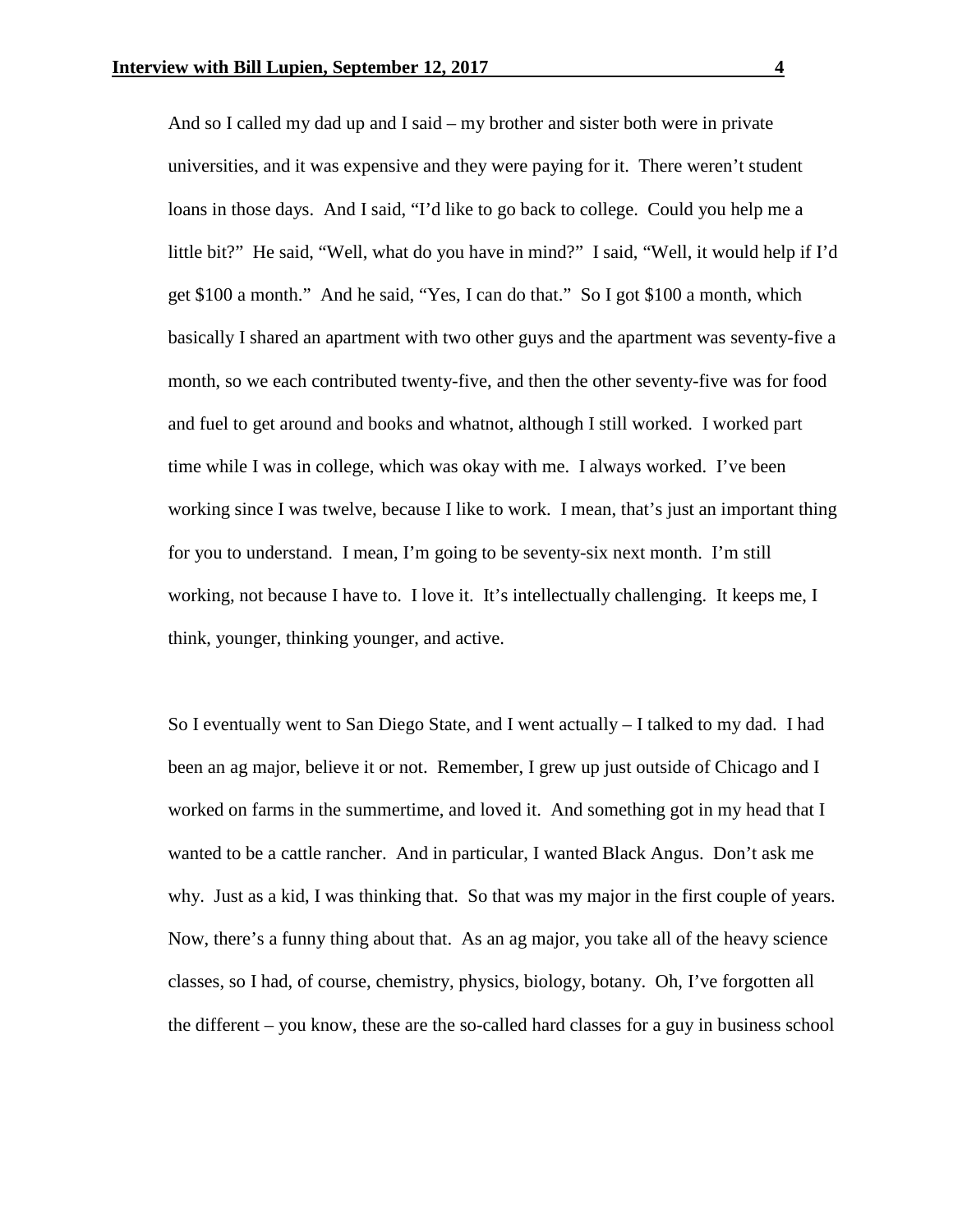And so I called my dad up and I said – my brother and sister both were in private universities, and it was expensive and they were paying for it. There weren't student loans in those days. And I said, "I'd like to go back to college. Could you help me a little bit?" He said, "Well, what do you have in mind?" I said, "Well, it would help if I'd get $100 a month." And he said, "Yes, I can do that." So I got $100 a month, which basically I shared an apartment with two other guys and the apartment was seventy-five a month, so we each contributed twenty-five, and then the other seventy-five was for food and fuel to get around and books and whatnot, although I still worked. I worked part time while I was in college, which was okay with me. I always worked. I've been working since I was twelve, because I like to work. I mean, that's just an important thing for you to understand. I mean, I'm going to be seventy-six next month. I'm still working, not because I have to. I love it. It's intellectually challenging. It keeps me, I think, younger, thinking younger, and active.

So I eventually went to San Diego State, and I went actually – I talked to my dad. I had been an ag major, believe it or not. Remember, I grew up just outside of Chicago and I worked on farms in the summertime, and loved it. And something got in my head that I wanted to be a cattle rancher. And in particular, I wanted Black Angus. Don't ask me why. Just as a kid, I was thinking that. So that was my major in the first couple of years. Now, there's a funny thing about that. As an ag major, you take all of the heavy science classes, so I had, of course, chemistry, physics, biology, botany. Oh, I've forgotten all the different – you know, these are the so-called hard classes for a guy in business school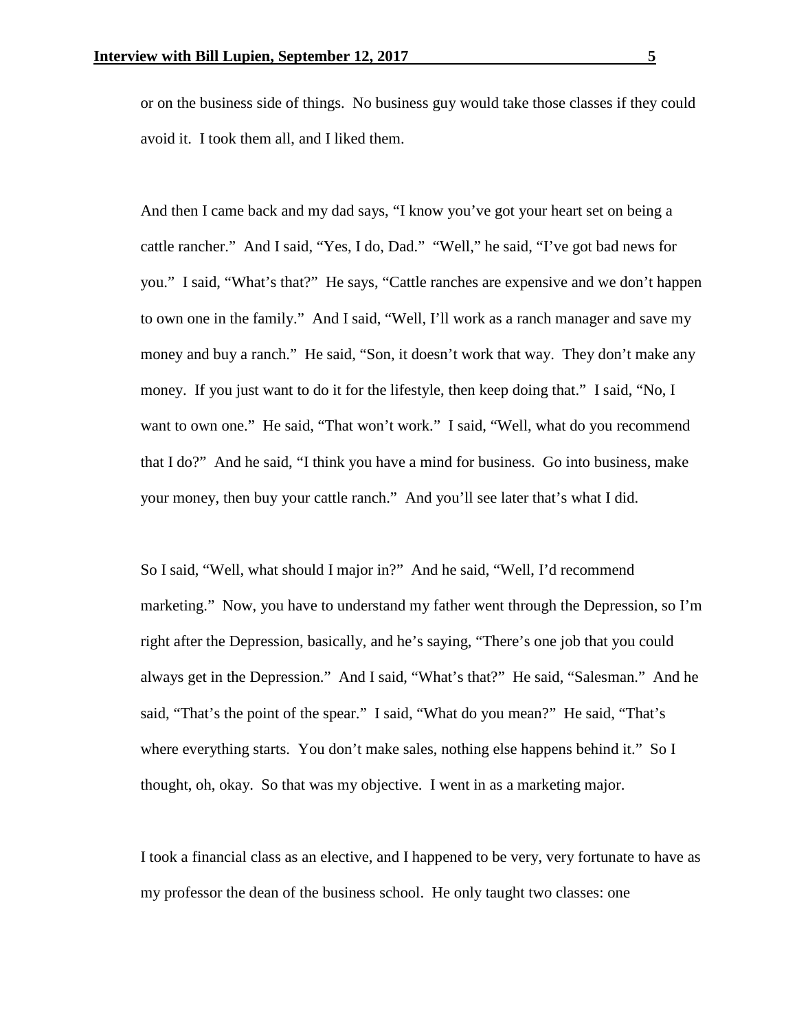or on the business side of things. No business guy would take those classes if they could avoid it. I took them all, and I liked them.

And then I came back and my dad says, "I know you've got your heart set on being a cattle rancher." And I said, "Yes, I do, Dad." "Well," he said, "I've got bad news for you." I said, "What's that?" He says, "Cattle ranches are expensive and we don't happen to own one in the family." And I said, "Well, I'll work as a ranch manager and save my money and buy a ranch." He said, "Son, it doesn't work that way. They don't make any money. If you just want to do it for the lifestyle, then keep doing that." I said, "No, I want to own one." He said, "That won't work." I said, "Well, what do you recommend that I do?" And he said, "I think you have a mind for business. Go into business, make your money, then buy your cattle ranch." And you'll see later that's what I did.

So I said, "Well, what should I major in?" And he said, "Well, I'd recommend marketing." Now, you have to understand my father went through the Depression, so I'm right after the Depression, basically, and he's saying, "There's one job that you could always get in the Depression." And I said, "What's that?" He said, "Salesman." And he said, "That's the point of the spear." I said, "What do you mean?" He said, "That's where everything starts. You don't make sales, nothing else happens behind it." So I thought, oh, okay. So that was my objective. I went in as a marketing major.

I took a financial class as an elective, and I happened to be very, very fortunate to have as my professor the dean of the business school. He only taught two classes: one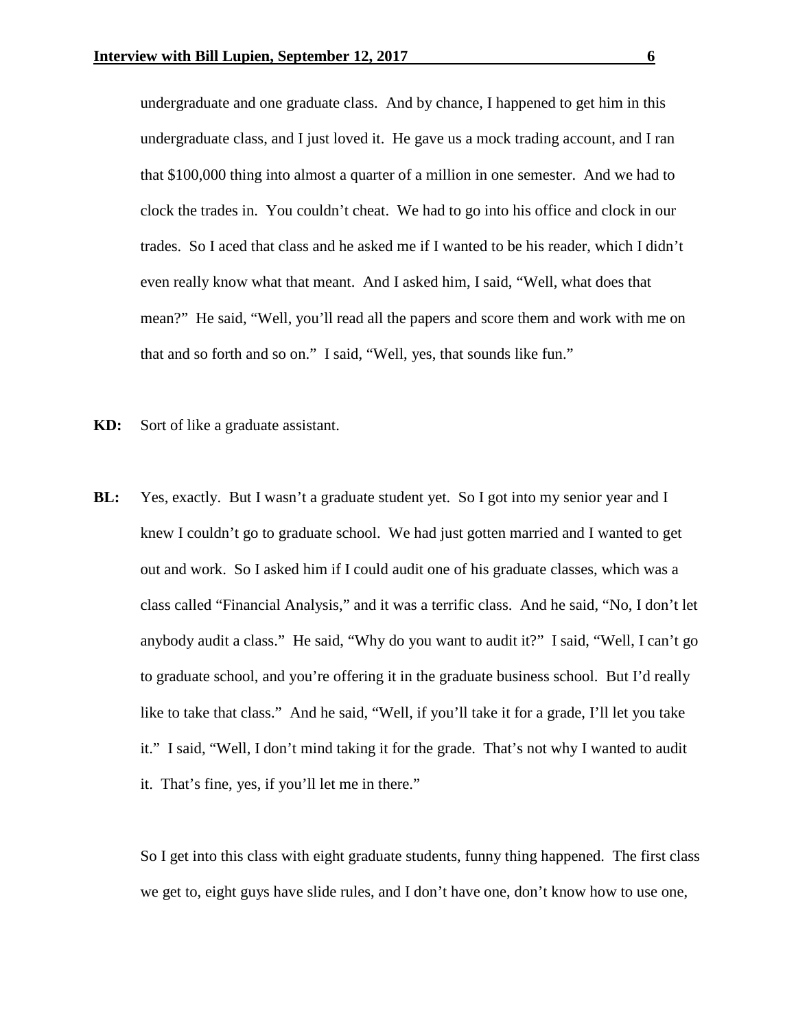undergraduate and one graduate class. And by chance, I happened to get him in this undergraduate class, and I just loved it. He gave us a mock trading account, and I ran that $100,000 thing into almost a quarter of a million in one semester. And we had to clock the trades in. You couldn't cheat. We had to go into his office and clock in our trades. So I aced that class and he asked me if I wanted to be his reader, which I didn't even really know what that meant. And I asked him, I said, "Well, what does that mean?" He said, "Well, you'll read all the papers and score them and work with me on that and so forth and so on." I said, "Well, yes, that sounds like fun."

**KD:** Sort of like a graduate assistant.

**BL:** Yes, exactly. But I wasn't a graduate student yet. So I got into my senior year and I knew I couldn't go to graduate school. We had just gotten married and I wanted to get out and work. So I asked him if I could audit one of his graduate classes, which was a class called "Financial Analysis," and it was a terrific class. And he said, "No, I don't let anybody audit a class." He said, "Why do you want to audit it?" I said, "Well, I can't go to graduate school, and you're offering it in the graduate business school. But I'd really like to take that class." And he said, "Well, if you'll take it for a grade, I'll let you take it." I said, "Well, I don't mind taking it for the grade. That's not why I wanted to audit it. That's fine, yes, if you'll let me in there."

So I get into this class with eight graduate students, funny thing happened. The first class we get to, eight guys have slide rules, and I don't have one, don't know how to use one,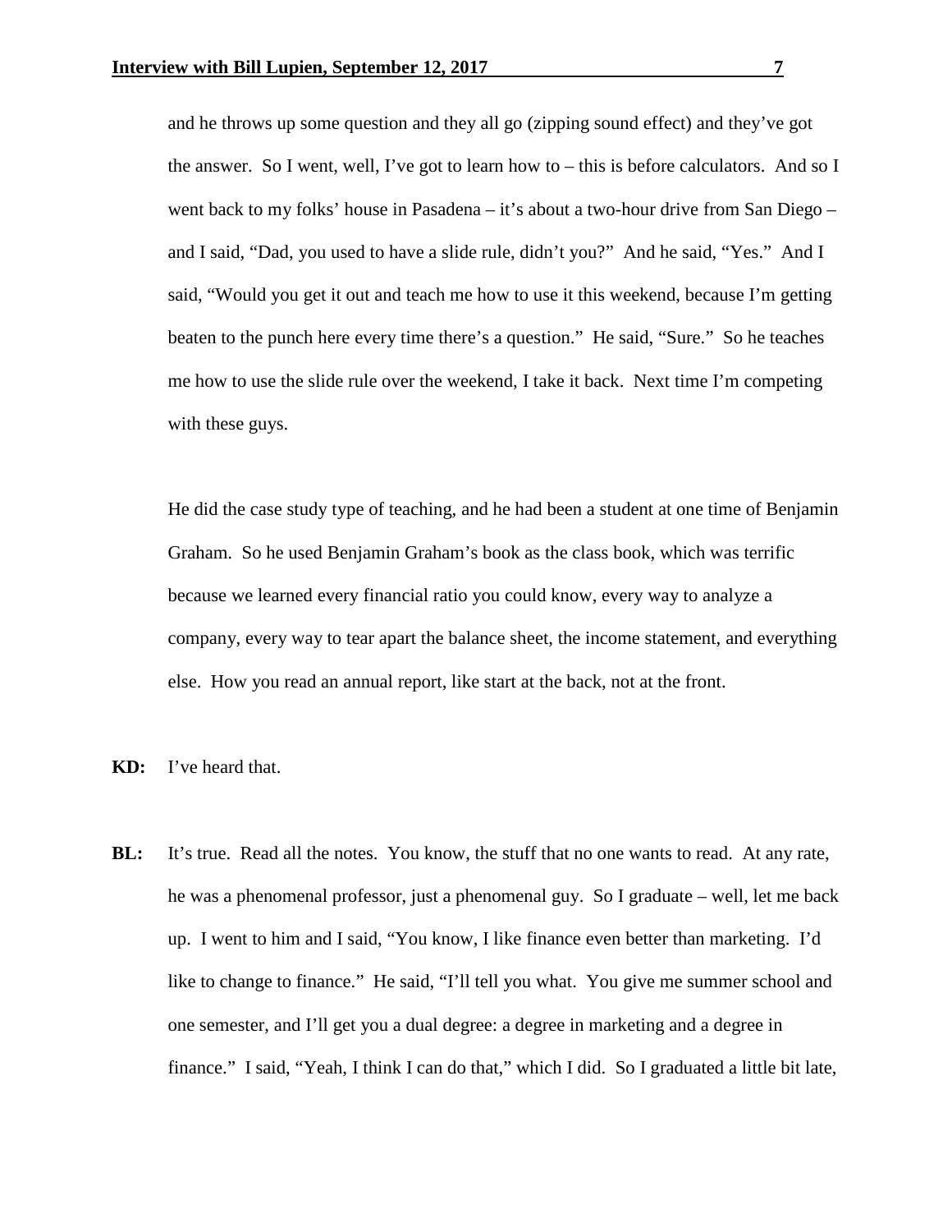and he throws up some question and they all go (zipping sound effect) and they've got the answer. So I went, well, I've got to learn how to – this is before calculators. And so I went back to my folks' house in Pasadena – it's about a two-hour drive from San Diego – and I said, "Dad, you used to have a slide rule, didn't you?" And he said, "Yes." And I said, "Would you get it out and teach me how to use it this weekend, because I'm getting beaten to the punch here every time there's a question." He said, "Sure." So he teaches me how to use the slide rule over the weekend, I take it back. Next time I'm competing with these guys.

He did the case study type of teaching, and he had been a student at one time of Benjamin Graham. So he used Benjamin Graham's book as the class book, which was terrific because we learned every financial ratio you could know, every way to analyze a company, every way to tear apart the balance sheet, the income statement, and everything else. How you read an annual report, like start at the back, not at the front.

**KD:** I've heard that.

**BL:** It's true. Read all the notes. You know, the stuff that no one wants to read. At any rate, he was a phenomenal professor, just a phenomenal guy. So I graduate – well, let me back up. I went to him and I said, "You know, I like finance even better than marketing. I'd like to change to finance." He said, "I'll tell you what. You give me summer school and one semester, and I'll get you a dual degree: a degree in marketing and a degree in finance." I said, "Yeah, I think I can do that," which I did. So I graduated a little bit late,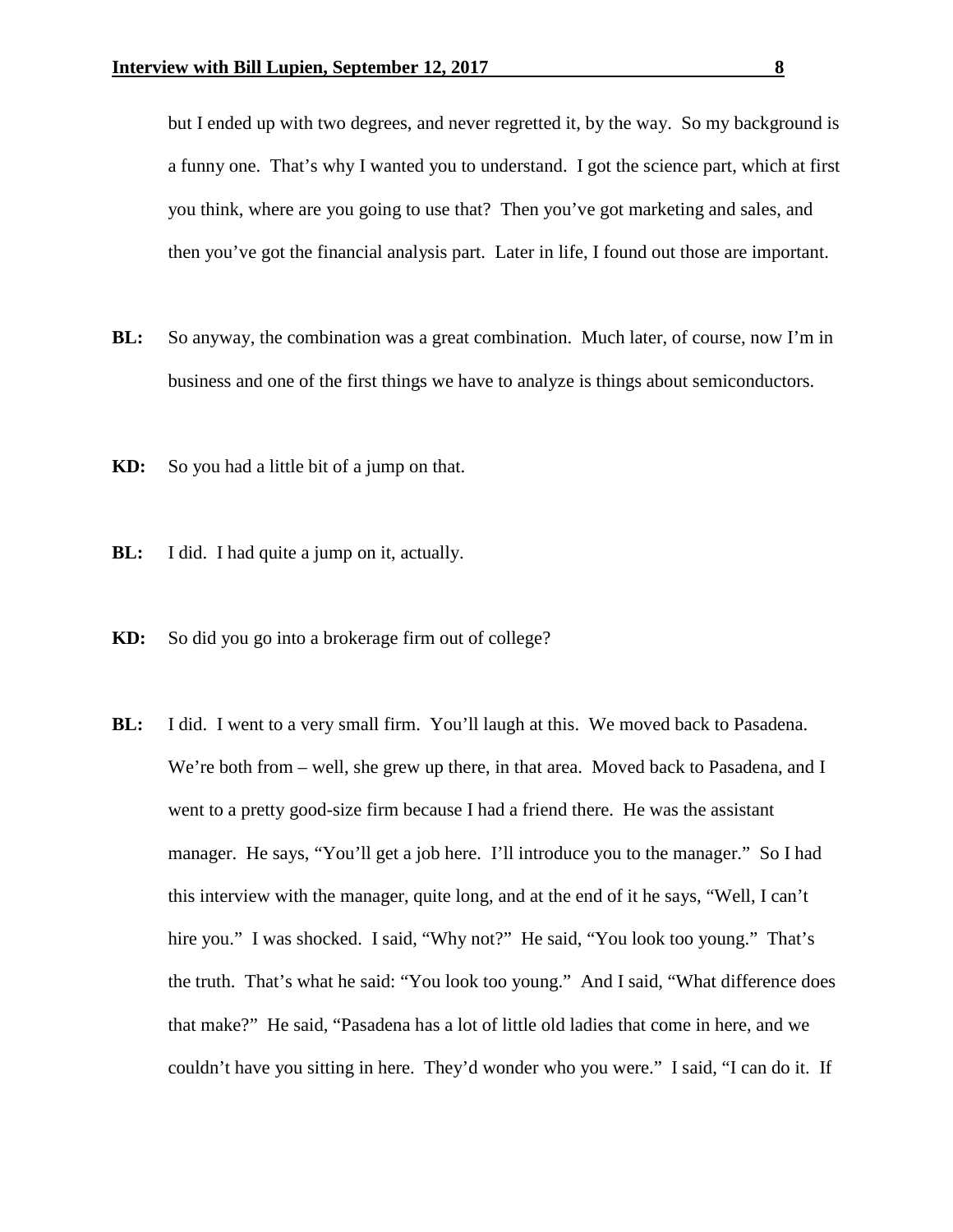but I ended up with two degrees, and never regretted it, by the way. So my background is a funny one. That's why I wanted you to understand. I got the science part, which at first you think, where are you going to use that? Then you've got marketing and sales, and then you've got the financial analysis part. Later in life, I found out those are important.

**BL:** So anyway, the combination was a great combination. Much later, of course, now I'm in business and one of the first things we have to analyze is things about semiconductors.

**KD:** So you had a little bit of a jump on that.

**BL:** I did. I had quite a jump on it, actually.

**KD:** So did you go into a brokerage firm out of college?

**BL:** I did. I went to a very small firm. You'll laugh at this. We moved back to Pasadena. We're both from – well, she grew up there, in that area. Moved back to Pasadena, and I went to a pretty good-size firm because I had a friend there. He was the assistant manager. He says, "You'll get a job here. I'll introduce you to the manager." So I had this interview with the manager, quite long, and at the end of it he says, "Well, I can't hire you." I was shocked. I said, "Why not?" He said, "You look too young." That's the truth. That's what he said: "You look too young." And I said, "What difference does that make?" He said, "Pasadena has a lot of little old ladies that come in here, and we couldn't have you sitting in here. They'd wonder who you were." I said, "I can do it. If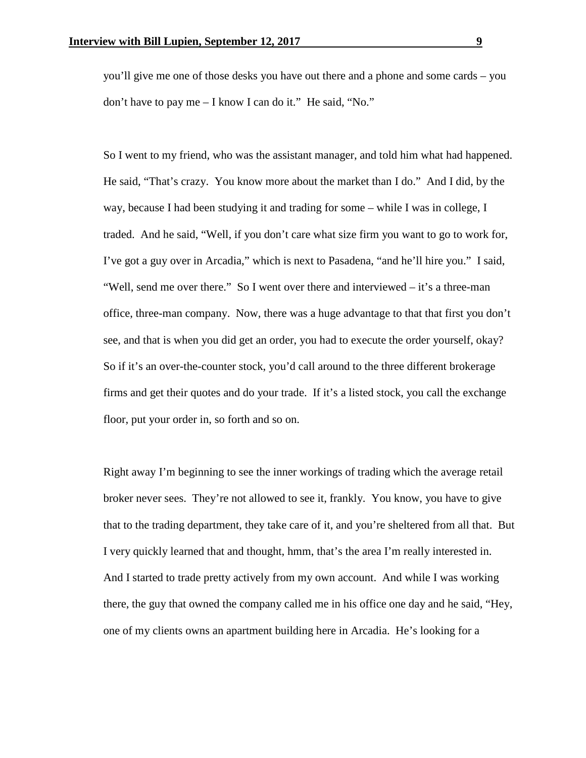you'll give me one of those desks you have out there and a phone and some cards – you don't have to pay me – I know I can do it." He said, "No."

So I went to my friend, who was the assistant manager, and told him what had happened. He said, "That's crazy. You know more about the market than I do." And I did, by the way, because I had been studying it and trading for some – while I was in college, I traded. And he said, "Well, if you don't care what size firm you want to go to work for, I've got a guy over in Arcadia," which is next to Pasadena, "and he'll hire you." I said, "Well, send me over there." So I went over there and interviewed – it's a three-man office, three-man company. Now, there was a huge advantage to that that first you don't see, and that is when you did get an order, you had to execute the order yourself, okay? So if it's an over-the-counter stock, you'd call around to the three different brokerage firms and get their quotes and do your trade. If it's a listed stock, you call the exchange floor, put your order in, so forth and so on.

Right away I'm beginning to see the inner workings of trading which the average retail broker never sees. They're not allowed to see it, frankly. You know, you have to give that to the trading department, they take care of it, and you're sheltered from all that. But I very quickly learned that and thought, hmm, that's the area I'm really interested in. And I started to trade pretty actively from my own account. And while I was working there, the guy that owned the company called me in his office one day and he said, "Hey, one of my clients owns an apartment building here in Arcadia. He's looking for a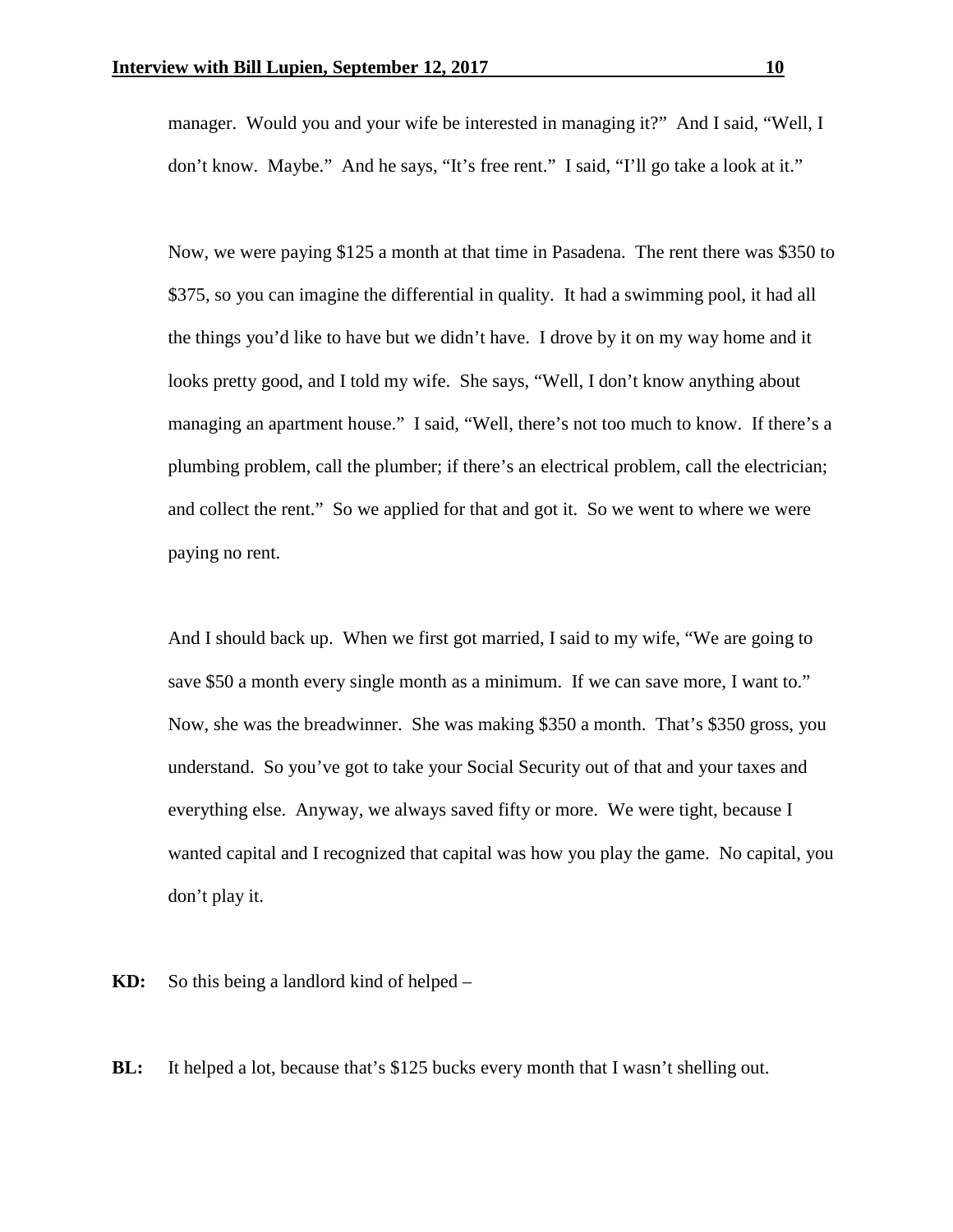manager. Would you and your wife be interested in managing it?" And I said, "Well, I don't know. Maybe." And he says, "It's free rent." I said, "I'll go take a look at it."

Now, we were paying $125 a month at that time in Pasadena. The rent there was $350 to $375, so you can imagine the differential in quality. It had a swimming pool, it had all the things you'd like to have but we didn't have. I drove by it on my way home and it looks pretty good, and I told my wife. She says, "Well, I don't know anything about managing an apartment house." I said, "Well, there's not too much to know. If there's a plumbing problem, call the plumber; if there's an electrical problem, call the electrician; and collect the rent." So we applied for that and got it. So we went to where we were paying no rent.

And I should back up. When we first got married, I said to my wife, "We are going to save $50 a month every single month as a minimum. If we can save more, I want to." Now, she was the breadwinner. She was making $350 a month. That's $350 gross, you understand. So you've got to take your Social Security out of that and your taxes and everything else. Anyway, we always saved fifty or more. We were tight, because I wanted capital and I recognized that capital was how you play the game. No capital, you don't play it.

**KD:** So this being a landlord kind of helped –

**BL:** It helped a lot, because that's $125 bucks every month that I wasn't shelling out.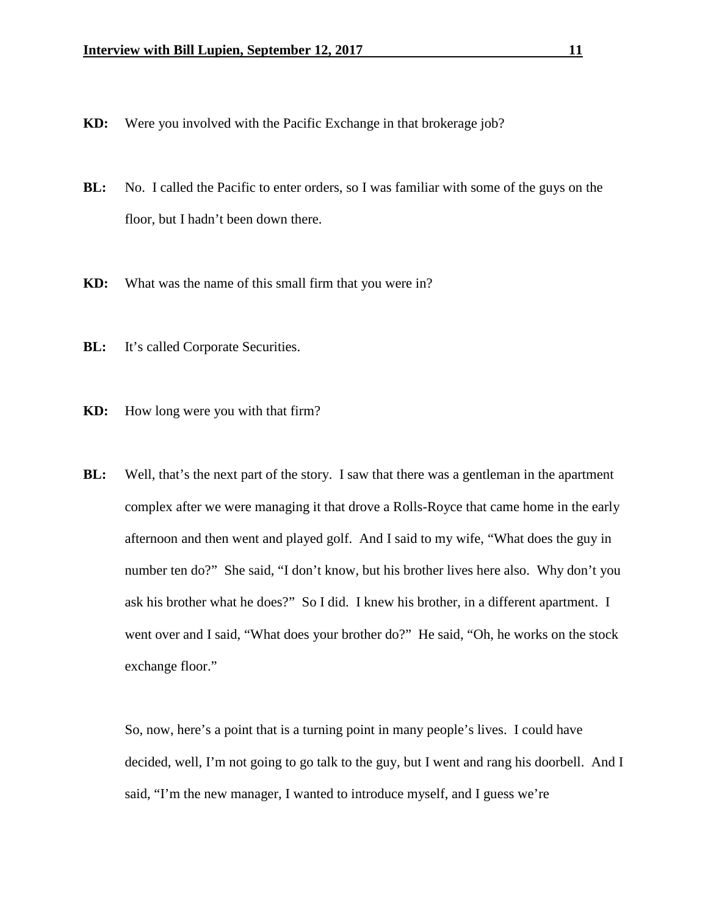**KD:** Were you involved with the Pacific Exchange in that brokerage job?

**BL:** No. I called the Pacific to enter orders, so I was familiar with some of the guys on the floor, but I hadn't been down there.

**KD:** What was the name of this small firm that you were in?

**BL:** It's called Corporate Securities.

**KD:** How long were you with that firm?

**BL:** Well, that's the next part of the story. I saw that there was a gentleman in the apartment complex after we were managing it that drove a Rolls-Royce that came home in the early afternoon and then went and played golf. And I said to my wife, "What does the guy in number ten do?" She said, "I don't know, but his brother lives here also. Why don't you ask his brother what he does?" So I did. I knew his brother, in a different apartment. I went over and I said, "What does your brother do?" He said, "Oh, he works on the stock exchange floor."

So, now, here's a point that is a turning point in many people's lives. I could have decided, well, I'm not going to go talk to the guy, but I went and rang his doorbell. And I said, "I'm the new manager, I wanted to introduce myself, and I guess we're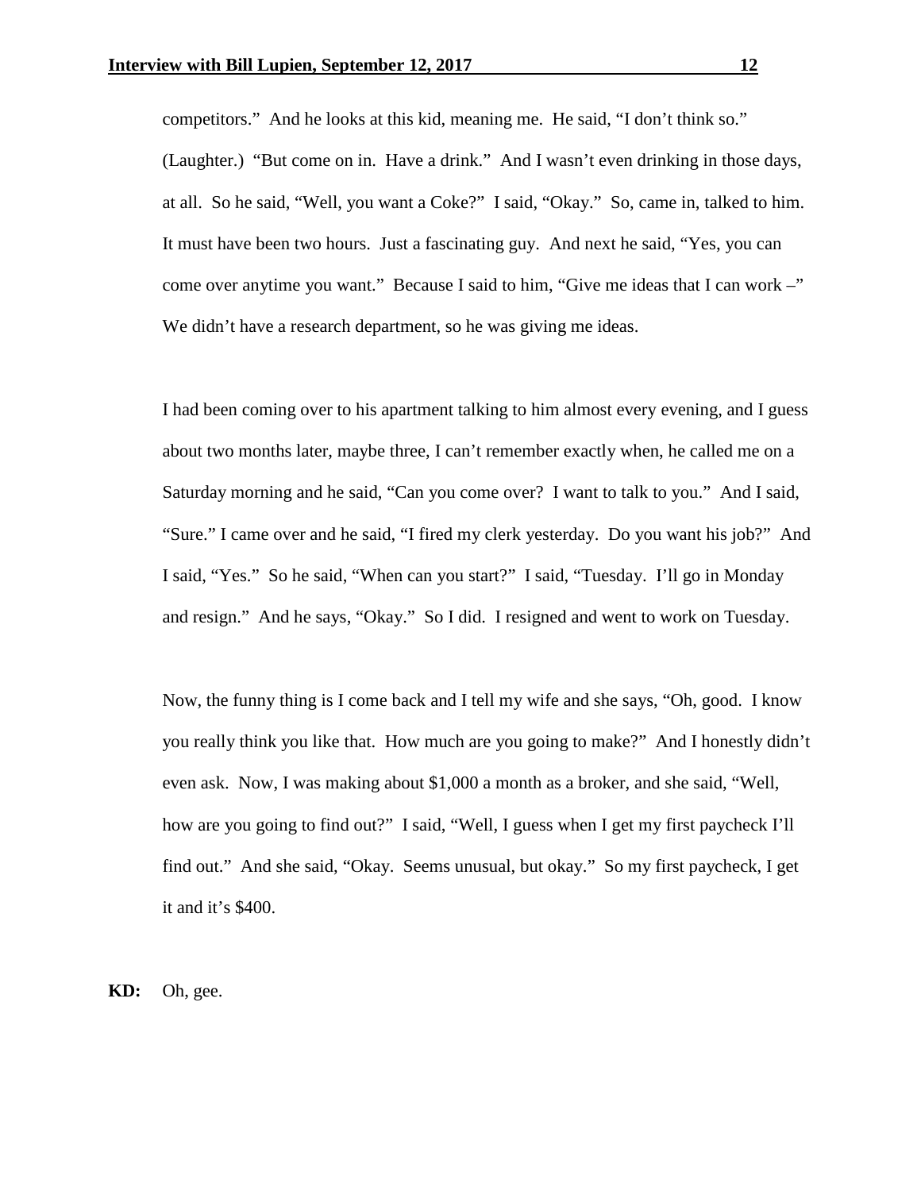competitors." And he looks at this kid, meaning me. He said, "I don't think so." (Laughter.) "But come on in. Have a drink." And I wasn't even drinking in those days, at all. So he said, "Well, you want a Coke?" I said, "Okay." So, came in, talked to him. It must have been two hours. Just a fascinating guy. And next he said, "Yes, you can come over anytime you want." Because I said to him, "Give me ideas that I can work –" We didn't have a research department, so he was giving me ideas.

I had been coming over to his apartment talking to him almost every evening, and I guess about two months later, maybe three, I can't remember exactly when, he called me on a Saturday morning and he said, "Can you come over? I want to talk to you." And I said, "Sure." I came over and he said, "I fired my clerk yesterday. Do you want his job?" And I said, "Yes." So he said, "When can you start?" I said, "Tuesday. I'll go in Monday and resign." And he says, "Okay." So I did. I resigned and went to work on Tuesday.

Now, the funny thing is I come back and I tell my wife and she says, "Oh, good. I know you really think you like that. How much are you going to make?" And I honestly didn't even ask. Now, I was making about $1,000 a month as a broker, and she said, "Well, how are you going to find out?" I said, "Well, I guess when I get my first paycheck I'll find out." And she said, "Okay. Seems unusual, but okay." So my first paycheck, I get it and it's $400.

**KD:** Oh, gee.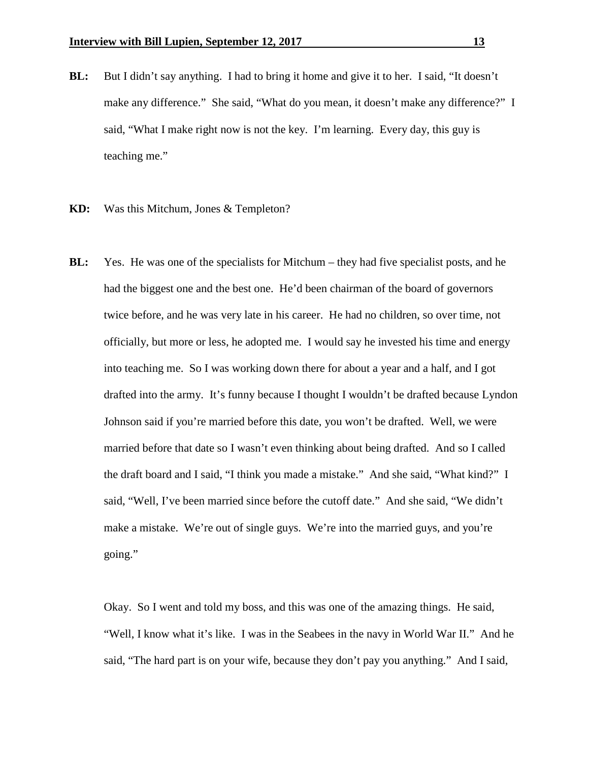**BL:** But I didn't say anything. I had to bring it home and give it to her. I said, "It doesn't make any difference." She said, "What do you mean, it doesn't make any difference?" I said, "What I make right now is not the key. I'm learning. Every day, this guy is teaching me."

**KD:** Was this Mitchum, Jones & Templeton?

**BL:** Yes. He was one of the specialists for Mitchum – they had five specialist posts, and he had the biggest one and the best one. He'd been chairman of the board of governors twice before, and he was very late in his career. He had no children, so over time, not officially, but more or less, he adopted me. I would say he invested his time and energy into teaching me. So I was working down there for about a year and a half, and I got drafted into the army. It's funny because I thought I wouldn't be drafted because Lyndon Johnson said if you're married before this date, you won't be drafted. Well, we were married before that date so I wasn't even thinking about being drafted. And so I called the draft board and I said, "I think you made a mistake." And she said, "What kind?" I said, "Well, I've been married since before the cutoff date." And she said, "We didn't make a mistake. We're out of single guys. We're into the married guys, and you're going."

Okay. So I went and told my boss, and this was one of the amazing things. He said, "Well, I know what it's like. I was in the Seabees in the navy in World War II." And he said, "The hard part is on your wife, because they don't pay you anything." And I said,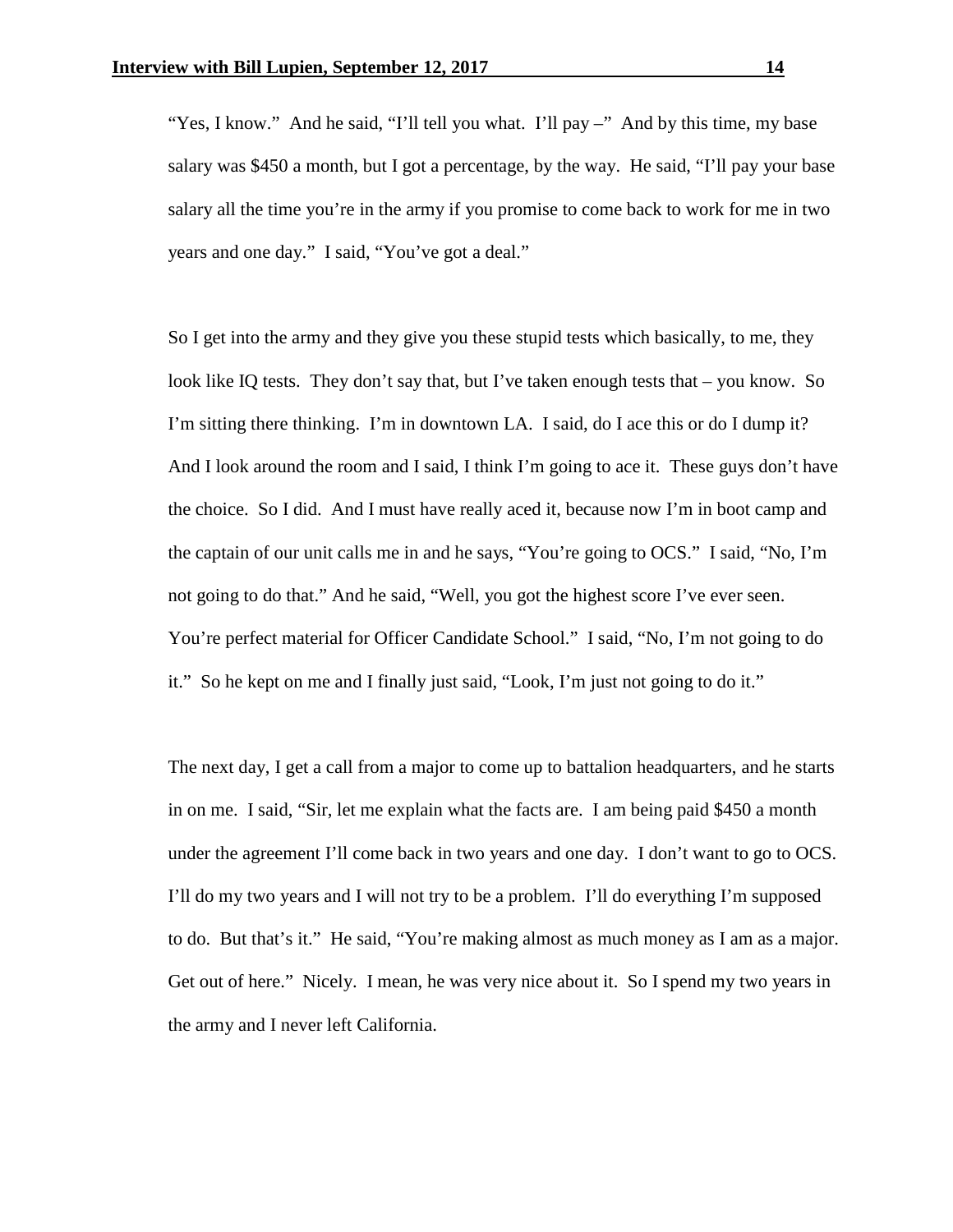"Yes, I know." And he said, "I'll tell you what. I'll pay –" And by this time, my base salary was $450 a month, but I got a percentage, by the way. He said, "I'll pay your base salary all the time you're in the army if you promise to come back to work for me in two years and one day." I said, "You've got a deal."

So I get into the army and they give you these stupid tests which basically, to me, they look like IQ tests. They don't say that, but I've taken enough tests that – you know. So I'm sitting there thinking. I'm in downtown LA. I said, do I ace this or do I dump it? And I look around the room and I said, I think I'm going to ace it. These guys don't have the choice. So I did. And I must have really aced it, because now I'm in boot camp and the captain of our unit calls me in and he says, "You're going to OCS." I said, "No, I'm not going to do that." And he said, "Well, you got the highest score I've ever seen. You're perfect material for Officer Candidate School." I said, "No, I'm not going to do it." So he kept on me and I finally just said, "Look, I'm just not going to do it."

The next day, I get a call from a major to come up to battalion headquarters, and he starts in on me. I said, "Sir, let me explain what the facts are. I am being paid $450 a month under the agreement I'll come back in two years and one day. I don't want to go to OCS. I'll do my two years and I will not try to be a problem. I'll do everything I'm supposed to do. But that's it." He said, "You're making almost as much money as I am as a major. Get out of here." Nicely. I mean, he was very nice about it. So I spend my two years in the army and I never left California.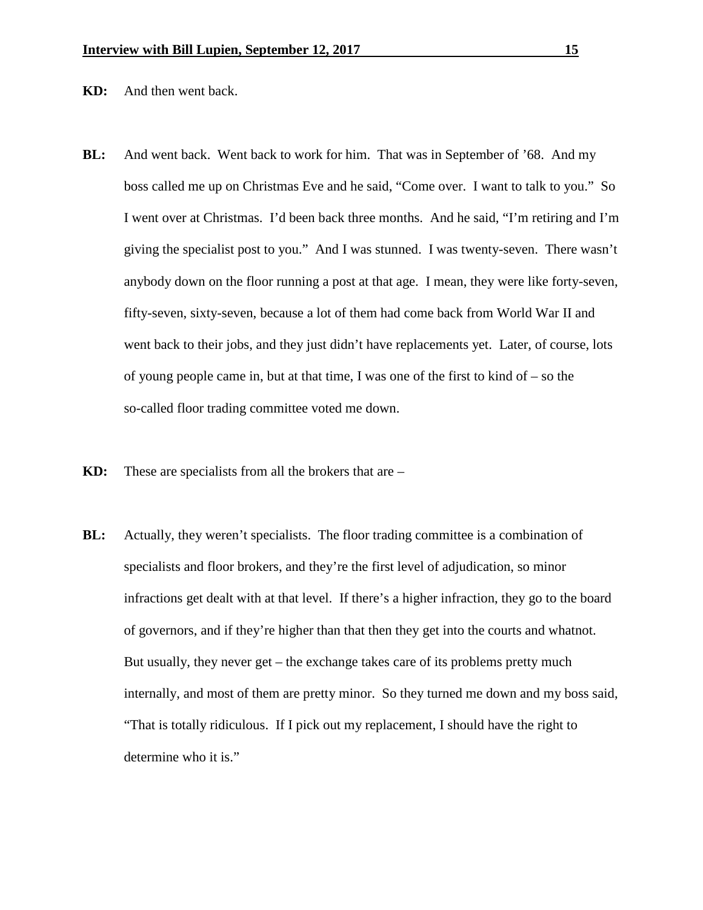**KD:** And then went back.

**BL:** And went back. Went back to work for him. That was in September of '68. And my boss called me up on Christmas Eve and he said, "Come over. I want to talk to you." So I went over at Christmas. I'd been back three months. And he said, "I'm retiring and I'm giving the specialist post to you." And I was stunned. I was twenty-seven. There wasn't anybody down on the floor running a post at that age. I mean, they were like forty-seven, fifty-seven, sixty-seven, because a lot of them had come back from World War II and went back to their jobs, and they just didn't have replacements yet. Later, of course, lots of young people came in, but at that time, I was one of the first to kind of – so the so-called floor trading committee voted me down.

**KD:** These are specialists from all the brokers that are –

**BL:** Actually, they weren't specialists. The floor trading committee is a combination of specialists and floor brokers, and they're the first level of adjudication, so minor infractions get dealt with at that level. If there's a higher infraction, they go to the board of governors, and if they're higher than that then they get into the courts and whatnot. But usually, they never get – the exchange takes care of its problems pretty much internally, and most of them are pretty minor. So they turned me down and my boss said, "That is totally ridiculous. If I pick out my replacement, I should have the right to determine who it is."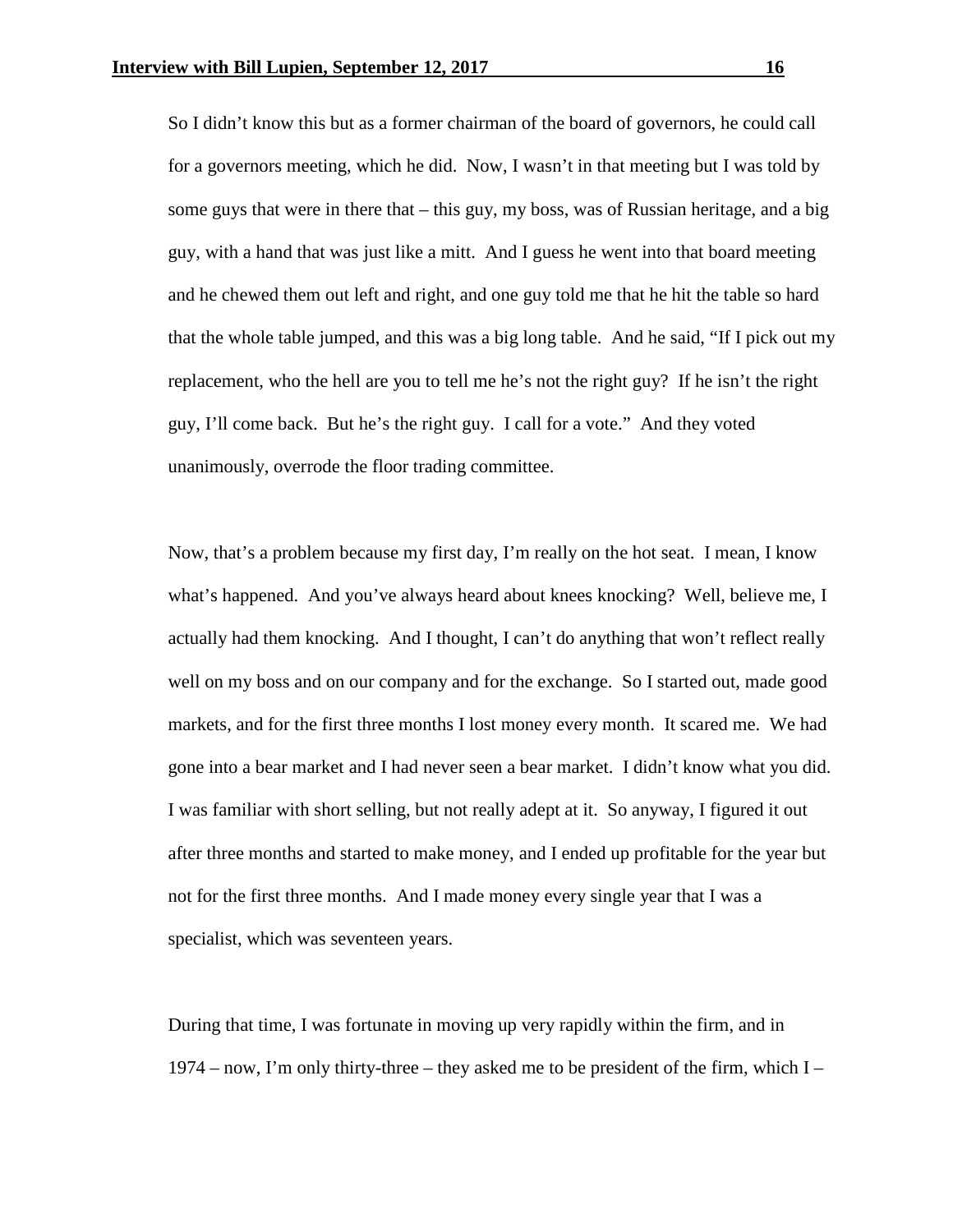So I didn't know this but as a former chairman of the board of governors, he could call for a governors meeting, which he did. Now, I wasn't in that meeting but I was told by some guys that were in there that – this guy, my boss, was of Russian heritage, and a big guy, with a hand that was just like a mitt. And I guess he went into that board meeting and he chewed them out left and right, and one guy told me that he hit the table so hard that the whole table jumped, and this was a big long table. And he said, "If I pick out my replacement, who the hell are you to tell me he's not the right guy? If he isn't the right guy, I'll come back. But he's the right guy. I call for a vote." And they voted unanimously, overrode the floor trading committee.

Now, that's a problem because my first day, I'm really on the hot seat. I mean, I know what's happened. And you've always heard about knees knocking? Well, believe me, I actually had them knocking. And I thought, I can't do anything that won't reflect really well on my boss and on our company and for the exchange. So I started out, made good markets, and for the first three months I lost money every month. It scared me. We had gone into a bear market and I had never seen a bear market. I didn't know what you did. I was familiar with short selling, but not really adept at it. So anyway, I figured it out after three months and started to make money, and I ended up profitable for the year but not for the first three months. And I made money every single year that I was a specialist, which was seventeen years.

During that time, I was fortunate in moving up very rapidly within the firm, and in 1974 – now, I'm only thirty-three – they asked me to be president of the firm, which I –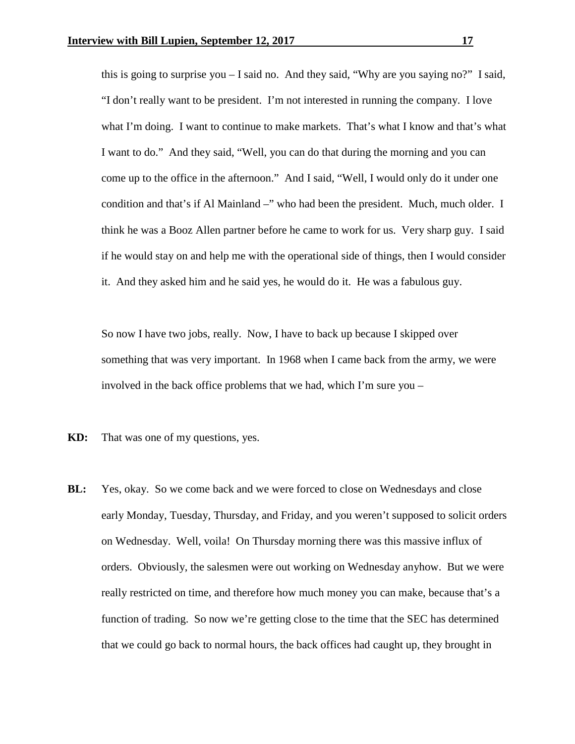this is going to surprise you – I said no. And they said, "Why are you saying no?" I said, "I don't really want to be president. I'm not interested in running the company. I love what I'm doing. I want to continue to make markets. That's what I know and that's what I want to do." And they said, "Well, you can do that during the morning and you can come up to the office in the afternoon." And I said, "Well, I would only do it under one condition and that's if Al Mainland –" who had been the president. Much, much older. I think he was a Booz Allen partner before he came to work for us. Very sharp guy. I said if he would stay on and help me with the operational side of things, then I would consider it. And they asked him and he said yes, he would do it. He was a fabulous guy.

So now I have two jobs, really. Now, I have to back up because I skipped over something that was very important. In 1968 when I came back from the army, we were involved in the back office problems that we had, which I'm sure you –

**KD:** That was one of my questions, yes.

**BL:** Yes, okay. So we come back and we were forced to close on Wednesdays and close early Monday, Tuesday, Thursday, and Friday, and you weren't supposed to solicit orders on Wednesday. Well, voila! On Thursday morning there was this massive influx of orders. Obviously, the salesmen were out working on Wednesday anyhow. But we were really restricted on time, and therefore how much money you can make, because that's a function of trading. So now we're getting close to the time that the SEC has determined that we could go back to normal hours, the back offices had caught up, they brought in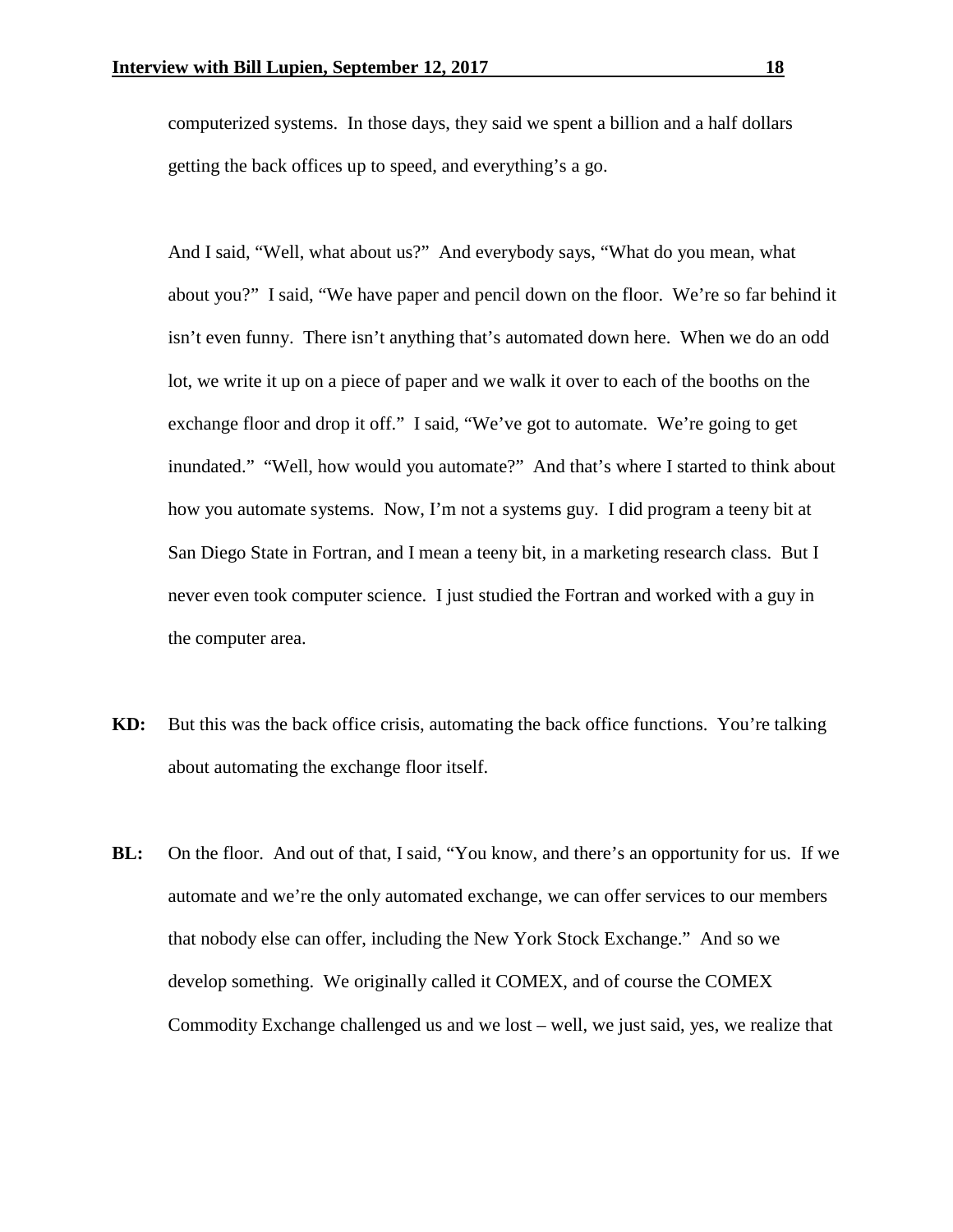computerized systems. In those days, they said we spent a billion and a half dollars getting the back offices up to speed, and everything's a go.

And I said, "Well, what about us?" And everybody says, "What do you mean, what about you?" I said, "We have paper and pencil down on the floor. We're so far behind it isn't even funny. There isn't anything that's automated down here. When we do an odd lot, we write it up on a piece of paper and we walk it over to each of the booths on the exchange floor and drop it off." I said, "We've got to automate. We're going to get inundated." "Well, how would you automate?" And that's where I started to think about how you automate systems. Now, I'm not a systems guy. I did program a teeny bit at San Diego State in Fortran, and I mean a teeny bit, in a marketing research class. But I never even took computer science. I just studied the Fortran and worked with a guy in the computer area.

**KD:** But this was the back office crisis, automating the back office functions. You're talking about automating the exchange floor itself.

**BL:** On the floor. And out of that, I said, "You know, and there's an opportunity for us. If we automate and we're the only automated exchange, we can offer services to our members that nobody else can offer, including the New York Stock Exchange." And so we develop something. We originally called it COMEX, and of course the COMEX Commodity Exchange challenged us and we lost – well, we just said, yes, we realize that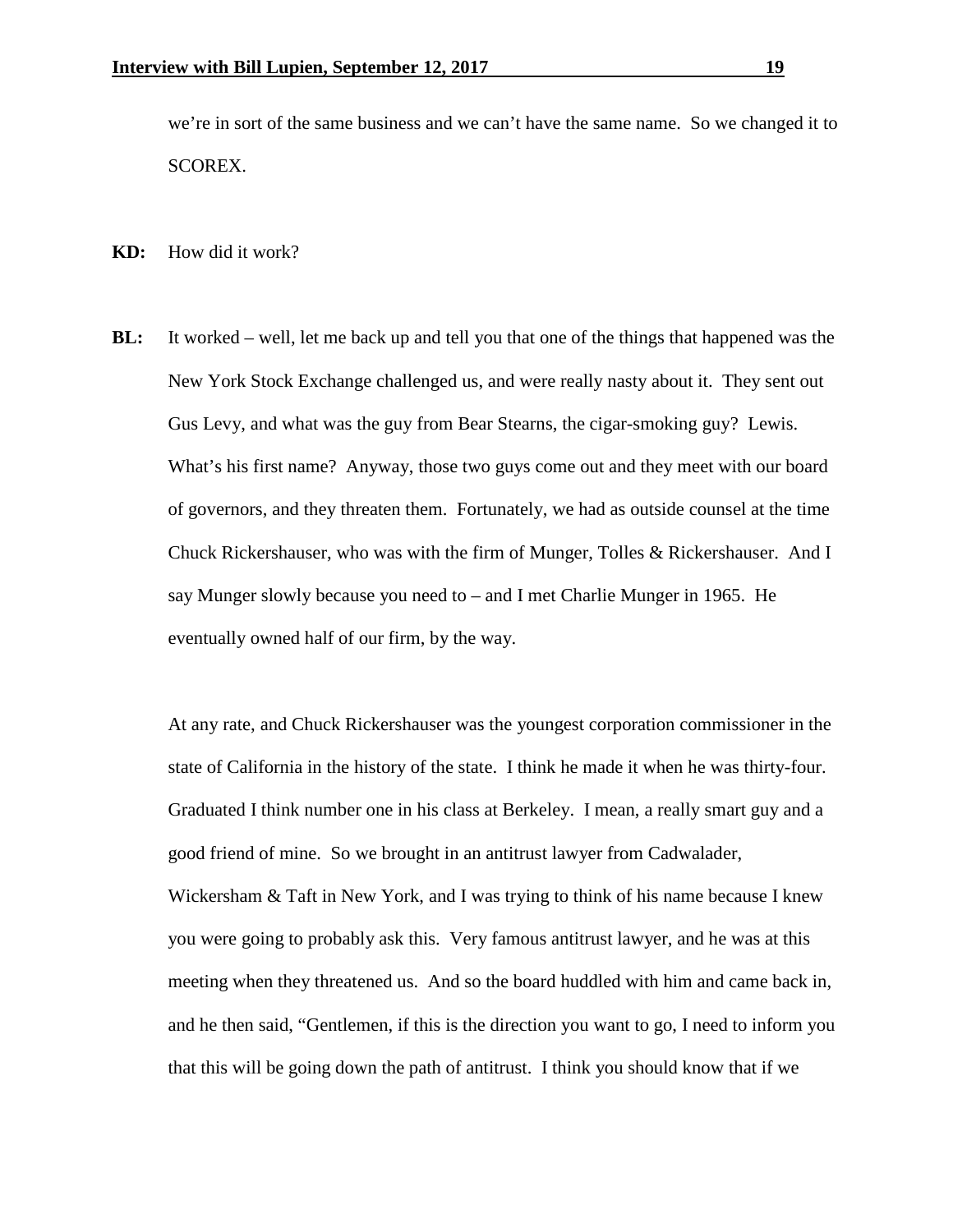we're in sort of the same business and we can't have the same name. So we changed it to SCOREX.

**KD:** How did it work?

**BL:** It worked – well, let me back up and tell you that one of the things that happened was the New York Stock Exchange challenged us, and were really nasty about it. They sent out Gus Levy, and what was the guy from Bear Stearns, the cigar-smoking guy? Lewis. What's his first name? Anyway, those two guys come out and they meet with our board of governors, and they threaten them. Fortunately, we had as outside counsel at the time Chuck Rickershauser, who was with the firm of Munger, Tolles & Rickershauser. And I say Munger slowly because you need to – and I met Charlie Munger in 1965. He eventually owned half of our firm, by the way.

At any rate, and Chuck Rickershauser was the youngest corporation commissioner in the state of California in the history of the state. I think he made it when he was thirty-four. Graduated I think number one in his class at Berkeley. I mean, a really smart guy and a good friend of mine. So we brought in an antitrust lawyer from Cadwalader, Wickersham & Taft in New York, and I was trying to think of his name because I knew you were going to probably ask this. Very famous antitrust lawyer, and he was at this meeting when they threatened us. And so the board huddled with him and came back in, and he then said, "Gentlemen, if this is the direction you want to go, I need to inform you that this will be going down the path of antitrust. I think you should know that if we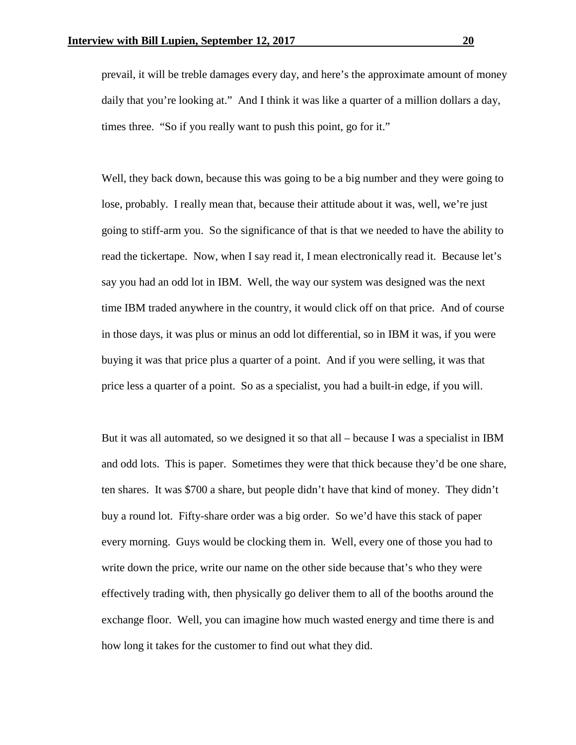prevail, it will be treble damages every day, and here's the approximate amount of money daily that you're looking at." And I think it was like a quarter of a million dollars a day, times three. "So if you really want to push this point, go for it."

Well, they back down, because this was going to be a big number and they were going to lose, probably. I really mean that, because their attitude about it was, well, we're just going to stiff-arm you. So the significance of that is that we needed to have the ability to read the tickertape. Now, when I say read it, I mean electronically read it. Because let's say you had an odd lot in IBM. Well, the way our system was designed was the next time IBM traded anywhere in the country, it would click off on that price. And of course in those days, it was plus or minus an odd lot differential, so in IBM it was, if you were buying it was that price plus a quarter of a point. And if you were selling, it was that price less a quarter of a point. So as a specialist, you had a built-in edge, if you will.

But it was all automated, so we designed it so that all – because I was a specialist in IBM and odd lots. This is paper. Sometimes they were that thick because they'd be one share, ten shares. It was $700 a share, but people didn't have that kind of money. They didn't buy a round lot. Fifty-share order was a big order. So we'd have this stack of paper every morning. Guys would be clocking them in. Well, every one of those you had to write down the price, write our name on the other side because that's who they were effectively trading with, then physically go deliver them to all of the booths around the exchange floor. Well, you can imagine how much wasted energy and time there is and how long it takes for the customer to find out what they did.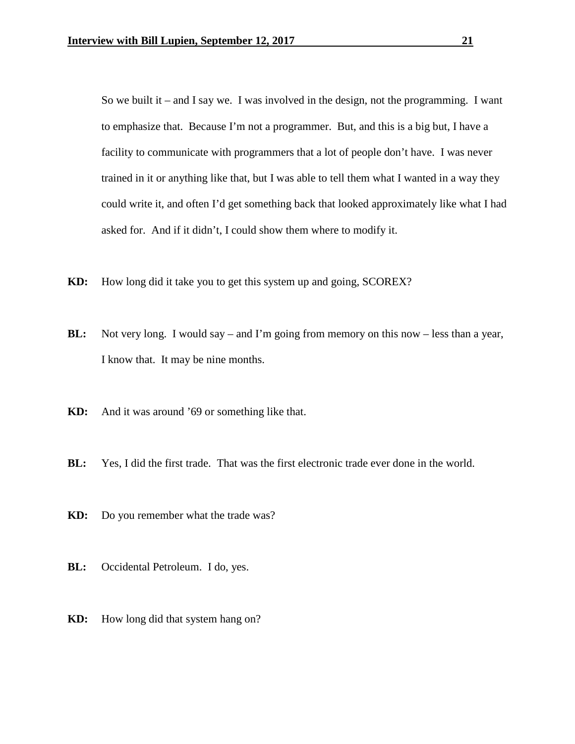So we built it – and I say we. I was involved in the design, not the programming. I want to emphasize that. Because I'm not a programmer. But, and this is a big but, I have a facility to communicate with programmers that a lot of people don't have. I was never trained in it or anything like that, but I was able to tell them what I wanted in a way they could write it, and often I'd get something back that looked approximately like what I had asked for. And if it didn't, I could show them where to modify it.

**KD:** How long did it take you to get this system up and going, SCOREX?

**BL:** Not very long. I would say – and I'm going from memory on this now – less than a year, I know that. It may be nine months.

**KD:** And it was around '69 or something like that.

**BL:** Yes, I did the first trade. That was the first electronic trade ever done in the world.

**KD:** Do you remember what the trade was?

**BL:** Occidental Petroleum. I do, yes.

**KD:** How long did that system hang on?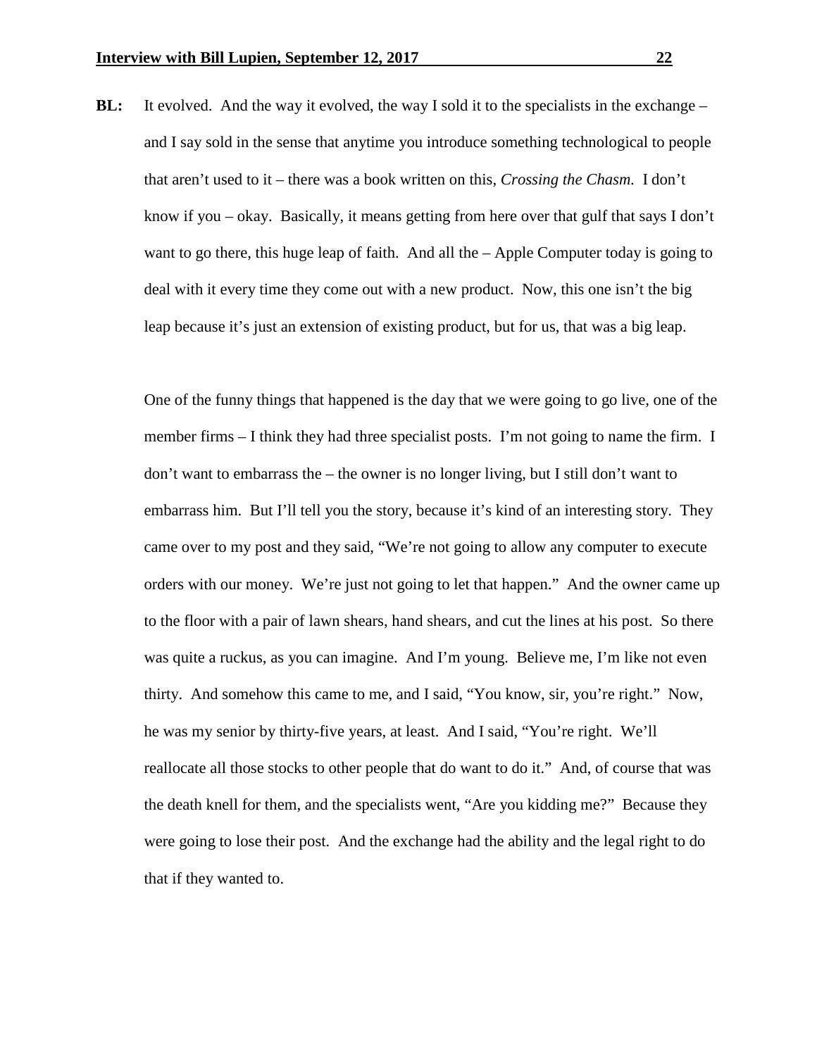**BL:** It evolved. And the way it evolved, the way I sold it to the specialists in the exchange – and I say sold in the sense that anytime you introduce something technological to people that aren't used to it – there was a book written on this, *Crossing the Chasm*. I don't know if you – okay. Basically, it means getting from here over that gulf that says I don't want to go there, this huge leap of faith. And all the – Apple Computer today is going to deal with it every time they come out with a new product. Now, this one isn't the big leap because it's just an extension of existing product, but for us, that was a big leap.

One of the funny things that happened is the day that we were going to go live, one of the member firms – I think they had three specialist posts. I'm not going to name the firm. I don't want to embarrass the – the owner is no longer living, but I still don't want to embarrass him. But I'll tell you the story, because it's kind of an interesting story. They came over to my post and they said, "We're not going to allow any computer to execute orders with our money. We're just not going to let that happen." And the owner came up to the floor with a pair of lawn shears, hand shears, and cut the lines at his post. So there was quite a ruckus, as you can imagine. And I'm young. Believe me, I'm like not even thirty. And somehow this came to me, and I said, "You know, sir, you're right." Now, he was my senior by thirty-five years, at least. And I said, "You're right. We'll reallocate all those stocks to other people that do want to do it." And, of course that was the death knell for them, and the specialists went, "Are you kidding me?" Because they were going to lose their post. And the exchange had the ability and the legal right to do that if they wanted to.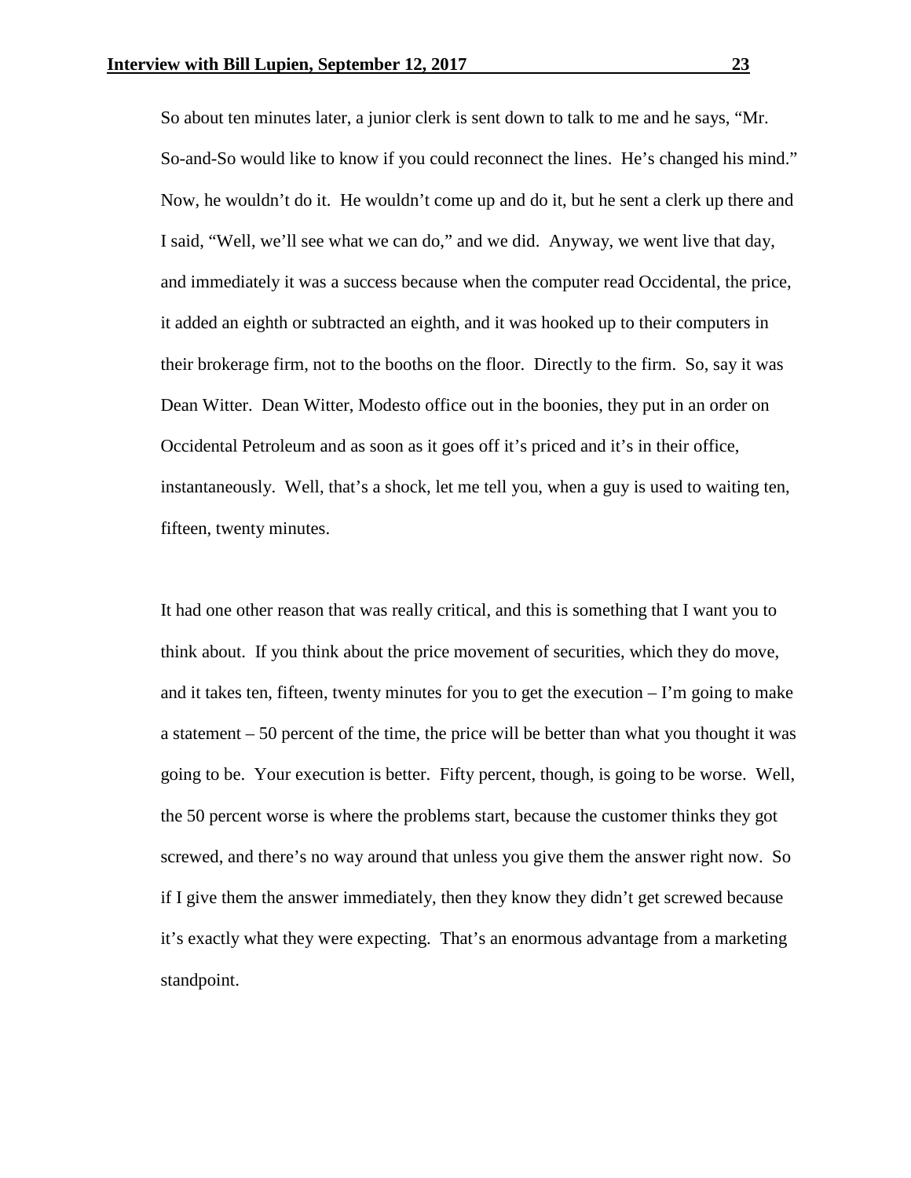So about ten minutes later, a junior clerk is sent down to talk to me and he says, "Mr. So-and-So would like to know if you could reconnect the lines. He's changed his mind." Now, he wouldn't do it. He wouldn't come up and do it, but he sent a clerk up there and I said, "Well, we'll see what we can do," and we did. Anyway, we went live that day, and immediately it was a success because when the computer read Occidental, the price, it added an eighth or subtracted an eighth, and it was hooked up to their computers in their brokerage firm, not to the booths on the floor. Directly to the firm. So, say it was Dean Witter. Dean Witter, Modesto office out in the boonies, they put in an order on Occidental Petroleum and as soon as it goes off it's priced and it's in their office, instantaneously. Well, that's a shock, let me tell you, when a guy is used to waiting ten, fifteen, twenty minutes.

It had one other reason that was really critical, and this is something that I want you to think about. If you think about the price movement of securities, which they do move, and it takes ten, fifteen, twenty minutes for you to get the execution – I'm going to make a statement – 50 percent of the time, the price will be better than what you thought it was going to be. Your execution is better. Fifty percent, though, is going to be worse. Well, the 50 percent worse is where the problems start, because the customer thinks they got screwed, and there's no way around that unless you give them the answer right now. So if I give them the answer immediately, then they know they didn't get screwed because it's exactly what they were expecting. That's an enormous advantage from a marketing standpoint.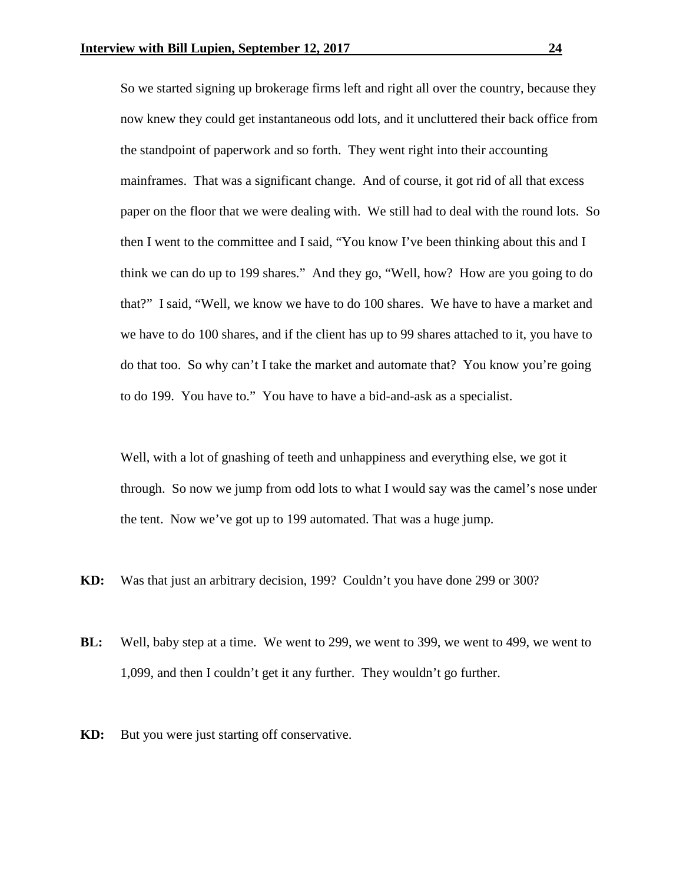So we started signing up brokerage firms left and right all over the country, because they now knew they could get instantaneous odd lots, and it uncluttered their back office from the standpoint of paperwork and so forth. They went right into their accounting mainframes. That was a significant change. And of course, it got rid of all that excess paper on the floor that we were dealing with. We still had to deal with the round lots. So then I went to the committee and I said, "You know I've been thinking about this and I think we can do up to 199 shares." And they go, "Well, how? How are you going to do that?" I said, "Well, we know we have to do 100 shares. We have to have a market and we have to do 100 shares, and if the client has up to 99 shares attached to it, you have to do that too. So why can't I take the market and automate that? You know you're going to do 199. You have to." You have to have a bid-and-ask as a specialist.

Well, with a lot of gnashing of teeth and unhappiness and everything else, we got it through. So now we jump from odd lots to what I would say was the camel's nose under the tent. Now we've got up to 199 automated. That was a huge jump.

**KD:** Was that just an arbitrary decision, 199? Couldn't you have done 299 or 300?

**BL:** Well, baby step at a time. We went to 299, we went to 399, we went to 499, we went to 1,099, and then I couldn't get it any further. They wouldn't go further.

**KD:** But you were just starting off conservative.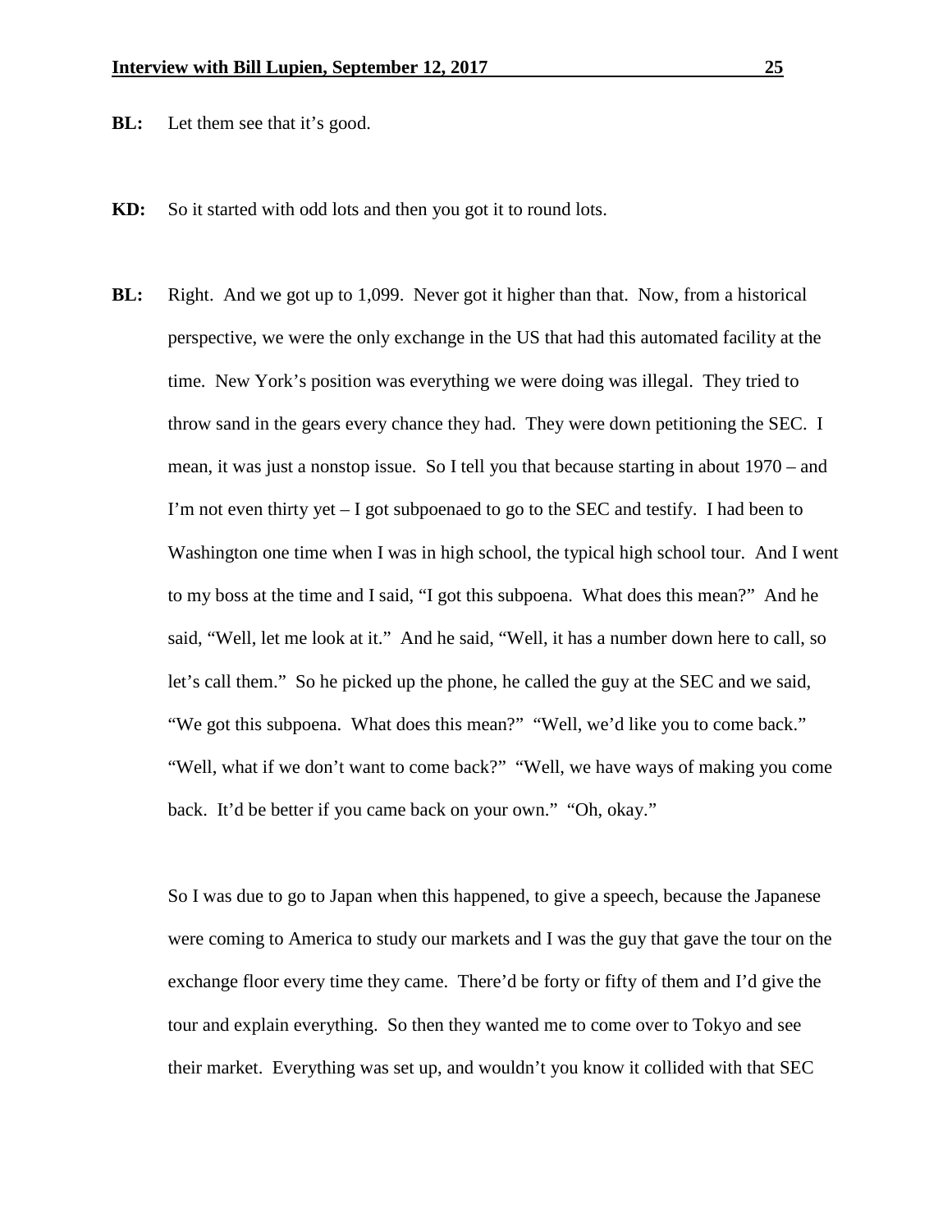**BL:** Let them see that it's good.

**KD:** So it started with odd lots and then you got it to round lots.

**BL:** Right. And we got up to 1,099. Never got it higher than that. Now, from a historical perspective, we were the only exchange in the US that had this automated facility at the time. New York's position was everything we were doing was illegal. They tried to throw sand in the gears every chance they had. They were down petitioning the SEC. I mean, it was just a nonstop issue. So I tell you that because starting in about 1970 – and I'm not even thirty yet – I got subpoenaed to go to the SEC and testify. I had been to Washington one time when I was in high school, the typical high school tour. And I went to my boss at the time and I said, "I got this subpoena. What does this mean?" And he said, "Well, let me look at it." And he said, "Well, it has a number down here to call, so let's call them." So he picked up the phone, he called the guy at the SEC and we said, "We got this subpoena. What does this mean?" "Well, we'd like you to come back." "Well, what if we don't want to come back?" "Well, we have ways of making you come back. It'd be better if you came back on your own." "Oh, okay."

So I was due to go to Japan when this happened, to give a speech, because the Japanese were coming to America to study our markets and I was the guy that gave the tour on the exchange floor every time they came. There'd be forty or fifty of them and I'd give the tour and explain everything. So then they wanted me to come over to Tokyo and see their market. Everything was set up, and wouldn't you know it collided with that SEC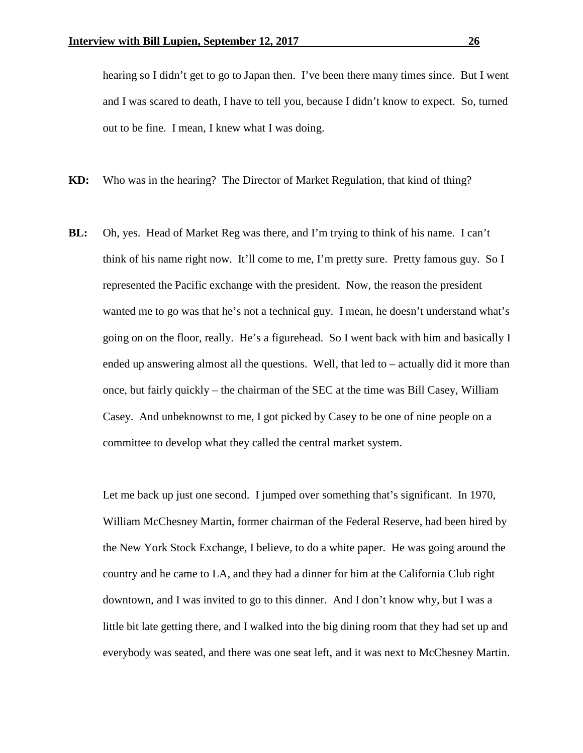hearing so I didn't get to go to Japan then. I've been there many times since. But I went and I was scared to death, I have to tell you, because I didn't know to expect. So, turned out to be fine. I mean, I knew what I was doing.

**KD:** Who was in the hearing? The Director of Market Regulation, that kind of thing?

**BL:** Oh, yes. Head of Market Reg was there, and I'm trying to think of his name. I can't think of his name right now. It'll come to me, I'm pretty sure. Pretty famous guy. So I represented the Pacific exchange with the president. Now, the reason the president wanted me to go was that he's not a technical guy. I mean, he doesn't understand what's going on on the floor, really. He's a figurehead. So I went back with him and basically I ended up answering almost all the questions. Well, that led to – actually did it more than once, but fairly quickly – the chairman of the SEC at the time was Bill Casey, William Casey. And unbeknownst to me, I got picked by Casey to be one of nine people on a committee to develop what they called the central market system.

Let me back up just one second. I jumped over something that's significant. In 1970, William McChesney Martin, former chairman of the Federal Reserve, had been hired by the New York Stock Exchange, I believe, to do a white paper. He was going around the country and he came to LA, and they had a dinner for him at the California Club right downtown, and I was invited to go to this dinner. And I don't know why, but I was a little bit late getting there, and I walked into the big dining room that they had set up and everybody was seated, and there was one seat left, and it was next to McChesney Martin.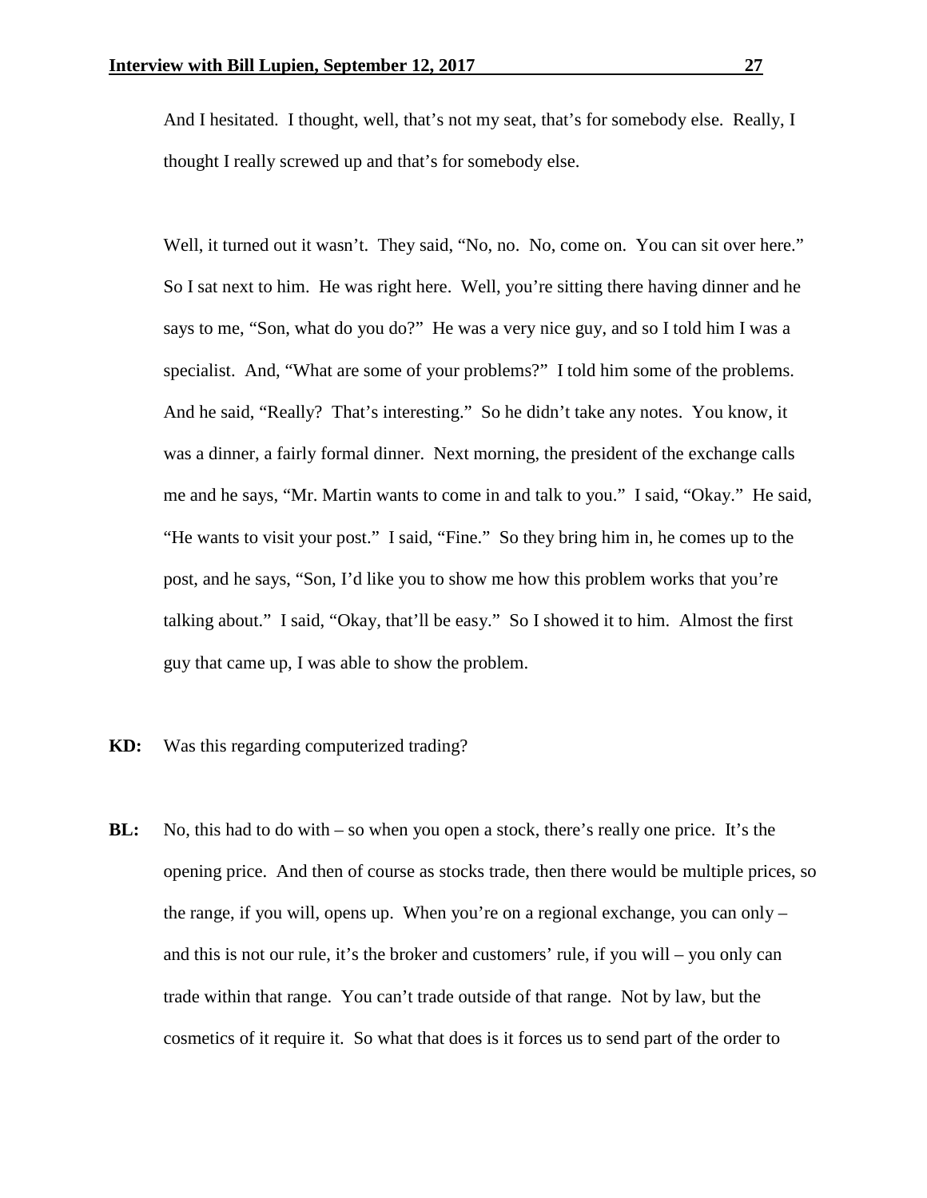And I hesitated. I thought, well, that's not my seat, that's for somebody else. Really, I thought I really screwed up and that's for somebody else.

Well, it turned out it wasn't. They said, "No, no. No, come on. You can sit over here." So I sat next to him. He was right here. Well, you're sitting there having dinner and he says to me, "Son, what do you do?" He was a very nice guy, and so I told him I was a specialist. And, "What are some of your problems?" I told him some of the problems. And he said, "Really? That's interesting." So he didn't take any notes. You know, it was a dinner, a fairly formal dinner. Next morning, the president of the exchange calls me and he says, "Mr. Martin wants to come in and talk to you." I said, "Okay." He said, "He wants to visit your post." I said, "Fine." So they bring him in, he comes up to the post, and he says, "Son, I'd like you to show me how this problem works that you're talking about." I said, "Okay, that'll be easy." So I showed it to him. Almost the first guy that came up, I was able to show the problem.

**KD:** Was this regarding computerized trading?

**BL:** No, this had to do with – so when you open a stock, there's really one price. It's the opening price. And then of course as stocks trade, then there would be multiple prices, so the range, if you will, opens up. When you're on a regional exchange, you can only – and this is not our rule, it's the broker and customers' rule, if you will – you only can trade within that range. You can't trade outside of that range. Not by law, but the cosmetics of it require it. So what that does is it forces us to send part of the order to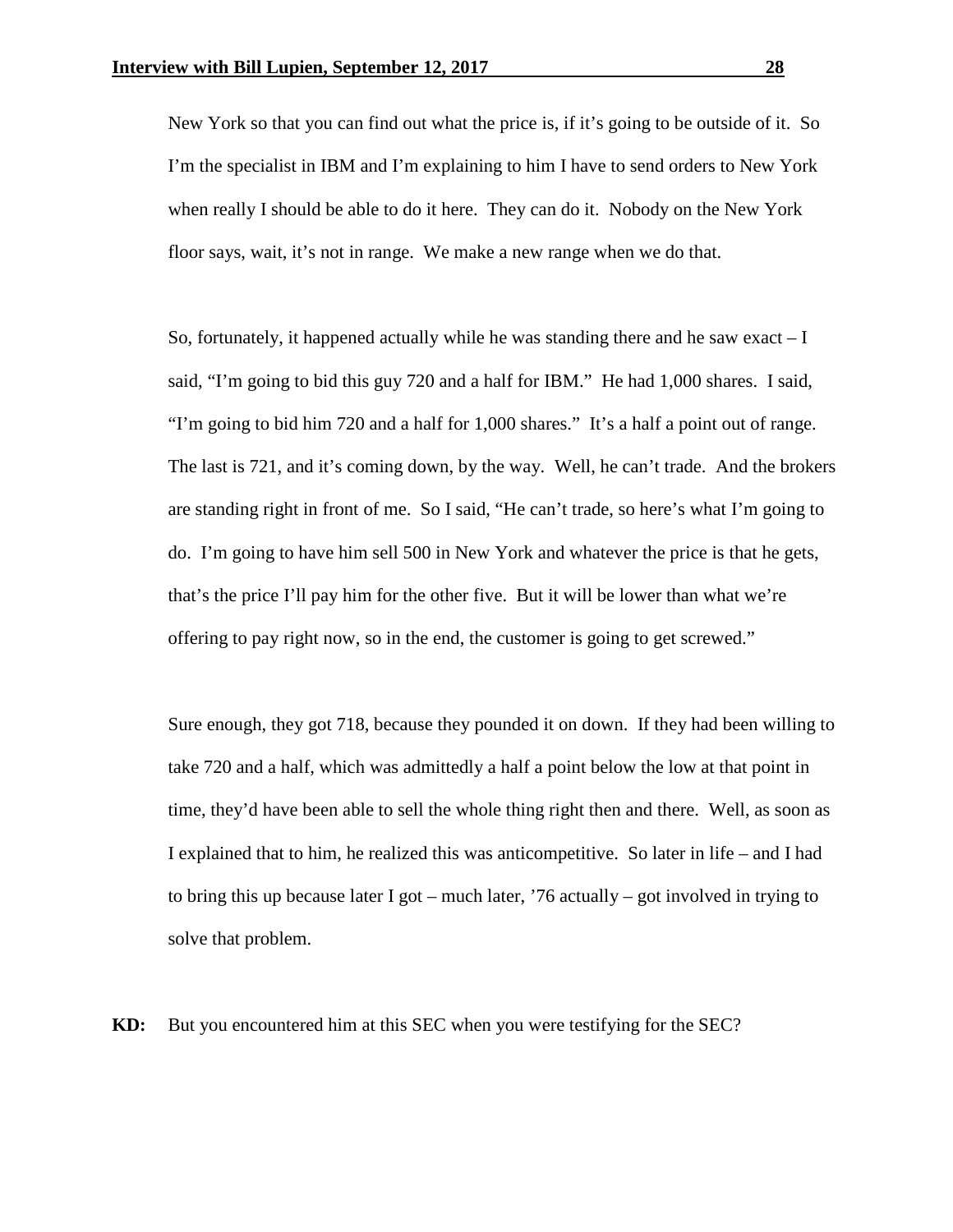New York so that you can find out what the price is, if it's going to be outside of it. So I'm the specialist in IBM and I'm explaining to him I have to send orders to New York when really I should be able to do it here. They can do it. Nobody on the New York floor says, wait, it's not in range. We make a new range when we do that.

So, fortunately, it happened actually while he was standing there and he saw exact – I said, "I'm going to bid this guy 720 and a half for IBM." He had 1,000 shares. I said, "I'm going to bid him 720 and a half for 1,000 shares." It's a half a point out of range. The last is 721, and it's coming down, by the way. Well, he can't trade. And the brokers are standing right in front of me. So I said, "He can't trade, so here's what I'm going to do. I'm going to have him sell 500 in New York and whatever the price is that he gets, that's the price I'll pay him for the other five. But it will be lower than what we're offering to pay right now, so in the end, the customer is going to get screwed."

Sure enough, they got 718, because they pounded it on down. If they had been willing to take 720 and a half, which was admittedly a half a point below the low at that point in time, they'd have been able to sell the whole thing right then and there. Well, as soon as I explained that to him, he realized this was anticompetitive. So later in life – and I had to bring this up because later I got – much later, '76 actually – got involved in trying to solve that problem.

**KD:** But you encountered him at this SEC when you were testifying for the SEC?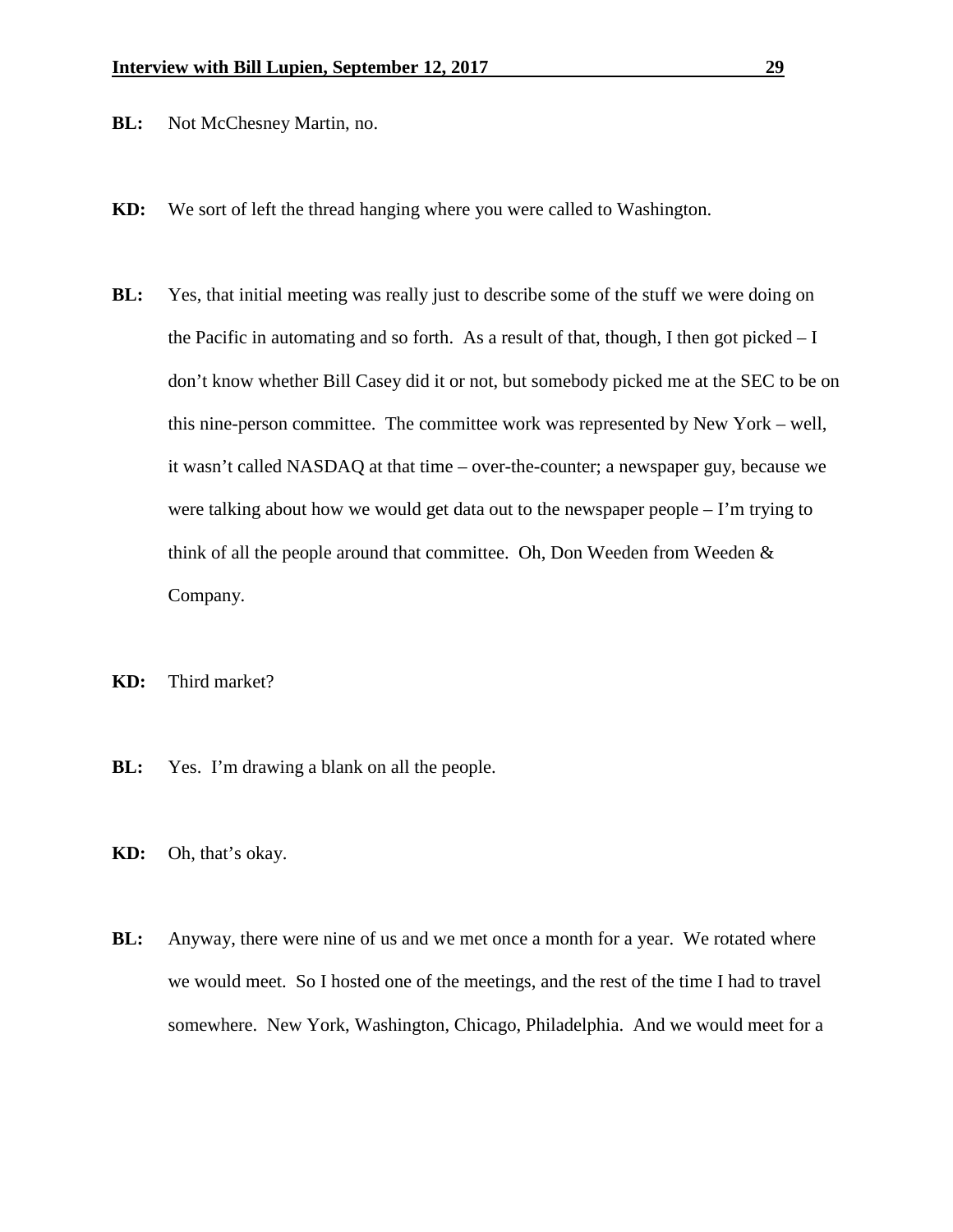**BL:** Not McChesney Martin, no.

**KD:** We sort of left the thread hanging where you were called to Washington.

**BL:** Yes, that initial meeting was really just to describe some of the stuff we were doing on the Pacific in automating and so forth. As a result of that, though, I then got picked – I don't know whether Bill Casey did it or not, but somebody picked me at the SEC to be on this nine-person committee. The committee work was represented by New York – well, it wasn't called NASDAQ at that time – over-the-counter; a newspaper guy, because we were talking about how we would get data out to the newspaper people – I'm trying to think of all the people around that committee. Oh, Don Weeden from Weeden & Company.

**KD:** Third market?

**BL:** Yes. I'm drawing a blank on all the people.

**KD:** Oh, that's okay.

**BL:** Anyway, there were nine of us and we met once a month for a year. We rotated where we would meet. So I hosted one of the meetings, and the rest of the time I had to travel somewhere. New York, Washington, Chicago, Philadelphia. And we would meet for a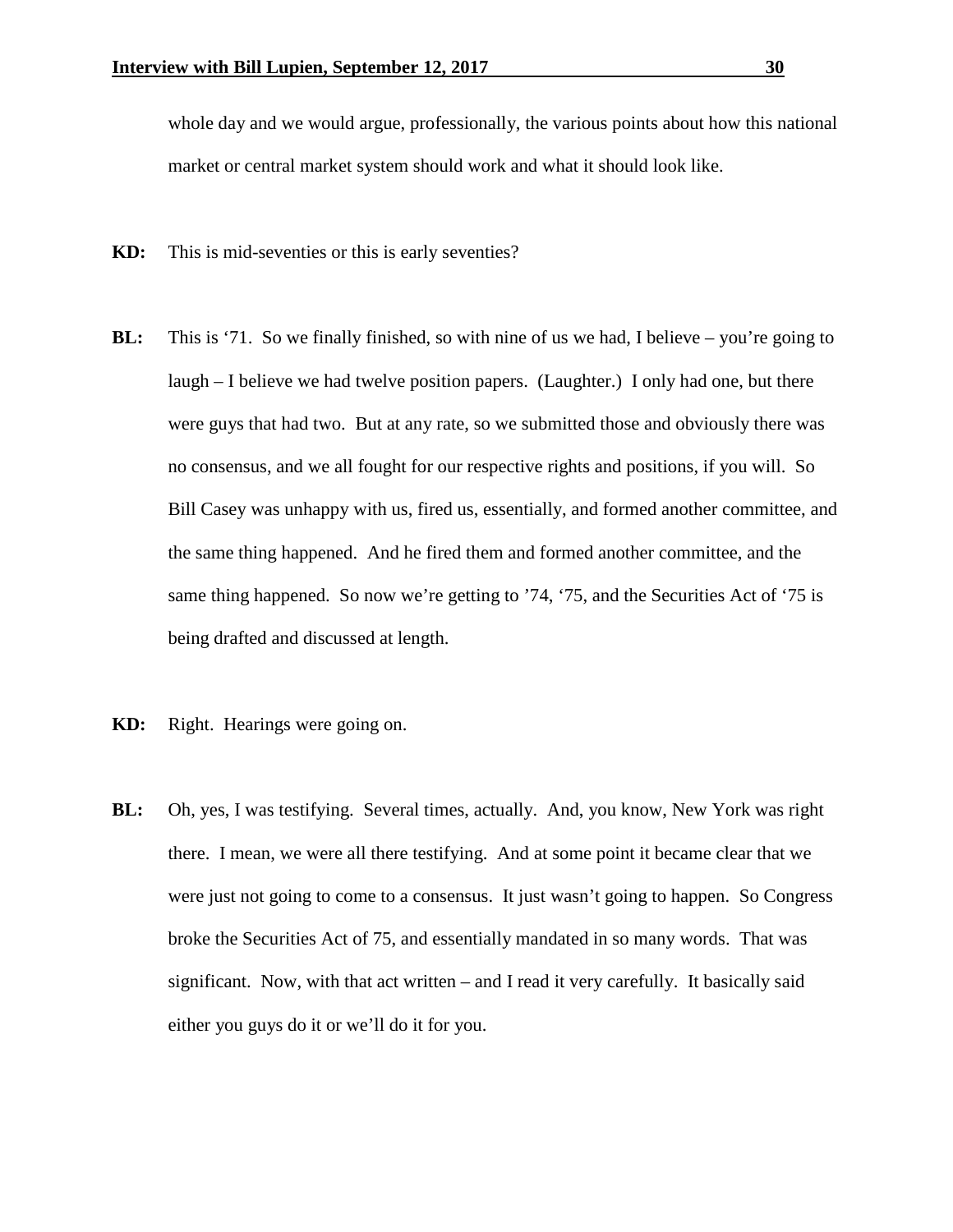whole day and we would argue, professionally, the various points about how this national market or central market system should work and what it should look like.

**KD:** This is mid-seventies or this is early seventies?

**BL:** This is '71. So we finally finished, so with nine of us we had, I believe – you're going to laugh – I believe we had twelve position papers. (Laughter.) I only had one, but there were guys that had two. But at any rate, so we submitted those and obviously there was no consensus, and we all fought for our respective rights and positions, if you will. So Bill Casey was unhappy with us, fired us, essentially, and formed another committee, and the same thing happened. And he fired them and formed another committee, and the same thing happened. So now we're getting to '74, '75, and the Securities Act of '75 is being drafted and discussed at length.

**KD:** Right. Hearings were going on.

**BL:** Oh, yes, I was testifying. Several times, actually. And, you know, New York was right there. I mean, we were all there testifying. And at some point it became clear that we were just not going to come to a consensus. It just wasn't going to happen. So Congress broke the Securities Act of 75, and essentially mandated in so many words. That was significant. Now, with that act written – and I read it very carefully. It basically said either you guys do it or we'll do it for you.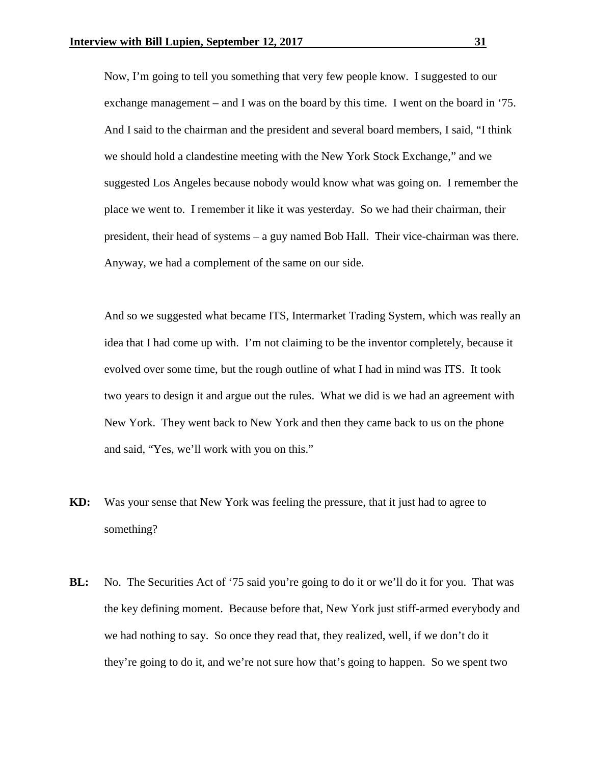Now, I'm going to tell you something that very few people know. I suggested to our exchange management – and I was on the board by this time. I went on the board in '75. And I said to the chairman and the president and several board members, I said, "I think we should hold a clandestine meeting with the New York Stock Exchange," and we suggested Los Angeles because nobody would know what was going on. I remember the place we went to. I remember it like it was yesterday. So we had their chairman, their president, their head of systems – a guy named Bob Hall. Their vice-chairman was there. Anyway, we had a complement of the same on our side.

And so we suggested what became ITS, Intermarket Trading System, which was really an idea that I had come up with. I'm not claiming to be the inventor completely, because it evolved over some time, but the rough outline of what I had in mind was ITS. It took two years to design it and argue out the rules. What we did is we had an agreement with New York. They went back to New York and then they came back to us on the phone and said, "Yes, we'll work with you on this."

**KD:** Was your sense that New York was feeling the pressure, that it just had to agree to something?

**BL:** No. The Securities Act of '75 said you're going to do it or we'll do it for you. That was the key defining moment. Because before that, New York just stiff-armed everybody and we had nothing to say. So once they read that, they realized, well, if we don't do it they're going to do it, and we're not sure how that's going to happen. So we spent two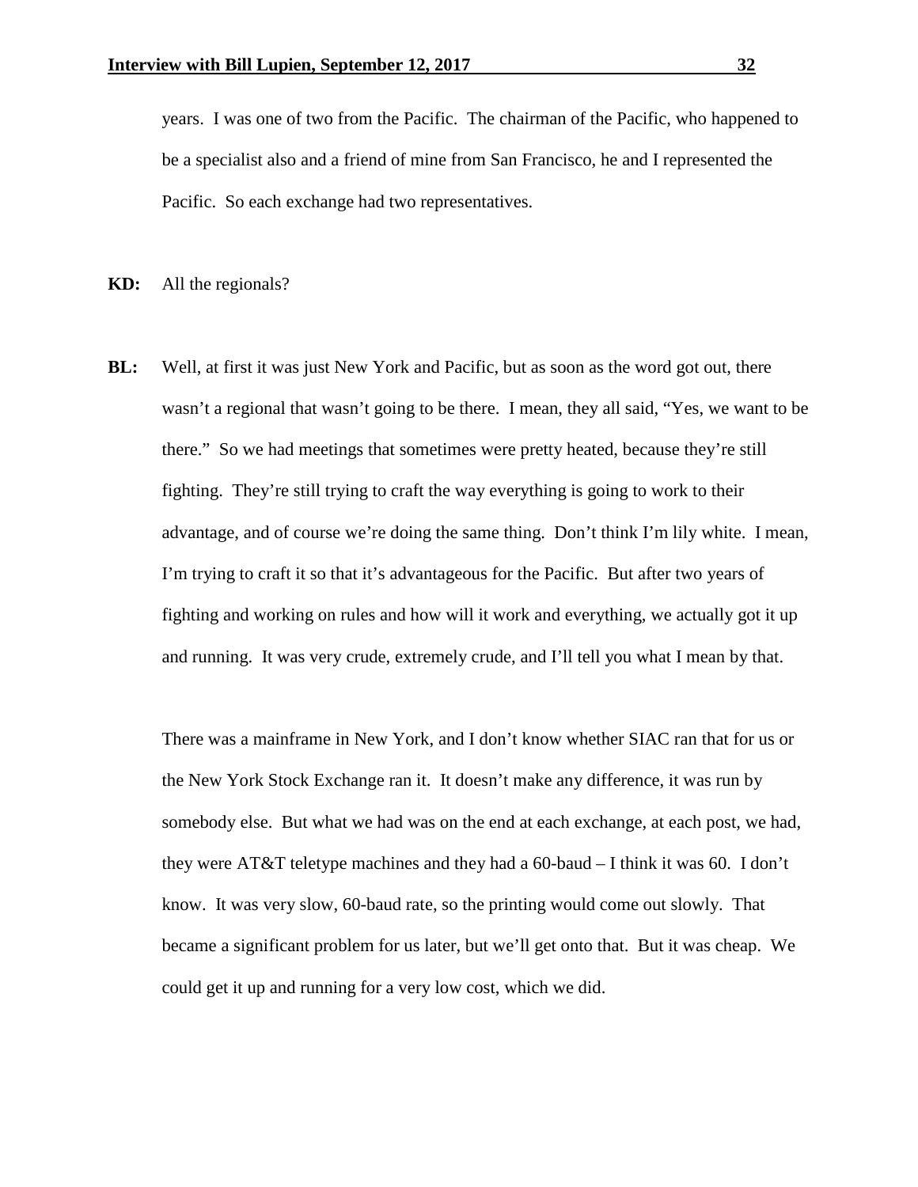years. I was one of two from the Pacific. The chairman of the Pacific, who happened to be a specialist also and a friend of mine from San Francisco, he and I represented the Pacific. So each exchange had two representatives.

**KD:** All the regionals?

**BL:** Well, at first it was just New York and Pacific, but as soon as the word got out, there wasn't a regional that wasn't going to be there. I mean, they all said, "Yes, we want to be there." So we had meetings that sometimes were pretty heated, because they're still fighting. They're still trying to craft the way everything is going to work to their advantage, and of course we're doing the same thing. Don't think I'm lily white. I mean, I'm trying to craft it so that it's advantageous for the Pacific. But after two years of fighting and working on rules and how will it work and everything, we actually got it up and running. It was very crude, extremely crude, and I'll tell you what I mean by that.

There was a mainframe in New York, and I don't know whether SIAC ran that for us or the New York Stock Exchange ran it. It doesn't make any difference, it was run by somebody else. But what we had was on the end at each exchange, at each post, we had, they were AT&T teletype machines and they had a 60-baud – I think it was 60. I don't know. It was very slow, 60-baud rate, so the printing would come out slowly. That became a significant problem for us later, but we'll get onto that. But it was cheap. We could get it up and running for a very low cost, which we did.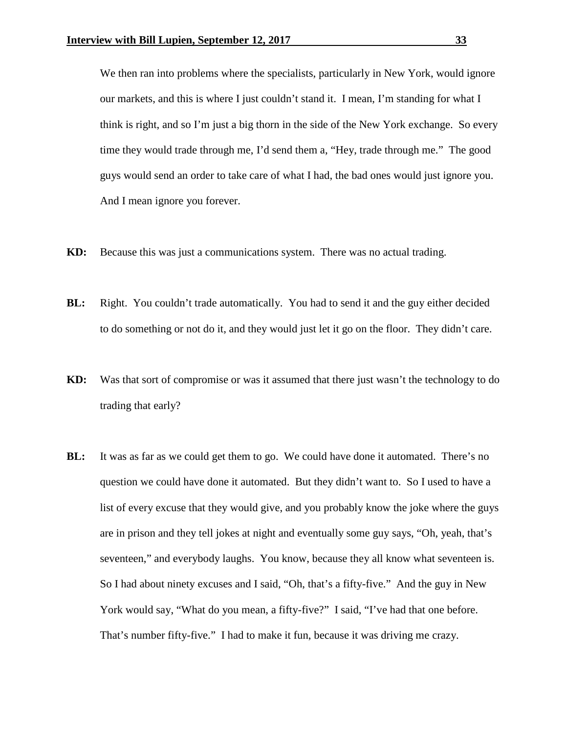We then ran into problems where the specialists, particularly in New York, would ignore our markets, and this is where I just couldn't stand it. I mean, I'm standing for what I think is right, and so I'm just a big thorn in the side of the New York exchange. So every time they would trade through me, I'd send them a, "Hey, trade through me." The good guys would send an order to take care of what I had, the bad ones would just ignore you. And I mean ignore you forever.

**KD:** Because this was just a communications system. There was no actual trading.

**BL:** Right. You couldn't trade automatically. You had to send it and the guy either decided to do something or not do it, and they would just let it go on the floor. They didn't care.

**KD:** Was that sort of compromise or was it assumed that there just wasn't the technology to do trading that early?

**BL:** It was as far as we could get them to go. We could have done it automated. There's no question we could have done it automated. But they didn't want to. So I used to have a list of every excuse that they would give, and you probably know the joke where the guys are in prison and they tell jokes at night and eventually some guy says, "Oh, yeah, that's seventeen," and everybody laughs. You know, because they all know what seventeen is. So I had about ninety excuses and I said, "Oh, that's a fifty-five." And the guy in New York would say, "What do you mean, a fifty-five?" I said, "I've had that one before. That's number fifty-five." I had to make it fun, because it was driving me crazy.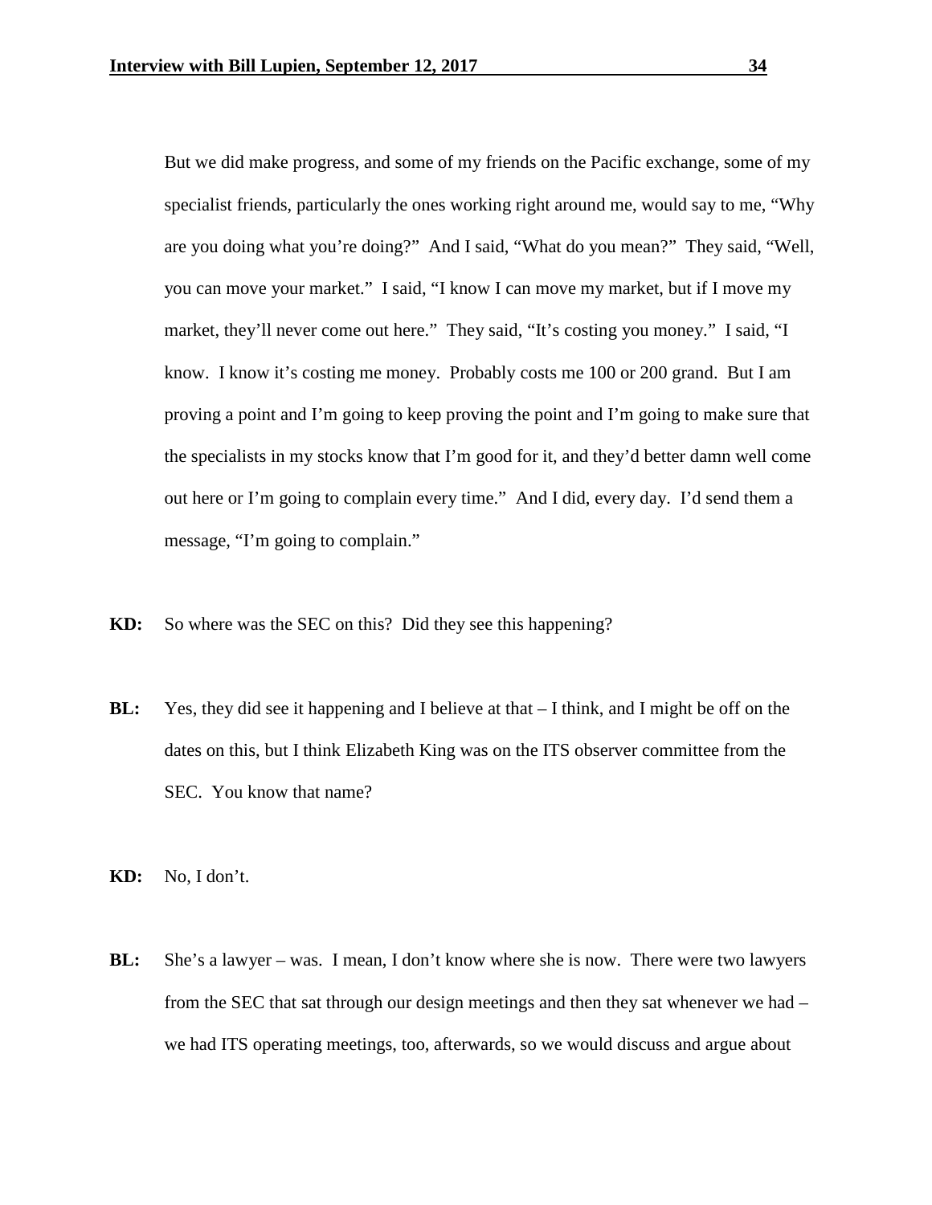But we did make progress, and some of my friends on the Pacific exchange, some of my specialist friends, particularly the ones working right around me, would say to me, "Why are you doing what you're doing?" And I said, "What do you mean?" They said, "Well, you can move your market." I said, "I know I can move my market, but if I move my market, they'll never come out here." They said, "It's costing you money." I said, "I know. I know it's costing me money. Probably costs me 100 or 200 grand. But I am proving a point and I'm going to keep proving the point and I'm going to make sure that the specialists in my stocks know that I'm good for it, and they'd better damn well come out here or I'm going to complain every time." And I did, every day. I'd send them a message, "I'm going to complain."

**KD:** So where was the SEC on this? Did they see this happening?

**BL:** Yes, they did see it happening and I believe at that – I think, and I might be off on the dates on this, but I think Elizabeth King was on the ITS observer committee from the SEC. You know that name?

**KD:** No, I don't.

**BL:** She's a lawyer – was. I mean, I don't know where she is now. There were two lawyers from the SEC that sat through our design meetings and then they sat whenever we had – we had ITS operating meetings, too, afterwards, so we would discuss and argue about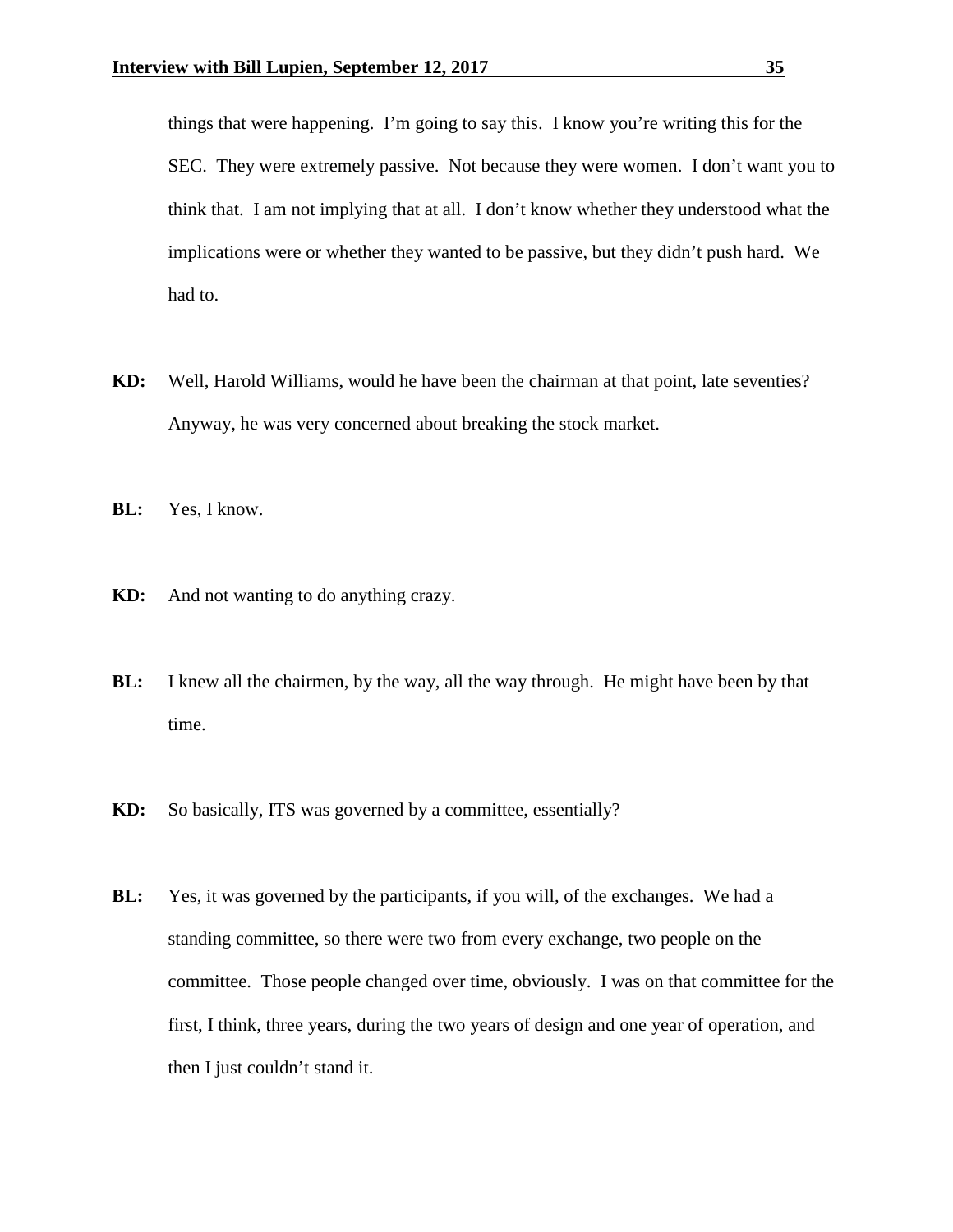things that were happening. I'm going to say this. I know you're writing this for the SEC. They were extremely passive. Not because they were women. I don't want you to think that. I am not implying that at all. I don't know whether they understood what the implications were or whether they wanted to be passive, but they didn't push hard. We had to.

**KD:** Well, Harold Williams, would he have been the chairman at that point, late seventies? Anyway, he was very concerned about breaking the stock market.

**BL:** Yes, I know.

**KD:** And not wanting to do anything crazy.

**BL:** I knew all the chairmen, by the way, all the way through. He might have been by that time.

**KD:** So basically, ITS was governed by a committee, essentially?

**BL:** Yes, it was governed by the participants, if you will, of the exchanges. We had a standing committee, so there were two from every exchange, two people on the committee. Those people changed over time, obviously. I was on that committee for the first, I think, three years, during the two years of design and one year of operation, and then I just couldn't stand it.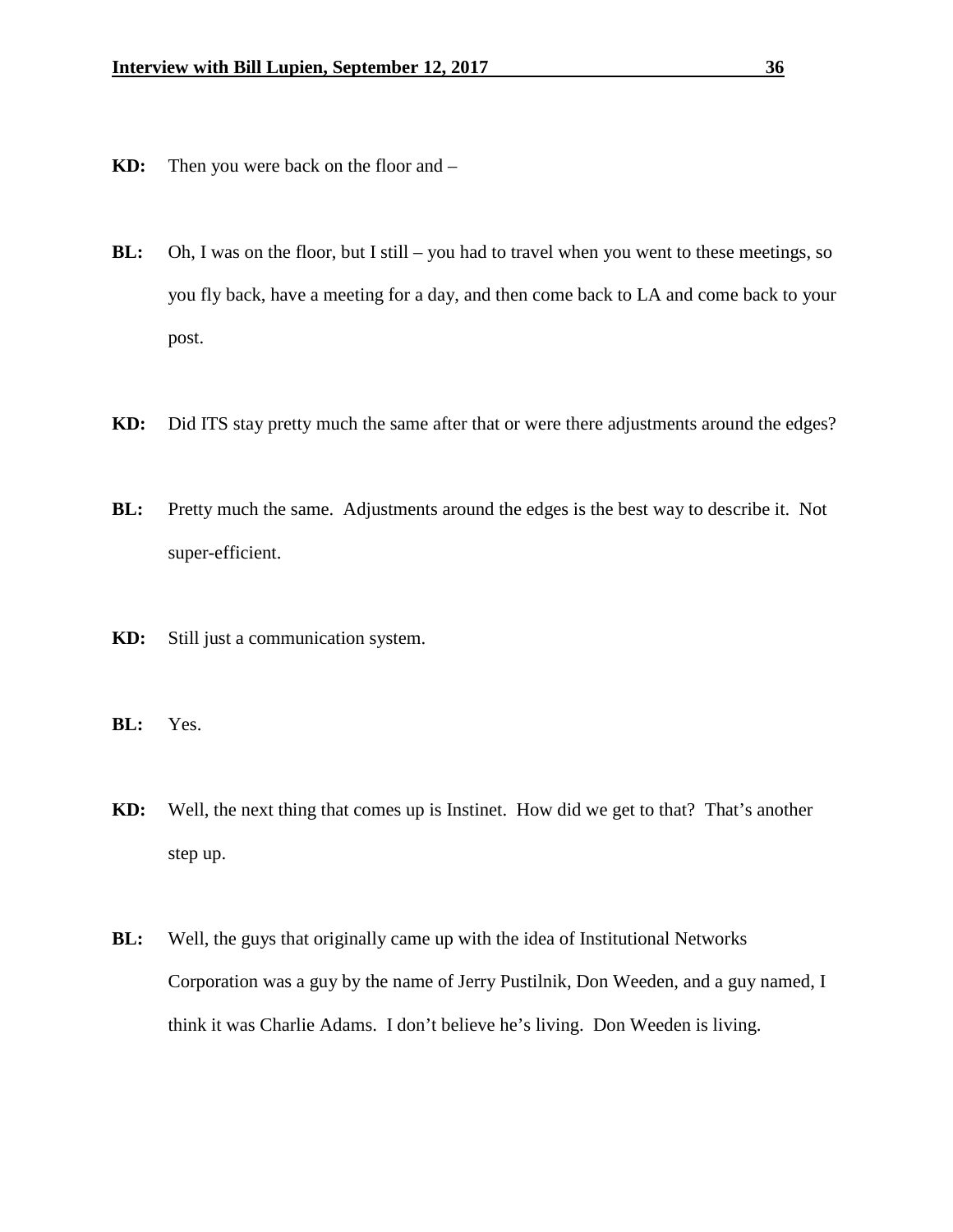**KD:** Then you were back on the floor and –

**BL:** Oh, I was on the floor, but I still – you had to travel when you went to these meetings, so you fly back, have a meeting for a day, and then come back to LA and come back to your post.

**KD:** Did ITS stay pretty much the same after that or were there adjustments around the edges?

**BL:** Pretty much the same. Adjustments around the edges is the best way to describe it. Not super-efficient.

**KD:** Still just a communication system.

**BL:** Yes.

**KD:** Well, the next thing that comes up is Instinet. How did we get to that? That's another step up.

**BL:** Well, the guys that originally came up with the idea of Institutional Networks Corporation was a guy by the name of Jerry Pustilnik, Don Weeden, and a guy named, I think it was Charlie Adams. I don't believe he's living. Don Weeden is living.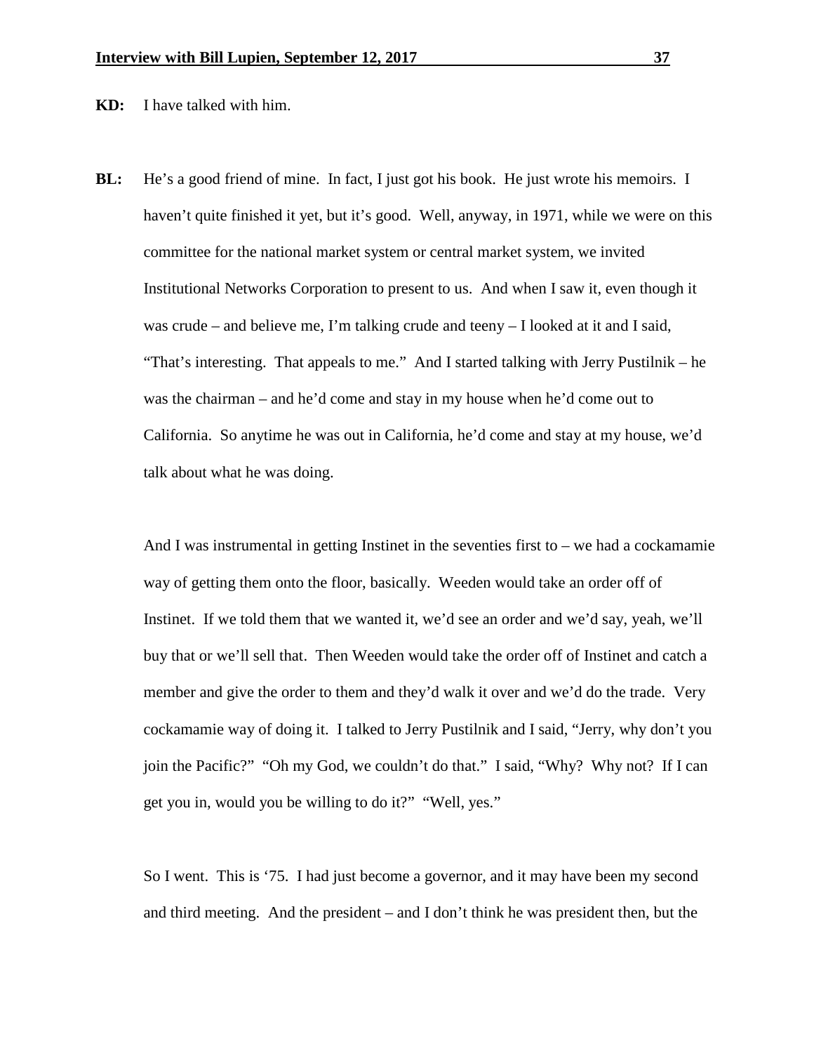**KD:** I have talked with him.

**BL:** He's a good friend of mine. In fact, I just got his book. He just wrote his memoirs. I haven't quite finished it yet, but it's good. Well, anyway, in 1971, while we were on this committee for the national market system or central market system, we invited Institutional Networks Corporation to present to us. And when I saw it, even though it was crude – and believe me, I'm talking crude and teeny – I looked at it and I said, "That's interesting. That appeals to me." And I started talking with Jerry Pustilnik – he was the chairman – and he'd come and stay in my house when he'd come out to California. So anytime he was out in California, he'd come and stay at my house, we'd talk about what he was doing.

And I was instrumental in getting Instinet in the seventies first to – we had a cockamamie way of getting them onto the floor, basically. Weeden would take an order off of Instinet. If we told them that we wanted it, we'd see an order and we'd say, yeah, we'll buy that or we'll sell that. Then Weeden would take the order off of Instinet and catch a member and give the order to them and they'd walk it over and we'd do the trade. Very cockamamie way of doing it. I talked to Jerry Pustilnik and I said, "Jerry, why don't you join the Pacific?" "Oh my God, we couldn't do that." I said, "Why? Why not? If I can get you in, would you be willing to do it?" "Well, yes."

So I went. This is '75. I had just become a governor, and it may have been my second and third meeting. And the president – and I don't think he was president then, but the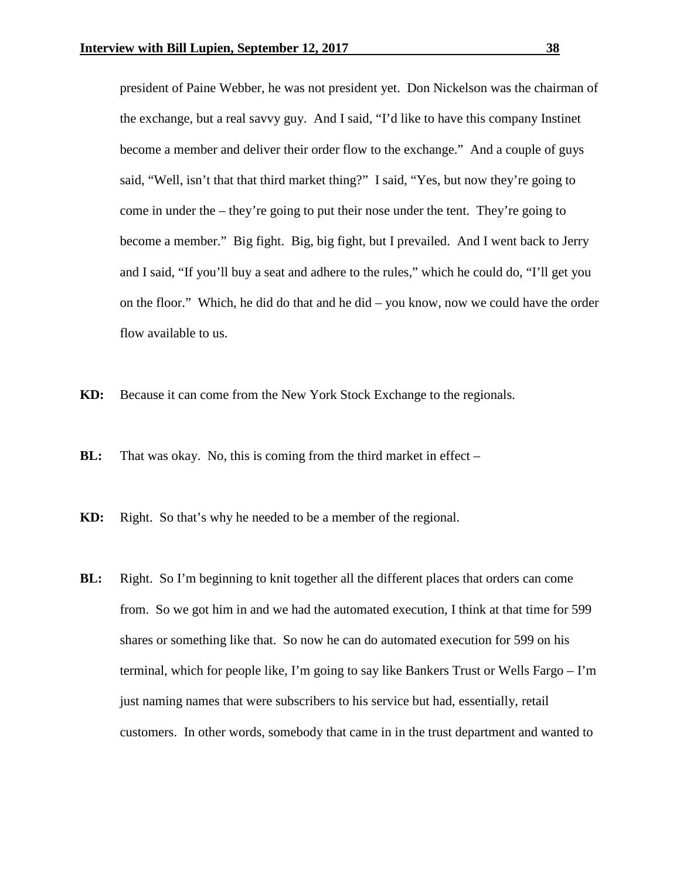president of Paine Webber, he was not president yet. Don Nickelson was the chairman of the exchange, but a real savvy guy. And I said, "I'd like to have this company Instinet become a member and deliver their order flow to the exchange." And a couple of guys said, "Well, isn't that that third market thing?" I said, "Yes, but now they're going to come in under the – they're going to put their nose under the tent. They're going to become a member." Big fight. Big, big fight, but I prevailed. And I went back to Jerry and I said, "If you'll buy a seat and adhere to the rules," which he could do, "I'll get you on the floor." Which, he did do that and he did – you know, now we could have the order flow available to us.

**KD:** Because it can come from the New York Stock Exchange to the regionals.

**BL:** That was okay. No, this is coming from the third market in effect –

**KD:** Right. So that's why he needed to be a member of the regional.

**BL:** Right. So I'm beginning to knit together all the different places that orders can come from. So we got him in and we had the automated execution, I think at that time for 599 shares or something like that. So now he can do automated execution for 599 on his terminal, which for people like, I'm going to say like Bankers Trust or Wells Fargo – I'm just naming names that were subscribers to his service but had, essentially, retail customers. In other words, somebody that came in in the trust department and wanted to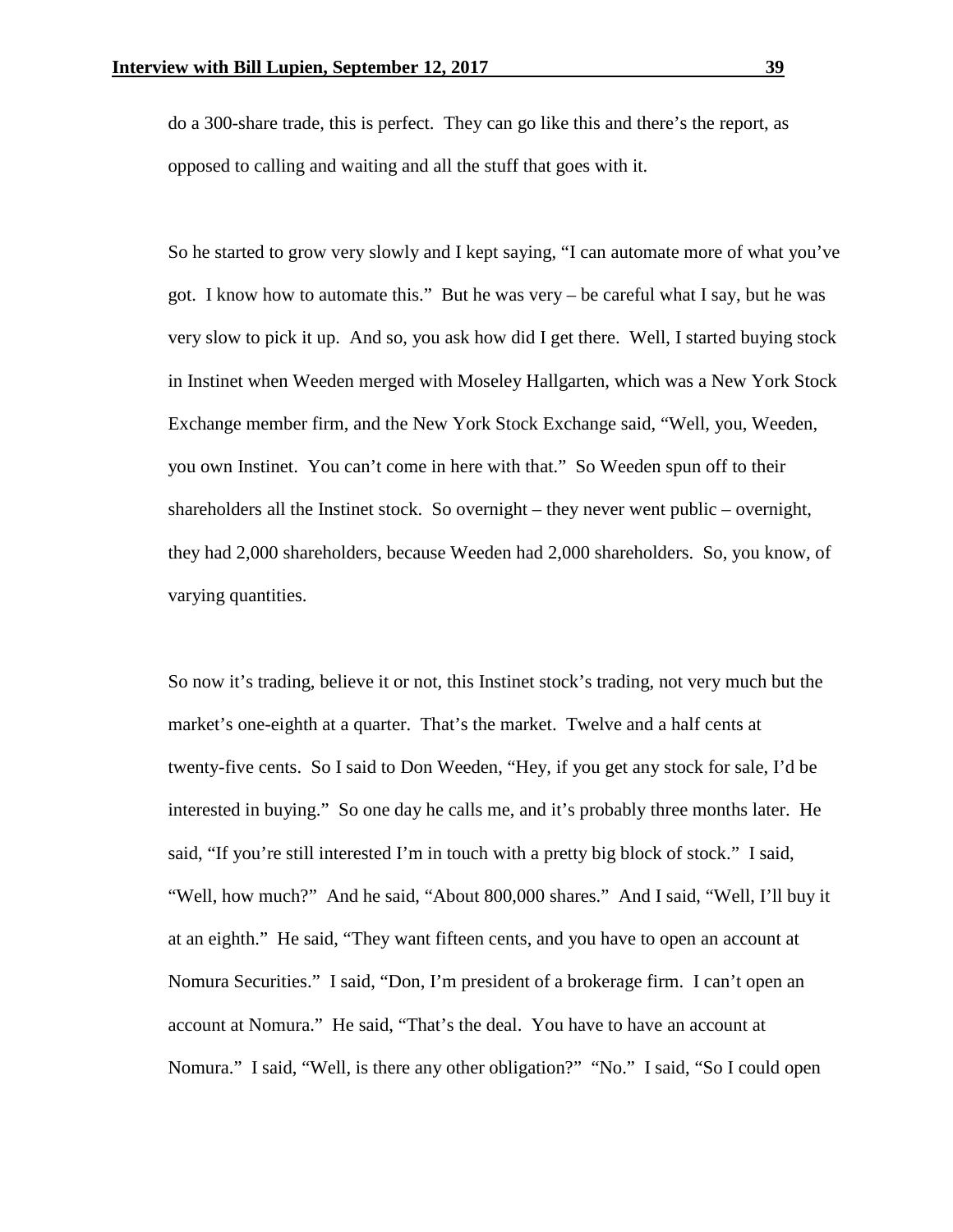do a 300-share trade, this is perfect. They can go like this and there's the report, as opposed to calling and waiting and all the stuff that goes with it.

So he started to grow very slowly and I kept saying, "I can automate more of what you've got. I know how to automate this." But he was very – be careful what I say, but he was very slow to pick it up. And so, you ask how did I get there. Well, I started buying stock in Instinet when Weeden merged with Moseley Hallgarten, which was a New York Stock Exchange member firm, and the New York Stock Exchange said, "Well, you, Weeden, you own Instinet. You can't come in here with that." So Weeden spun off to their shareholders all the Instinet stock. So overnight – they never went public – overnight, they had 2,000 shareholders, because Weeden had 2,000 shareholders. So, you know, of varying quantities.

So now it's trading, believe it or not, this Instinet stock's trading, not very much but the market's one-eighth at a quarter. That's the market. Twelve and a half cents at twenty-five cents. So I said to Don Weeden, "Hey, if you get any stock for sale, I'd be interested in buying." So one day he calls me, and it's probably three months later. He said, "If you're still interested I'm in touch with a pretty big block of stock." I said, "Well, how much?" And he said, "About 800,000 shares." And I said, "Well, I'll buy it at an eighth." He said, "They want fifteen cents, and you have to open an account at Nomura Securities." I said, "Don, I'm president of a brokerage firm. I can't open an account at Nomura." He said, "That's the deal. You have to have an account at Nomura." I said, "Well, is there any other obligation?" "No." I said, "So I could open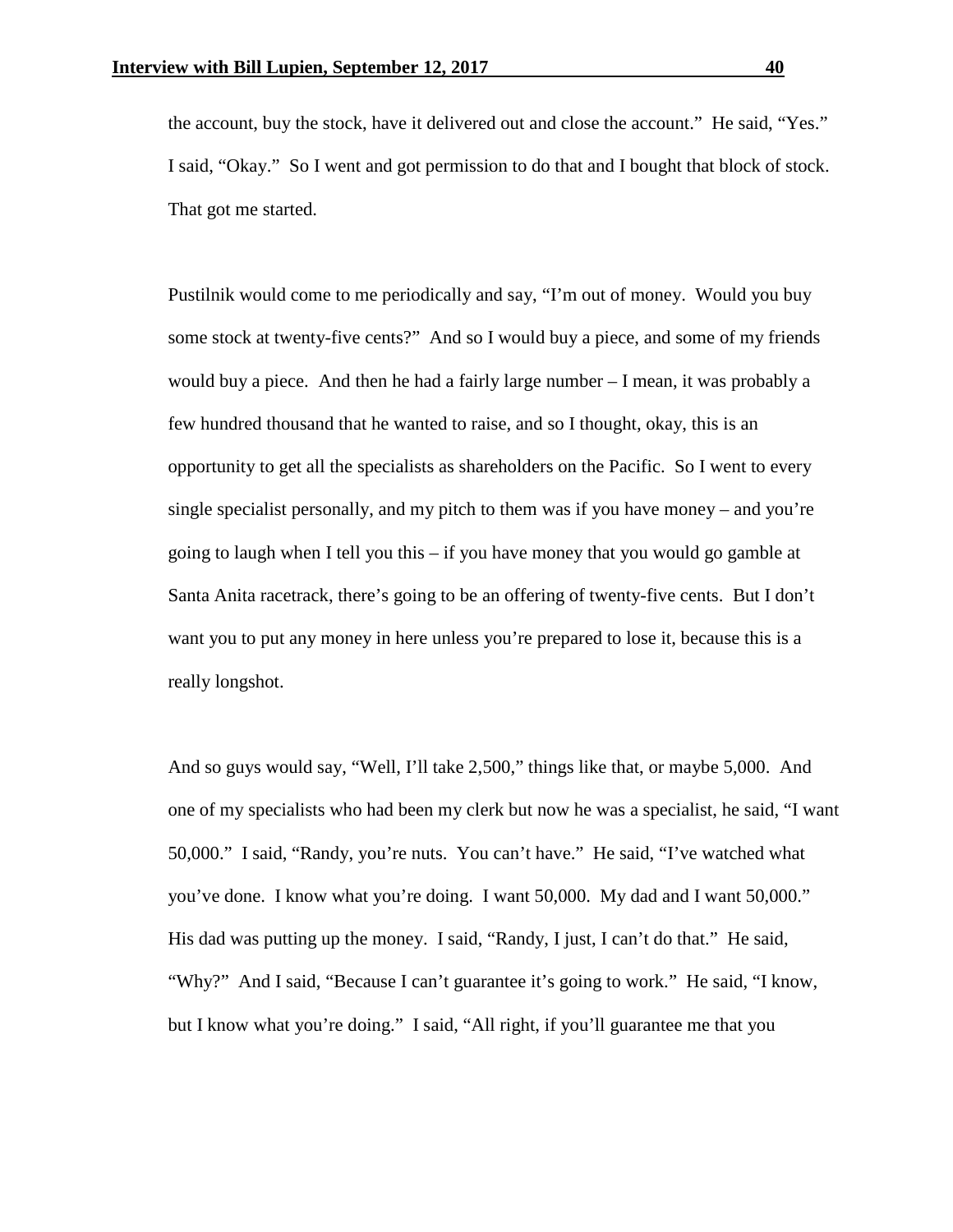the account, buy the stock, have it delivered out and close the account." He said, "Yes." I said, "Okay." So I went and got permission to do that and I bought that block of stock. That got me started.

Pustilnik would come to me periodically and say, "I'm out of money. Would you buy some stock at twenty-five cents?" And so I would buy a piece, and some of my friends would buy a piece. And then he had a fairly large number – I mean, it was probably a few hundred thousand that he wanted to raise, and so I thought, okay, this is an opportunity to get all the specialists as shareholders on the Pacific. So I went to every single specialist personally, and my pitch to them was if you have money – and you're going to laugh when I tell you this – if you have money that you would go gamble at Santa Anita racetrack, there's going to be an offering of twenty-five cents. But I don't want you to put any money in here unless you're prepared to lose it, because this is a really longshot.

And so guys would say, "Well, I'll take 2,500," things like that, or maybe 5,000. And one of my specialists who had been my clerk but now he was a specialist, he said, "I want 50,000." I said, "Randy, you're nuts. You can't have." He said, "I've watched what you've done. I know what you're doing. I want 50,000. My dad and I want 50,000." His dad was putting up the money. I said, "Randy, I just, I can't do that." He said, "Why?" And I said, "Because I can't guarantee it's going to work." He said, "I know, but I know what you're doing." I said, "All right, if you'll guarantee me that you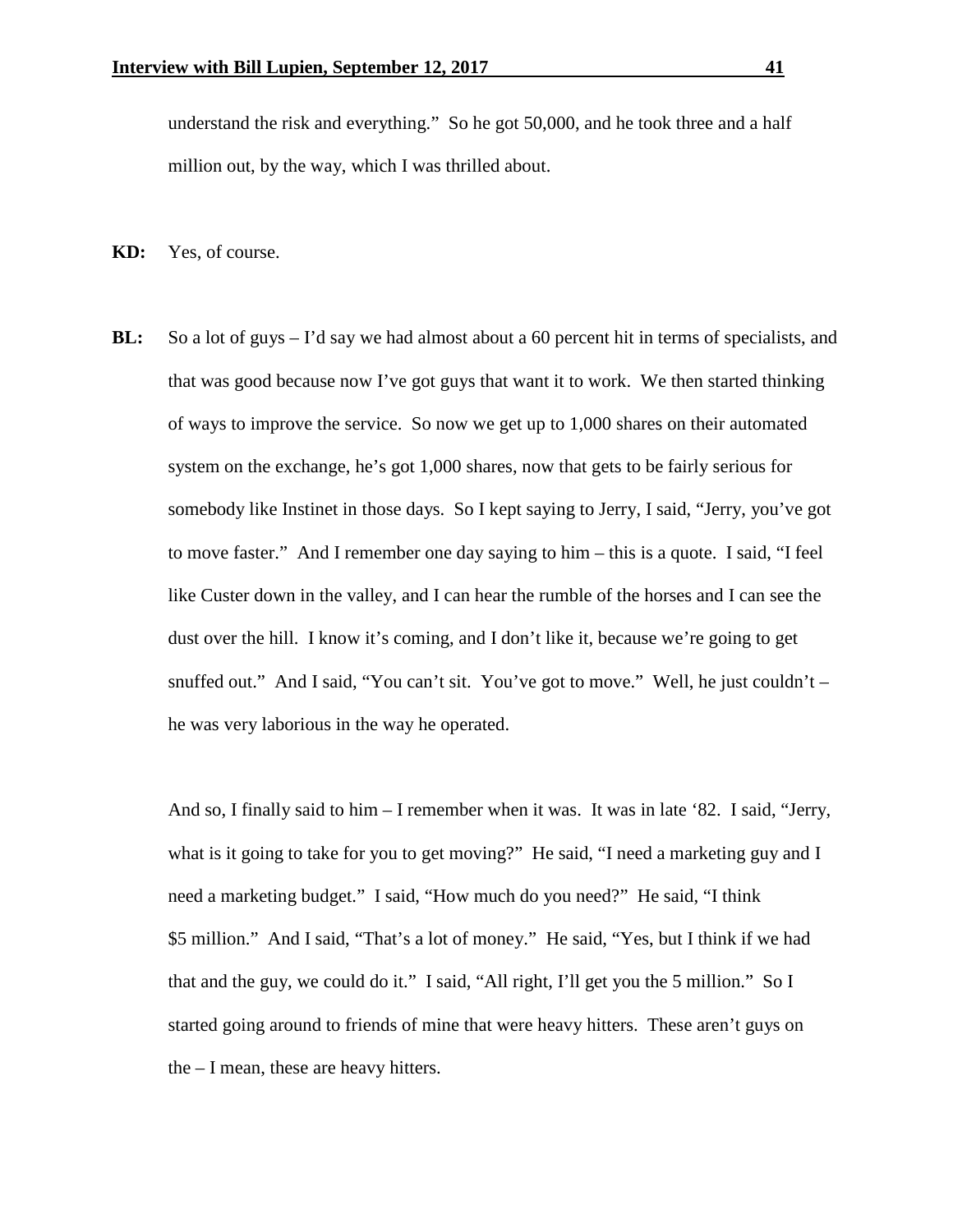understand the risk and everything." So he got 50,000, and he took three and a half million out, by the way, which I was thrilled about.

**KD:** Yes, of course.

**BL:** So a lot of guys – I'd say we had almost about a 60 percent hit in terms of specialists, and that was good because now I've got guys that want it to work. We then started thinking of ways to improve the service. So now we get up to 1,000 shares on their automated system on the exchange, he's got 1,000 shares, now that gets to be fairly serious for somebody like Instinet in those days. So I kept saying to Jerry, I said, "Jerry, you've got to move faster." And I remember one day saying to him – this is a quote. I said, "I feel like Custer down in the valley, and I can hear the rumble of the horses and I can see the dust over the hill. I know it's coming, and I don't like it, because we're going to get snuffed out." And I said, "You can't sit. You've got to move." Well, he just couldn't – he was very laborious in the way he operated.

And so, I finally said to him – I remember when it was. It was in late '82. I said, "Jerry, what is it going to take for you to get moving?" He said, "I need a marketing guy and I need a marketing budget." I said, "How much do you need?" He said, "I think $5 million." And I said, "That's a lot of money." He said, "Yes, but I think if we had that and the guy, we could do it." I said, "All right, I'll get you the 5 million." So I started going around to friends of mine that were heavy hitters. These aren't guys on the – I mean, these are heavy hitters.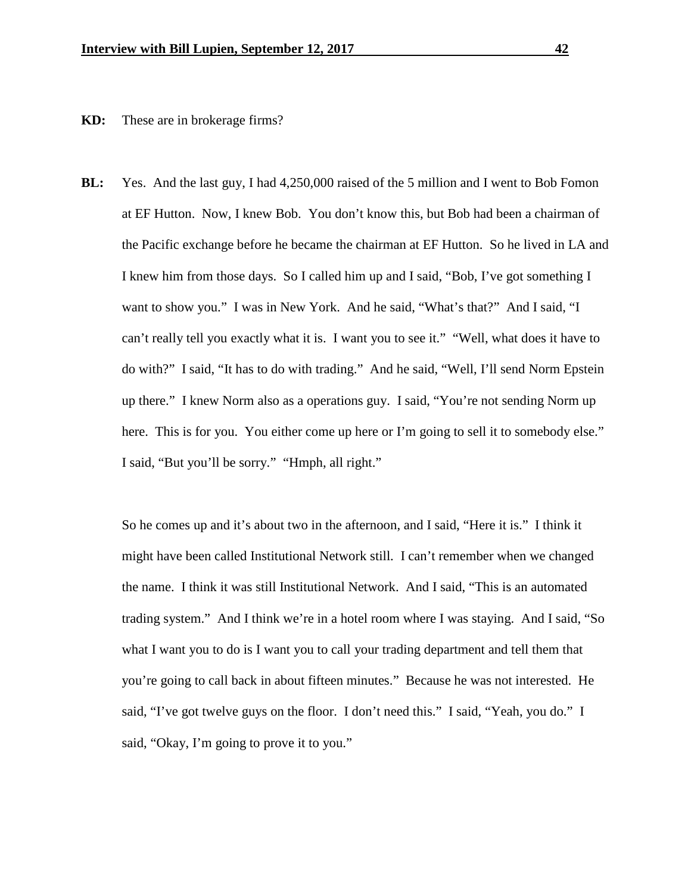**KD:** These are in brokerage firms?

**BL:** Yes. And the last guy, I had 4,250,000 raised of the 5 million and I went to Bob Fomon at EF Hutton. Now, I knew Bob. You don't know this, but Bob had been a chairman of the Pacific exchange before he became the chairman at EF Hutton. So he lived in LA and I knew him from those days. So I called him up and I said, "Bob, I've got something I want to show you." I was in New York. And he said, "What's that?" And I said, "I can't really tell you exactly what it is. I want you to see it." "Well, what does it have to do with?" I said, "It has to do with trading." And he said, "Well, I'll send Norm Epstein up there." I knew Norm also as a operations guy. I said, "You're not sending Norm up here. This is for you. You either come up here or I'm going to sell it to somebody else." I said, "But you'll be sorry." "Hmph, all right."

So he comes up and it's about two in the afternoon, and I said, "Here it is." I think it might have been called Institutional Network still. I can't remember when we changed the name. I think it was still Institutional Network. And I said, "This is an automated trading system." And I think we're in a hotel room where I was staying. And I said, "So what I want you to do is I want you to call your trading department and tell them that you're going to call back in about fifteen minutes." Because he was not interested. He said, "I've got twelve guys on the floor. I don't need this." I said, "Yeah, you do." I said, "Okay, I'm going to prove it to you."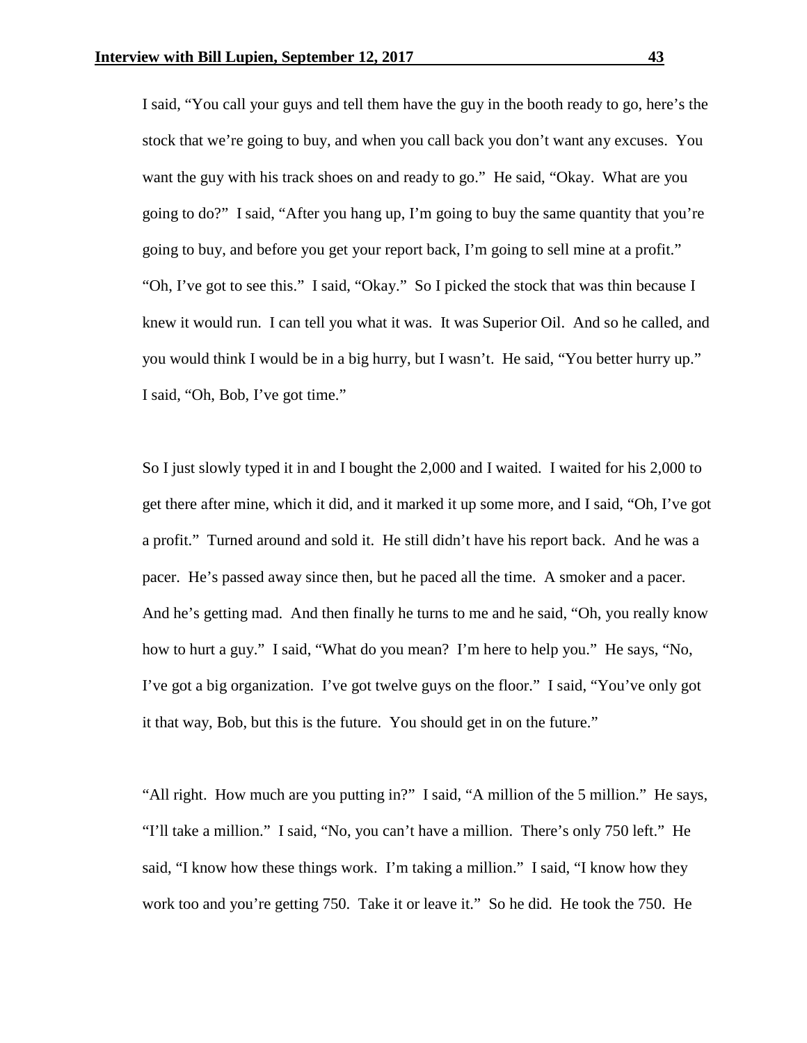I said, "You call your guys and tell them have the guy in the booth ready to go, here's the stock that we're going to buy, and when you call back you don't want any excuses. You want the guy with his track shoes on and ready to go." He said, "Okay. What are you going to do?" I said, "After you hang up, I'm going to buy the same quantity that you're going to buy, and before you get your report back, I'm going to sell mine at a profit." "Oh, I've got to see this." I said, "Okay." So I picked the stock that was thin because I knew it would run. I can tell you what it was. It was Superior Oil. And so he called, and you would think I would be in a big hurry, but I wasn't. He said, "You better hurry up." I said, "Oh, Bob, I've got time."

So I just slowly typed it in and I bought the 2,000 and I waited. I waited for his 2,000 to get there after mine, which it did, and it marked it up some more, and I said, "Oh, I've got a profit." Turned around and sold it. He still didn't have his report back. And he was a pacer. He's passed away since then, but he paced all the time. A smoker and a pacer. And he's getting mad. And then finally he turns to me and he said, "Oh, you really know how to hurt a guy." I said, "What do you mean? I'm here to help you." He says, "No, I've got a big organization. I've got twelve guys on the floor." I said, "You've only got it that way, Bob, but this is the future. You should get in on the future."

"All right. How much are you putting in?" I said, "A million of the 5 million." He says, "I'll take a million." I said, "No, you can't have a million. There's only 750 left." He said, "I know how these things work. I'm taking a million." I said, "I know how they work too and you're getting 750. Take it or leave it." So he did. He took the 750. He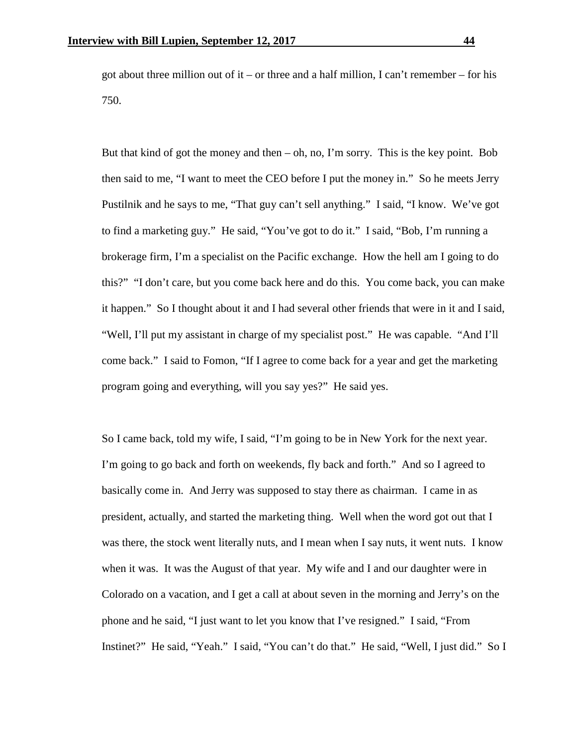got about three million out of it – or three and a half million, I can't remember – for his 750.

But that kind of got the money and then – oh, no, I'm sorry. This is the key point. Bob then said to me, "I want to meet the CEO before I put the money in." So he meets Jerry Pustilnik and he says to me, "That guy can't sell anything." I said, "I know. We've got to find a marketing guy." He said, "You've got to do it." I said, "Bob, I'm running a brokerage firm, I'm a specialist on the Pacific exchange. How the hell am I going to do this?" "I don't care, but you come back here and do this. You come back, you can make it happen." So I thought about it and I had several other friends that were in it and I said, "Well, I'll put my assistant in charge of my specialist post." He was capable. "And I'll come back." I said to Fomon, "If I agree to come back for a year and get the marketing program going and everything, will you say yes?" He said yes.

So I came back, told my wife, I said, "I'm going to be in New York for the next year. I'm going to go back and forth on weekends, fly back and forth." And so I agreed to basically come in. And Jerry was supposed to stay there as chairman. I came in as president, actually, and started the marketing thing. Well when the word got out that I was there, the stock went literally nuts, and I mean when I say nuts, it went nuts. I know when it was. It was the August of that year. My wife and I and our daughter were in Colorado on a vacation, and I get a call at about seven in the morning and Jerry's on the phone and he said, "I just want to let you know that I've resigned." I said, "From Instinet?" He said, "Yeah." I said, "You can't do that." He said, "Well, I just did." So I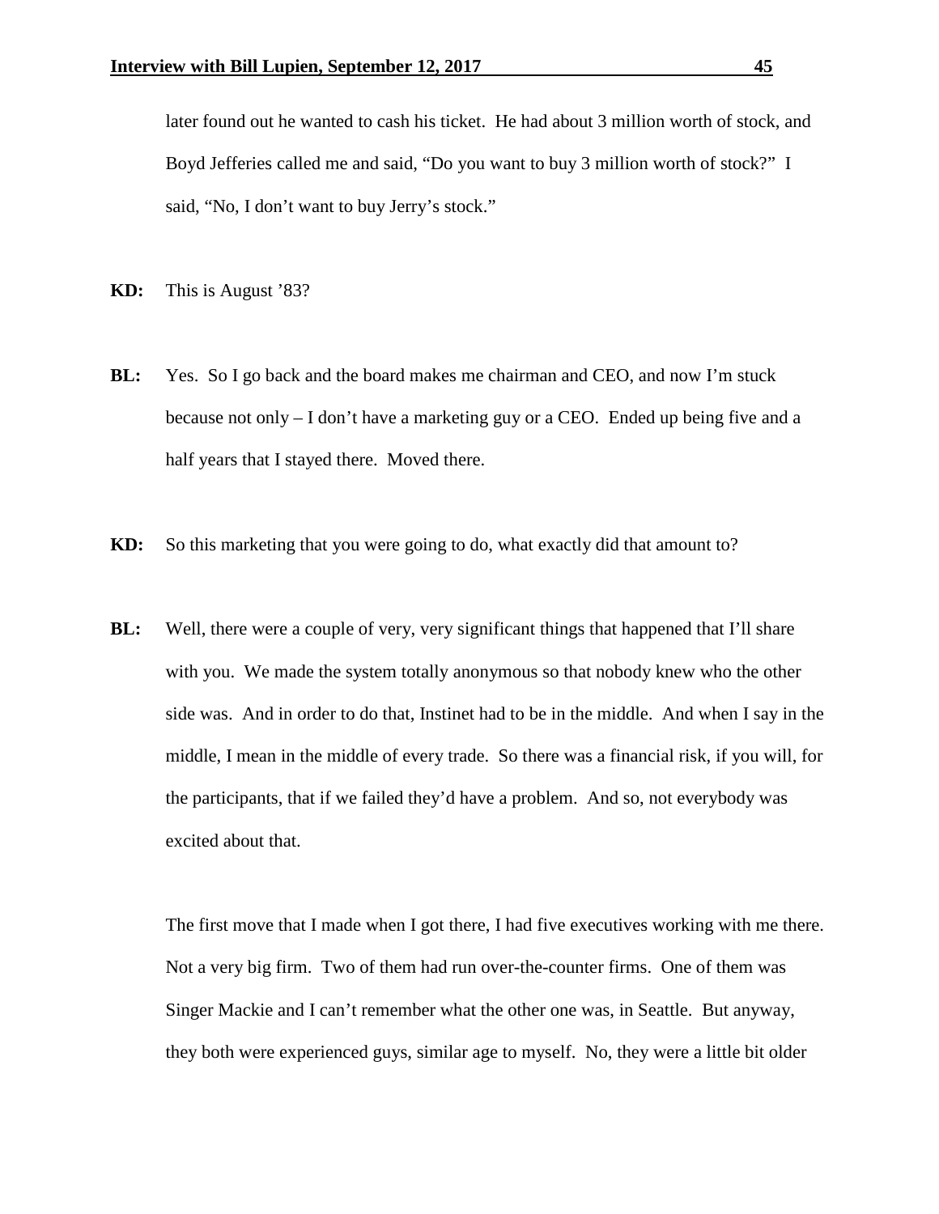later found out he wanted to cash his ticket. He had about 3 million worth of stock, and Boyd Jefferies called me and said, "Do you want to buy 3 million worth of stock?" I said, "No, I don't want to buy Jerry's stock."

**KD:** This is August '83?

**BL:** Yes. So I go back and the board makes me chairman and CEO, and now I'm stuck because not only – I don't have a marketing guy or a CEO. Ended up being five and a half years that I stayed there. Moved there.

**KD:** So this marketing that you were going to do, what exactly did that amount to?

**BL:** Well, there were a couple of very, very significant things that happened that I'll share with you. We made the system totally anonymous so that nobody knew who the other side was. And in order to do that, Instinet had to be in the middle. And when I say in the middle, I mean in the middle of every trade. So there was a financial risk, if you will, for the participants, that if we failed they'd have a problem. And so, not everybody was excited about that.

The first move that I made when I got there, I had five executives working with me there. Not a very big firm. Two of them had run over-the-counter firms. One of them was Singer Mackie and I can't remember what the other one was, in Seattle. But anyway, they both were experienced guys, similar age to myself. No, they were a little bit older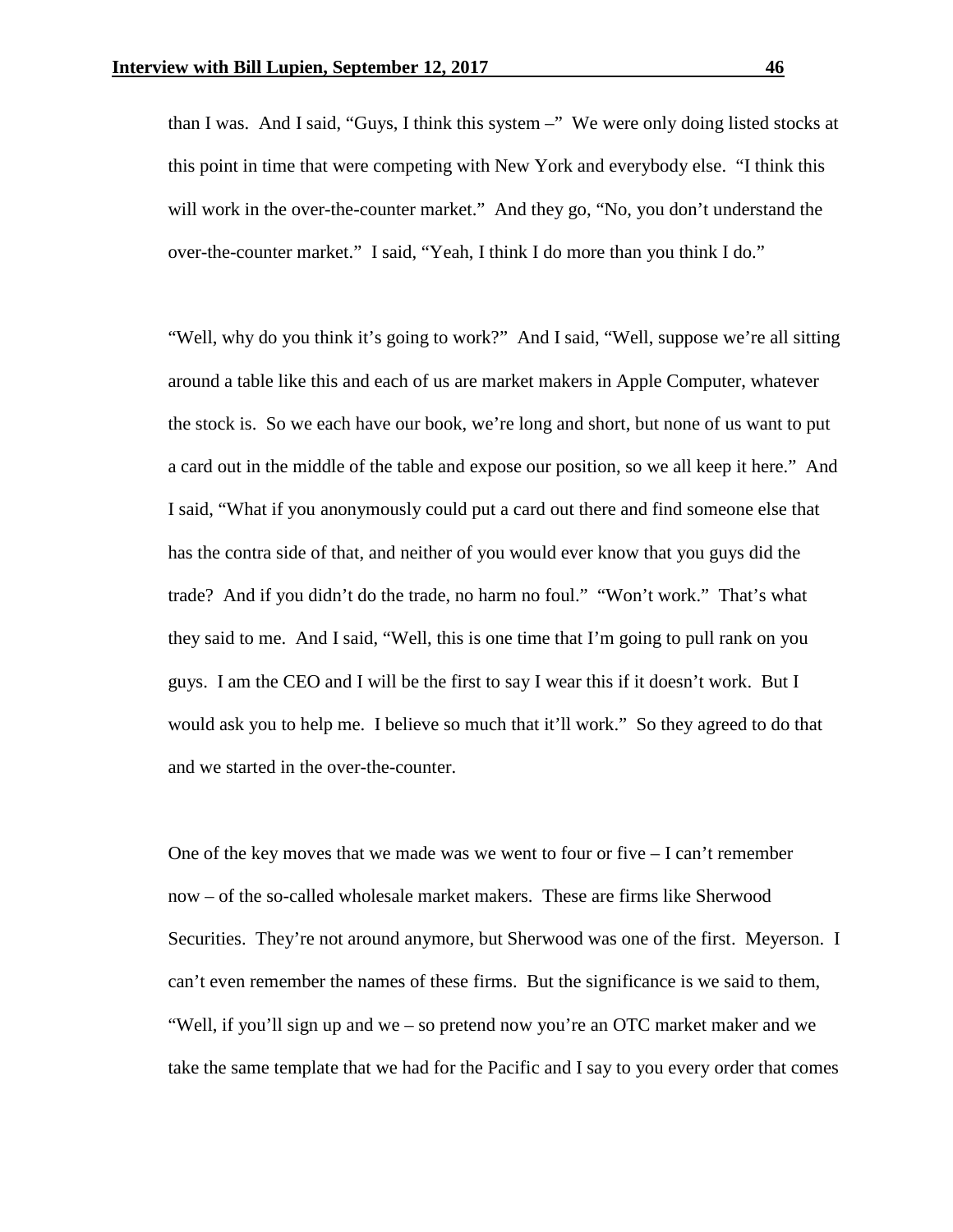than I was. And I said, "Guys, I think this system –" We were only doing listed stocks at this point in time that were competing with New York and everybody else. "I think this will work in the over-the-counter market." And they go, "No, you don't understand the over-the-counter market." I said, "Yeah, I think I do more than you think I do."

"Well, why do you think it's going to work?" And I said, "Well, suppose we're all sitting around a table like this and each of us are market makers in Apple Computer, whatever the stock is. So we each have our book, we're long and short, but none of us want to put a card out in the middle of the table and expose our position, so we all keep it here." And I said, "What if you anonymously could put a card out there and find someone else that has the contra side of that, and neither of you would ever know that you guys did the trade? And if you didn't do the trade, no harm no foul." "Won't work." That's what they said to me. And I said, "Well, this is one time that I'm going to pull rank on you guys. I am the CEO and I will be the first to say I wear this if it doesn't work. But I would ask you to help me. I believe so much that it'll work." So they agreed to do that and we started in the over-the-counter.

One of the key moves that we made was we went to four or five – I can't remember now – of the so-called wholesale market makers. These are firms like Sherwood Securities. They're not around anymore, but Sherwood was one of the first. Meyerson. I can't even remember the names of these firms. But the significance is we said to them, "Well, if you'll sign up and we – so pretend now you're an OTC market maker and we take the same template that we had for the Pacific and I say to you every order that comes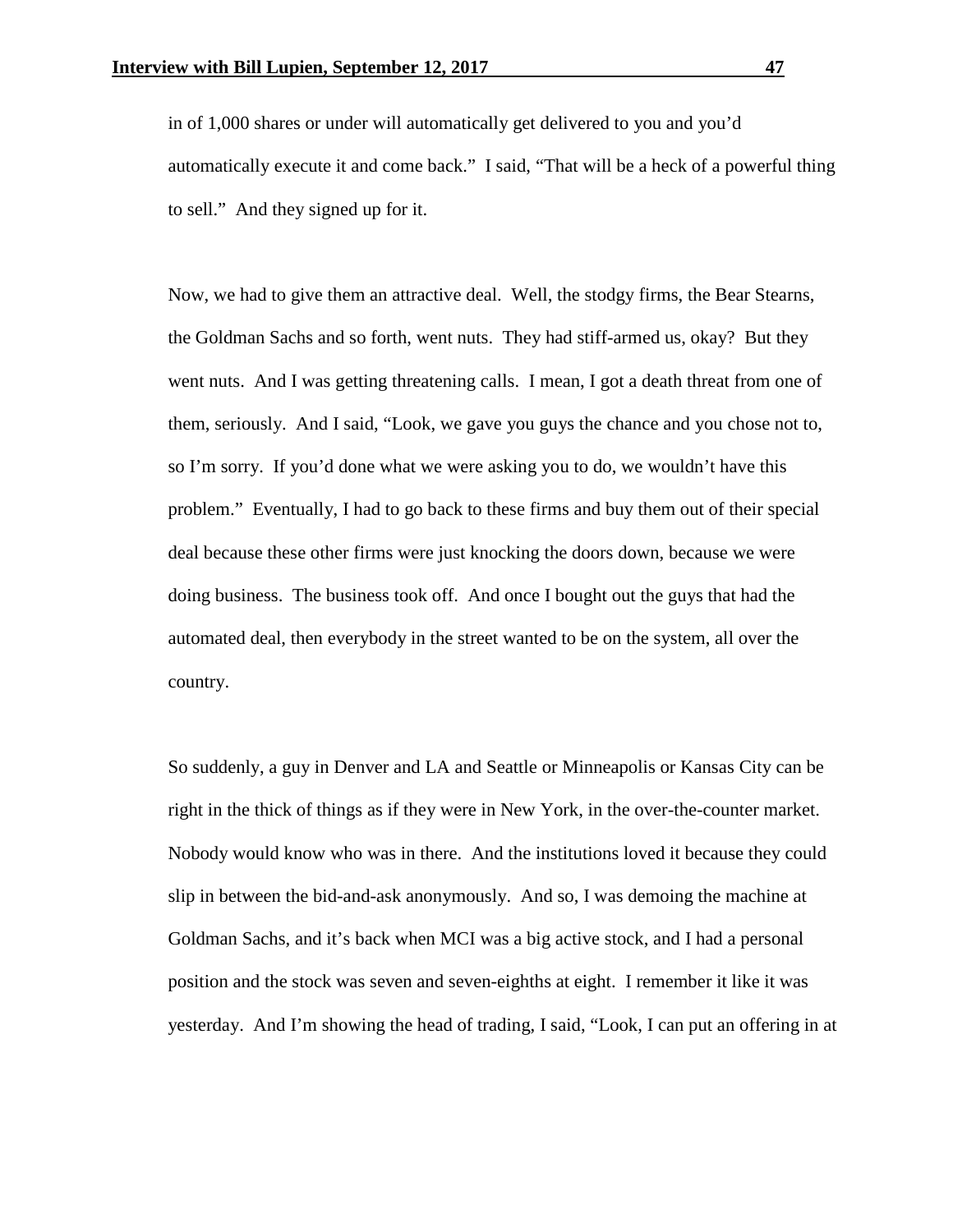in of 1,000 shares or under will automatically get delivered to you and you'd automatically execute it and come back." I said, "That will be a heck of a powerful thing to sell." And they signed up for it.

Now, we had to give them an attractive deal. Well, the stodgy firms, the Bear Stearns, the Goldman Sachs and so forth, went nuts. They had stiff-armed us, okay? But they went nuts. And I was getting threatening calls. I mean, I got a death threat from one of them, seriously. And I said, "Look, we gave you guys the chance and you chose not to, so I'm sorry. If you'd done what we were asking you to do, we wouldn't have this problem." Eventually, I had to go back to these firms and buy them out of their special deal because these other firms were just knocking the doors down, because we were doing business. The business took off. And once I bought out the guys that had the automated deal, then everybody in the street wanted to be on the system, all over the country.

So suddenly, a guy in Denver and LA and Seattle or Minneapolis or Kansas City can be right in the thick of things as if they were in New York, in the over-the-counter market. Nobody would know who was in there. And the institutions loved it because they could slip in between the bid-and-ask anonymously. And so, I was demoing the machine at Goldman Sachs, and it's back when MCI was a big active stock, and I had a personal position and the stock was seven and seven-eighths at eight. I remember it like it was yesterday. And I'm showing the head of trading, I said, "Look, I can put an offering in at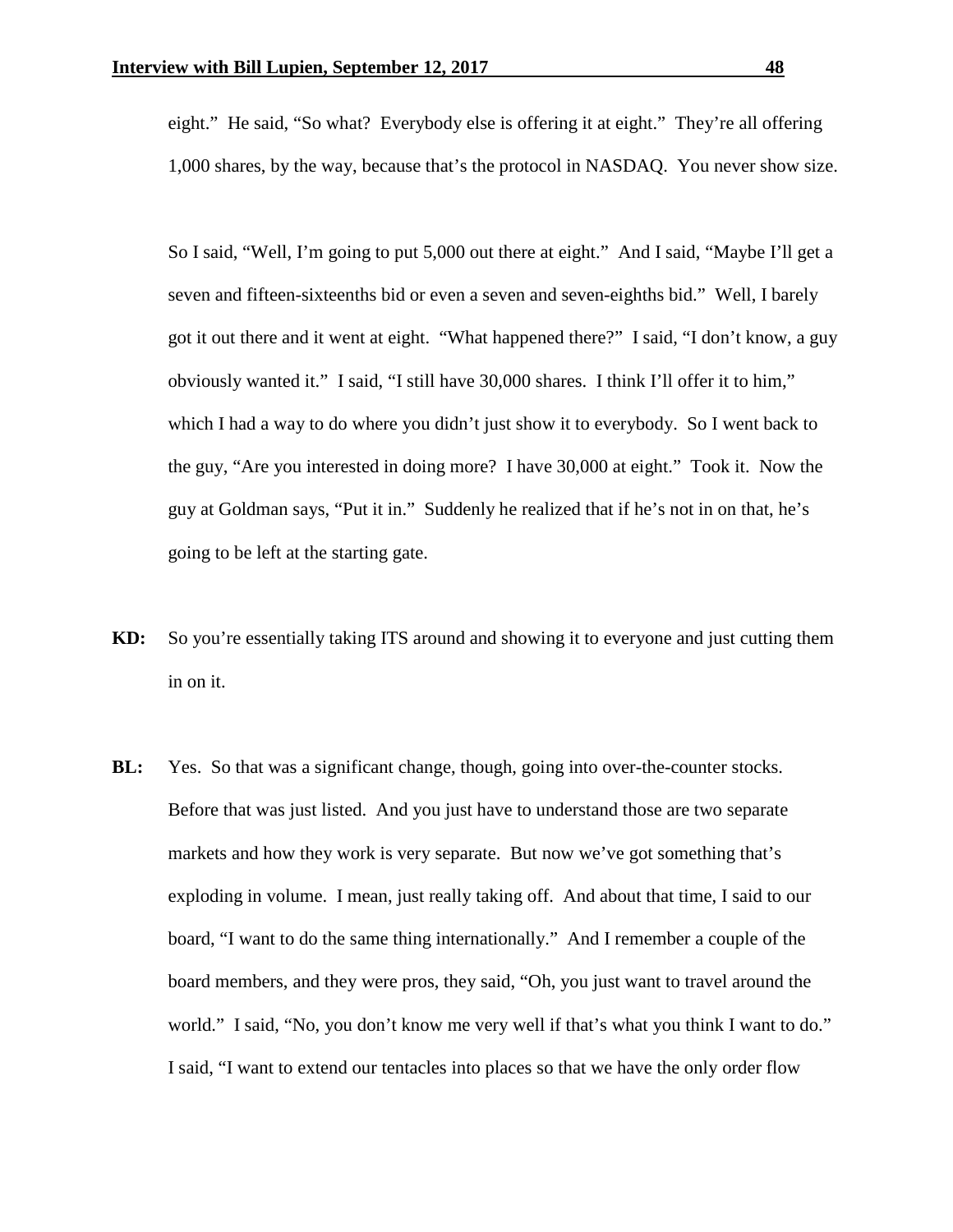eight." He said, "So what? Everybody else is offering it at eight." They're all offering 1,000 shares, by the way, because that's the protocol in NASDAQ. You never show size.

So I said, "Well, I'm going to put 5,000 out there at eight." And I said, "Maybe I'll get a seven and fifteen-sixteenths bid or even a seven and seven-eighths bid." Well, I barely got it out there and it went at eight. "What happened there?" I said, "I don't know, a guy obviously wanted it." I said, "I still have 30,000 shares. I think I'll offer it to him," which I had a way to do where you didn't just show it to everybody. So I went back to the guy, "Are you interested in doing more? I have 30,000 at eight." Took it. Now the guy at Goldman says, "Put it in." Suddenly he realized that if he's not in on that, he's going to be left at the starting gate.

**KD:** So you're essentially taking ITS around and showing it to everyone and just cutting them in on it.

**BL:** Yes. So that was a significant change, though, going into over-the-counter stocks. Before that was just listed. And you just have to understand those are two separate markets and how they work is very separate. But now we've got something that's exploding in volume. I mean, just really taking off. And about that time, I said to our board, "I want to do the same thing internationally." And I remember a couple of the board members, and they were pros, they said, "Oh, you just want to travel around the world." I said, "No, you don't know me very well if that's what you think I want to do." I said, "I want to extend our tentacles into places so that we have the only order flow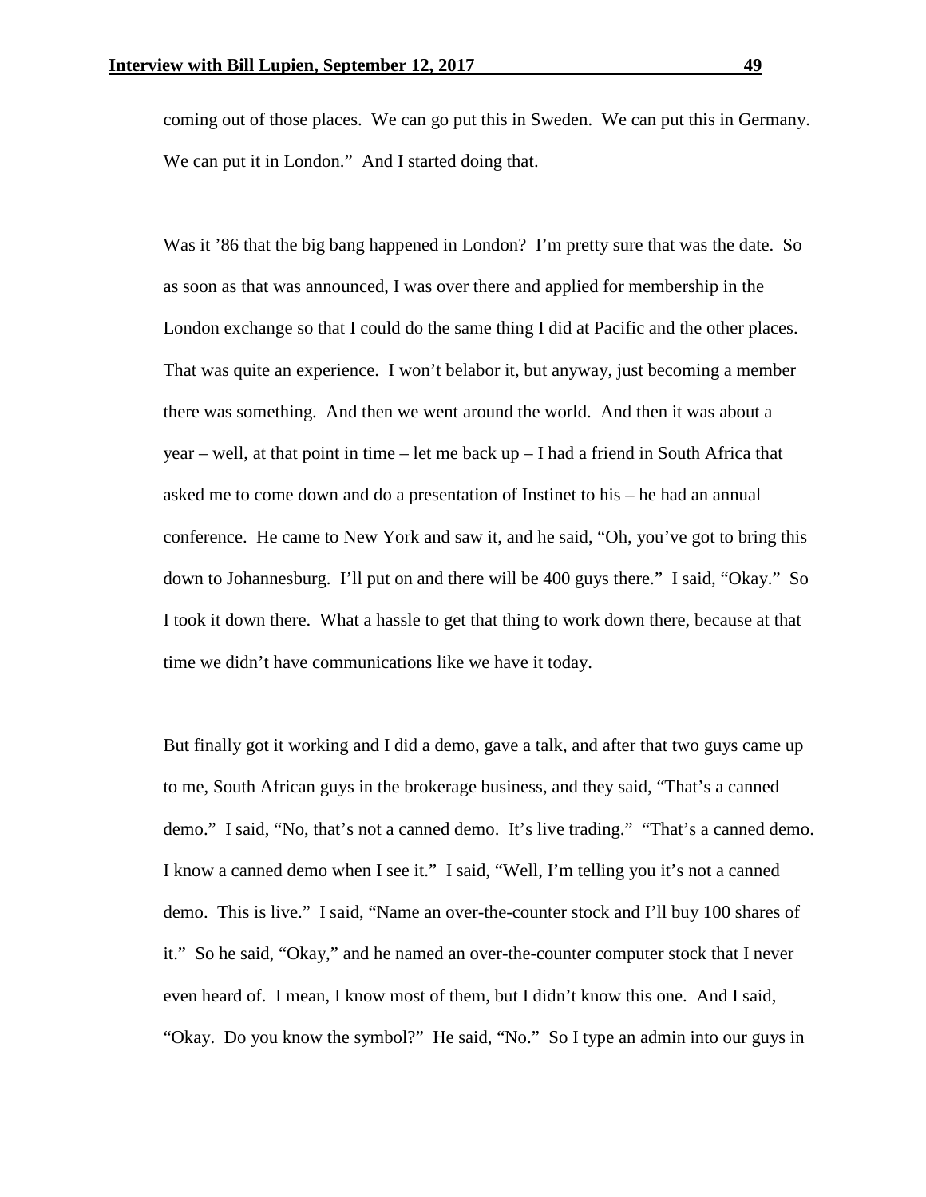coming out of those places. We can go put this in Sweden. We can put this in Germany. We can put it in London." And I started doing that.

Was it '86 that the big bang happened in London? I'm pretty sure that was the date. So as soon as that was announced, I was over there and applied for membership in the London exchange so that I could do the same thing I did at Pacific and the other places. That was quite an experience. I won't belabor it, but anyway, just becoming a member there was something. And then we went around the world. And then it was about a year – well, at that point in time – let me back up – I had a friend in South Africa that asked me to come down and do a presentation of Instinet to his – he had an annual conference. He came to New York and saw it, and he said, "Oh, you've got to bring this down to Johannesburg. I'll put on and there will be 400 guys there." I said, "Okay." So I took it down there. What a hassle to get that thing to work down there, because at that time we didn't have communications like we have it today.

But finally got it working and I did a demo, gave a talk, and after that two guys came up to me, South African guys in the brokerage business, and they said, "That's a canned demo." I said, "No, that's not a canned demo. It's live trading." "That's a canned demo. I know a canned demo when I see it." I said, "Well, I'm telling you it's not a canned demo. This is live." I said, "Name an over-the-counter stock and I'll buy 100 shares of it." So he said, "Okay," and he named an over-the-counter computer stock that I never even heard of. I mean, I know most of them, but I didn't know this one. And I said, "Okay. Do you know the symbol?" He said, "No." So I type an admin into our guys in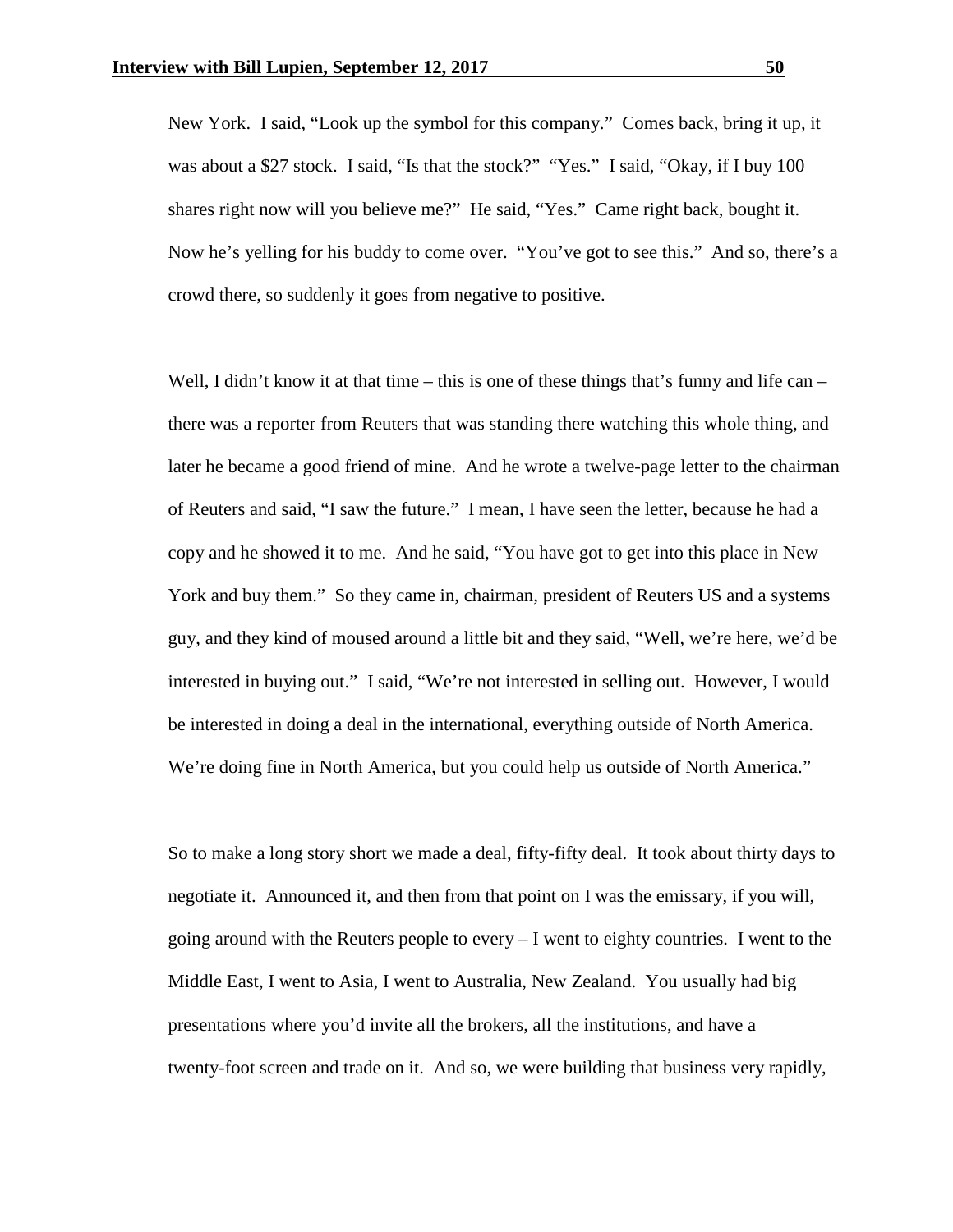New York. I said, "Look up the symbol for this company." Comes back, bring it up, it was about a $27 stock. I said, "Is that the stock?" "Yes." I said, "Okay, if I buy 100 shares right now will you believe me?" He said, "Yes." Came right back, bought it. Now he's yelling for his buddy to come over. "You've got to see this." And so, there's a crowd there, so suddenly it goes from negative to positive.

Well, I didn't know it at that time – this is one of these things that's funny and life can – there was a reporter from Reuters that was standing there watching this whole thing, and later he became a good friend of mine. And he wrote a twelve-page letter to the chairman of Reuters and said, "I saw the future." I mean, I have seen the letter, because he had a copy and he showed it to me. And he said, "You have got to get into this place in New York and buy them." So they came in, chairman, president of Reuters US and a systems guy, and they kind of moused around a little bit and they said, "Well, we're here, we'd be interested in buying out." I said, "We're not interested in selling out. However, I would be interested in doing a deal in the international, everything outside of North America. We're doing fine in North America, but you could help us outside of North America."

So to make a long story short we made a deal, fifty-fifty deal. It took about thirty days to negotiate it. Announced it, and then from that point on I was the emissary, if you will, going around with the Reuters people to every – I went to eighty countries. I went to the Middle East, I went to Asia, I went to Australia, New Zealand. You usually had big presentations where you'd invite all the brokers, all the institutions, and have a twenty-foot screen and trade on it. And so, we were building that business very rapidly,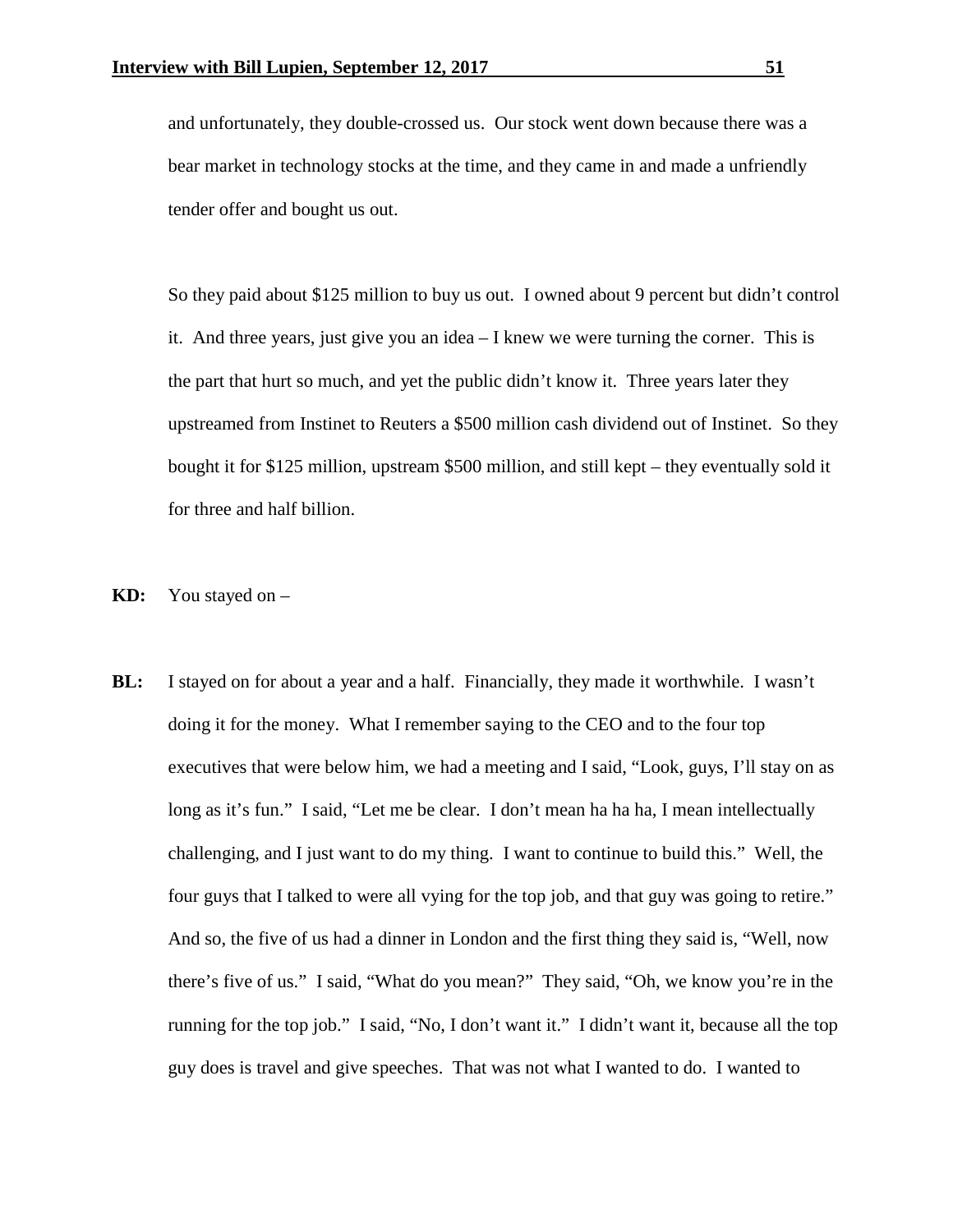and unfortunately, they double-crossed us. Our stock went down because there was a bear market in technology stocks at the time, and they came in and made a unfriendly tender offer and bought us out.

So they paid about $125 million to buy us out. I owned about 9 percent but didn't control it. And three years, just give you an idea – I knew we were turning the corner. This is the part that hurt so much, and yet the public didn't know it. Three years later they upstreamed from Instinet to Reuters a $500 million cash dividend out of Instinet. So they bought it for $125 million, upstream $500 million, and still kept – they eventually sold it for three and half billion.

**KD:** You stayed on –

**BL:** I stayed on for about a year and a half. Financially, they made it worthwhile. I wasn't doing it for the money. What I remember saying to the CEO and to the four top executives that were below him, we had a meeting and I said, "Look, guys, I'll stay on as long as it's fun." I said, "Let me be clear. I don't mean ha ha ha, I mean intellectually challenging, and I just want to do my thing. I want to continue to build this." Well, the four guys that I talked to were all vying for the top job, and that guy was going to retire." And so, the five of us had a dinner in London and the first thing they said is, "Well, now there's five of us." I said, "What do you mean?" They said, "Oh, we know you're in the running for the top job." I said, "No, I don't want it." I didn't want it, because all the top guy does is travel and give speeches. That was not what I wanted to do. I wanted to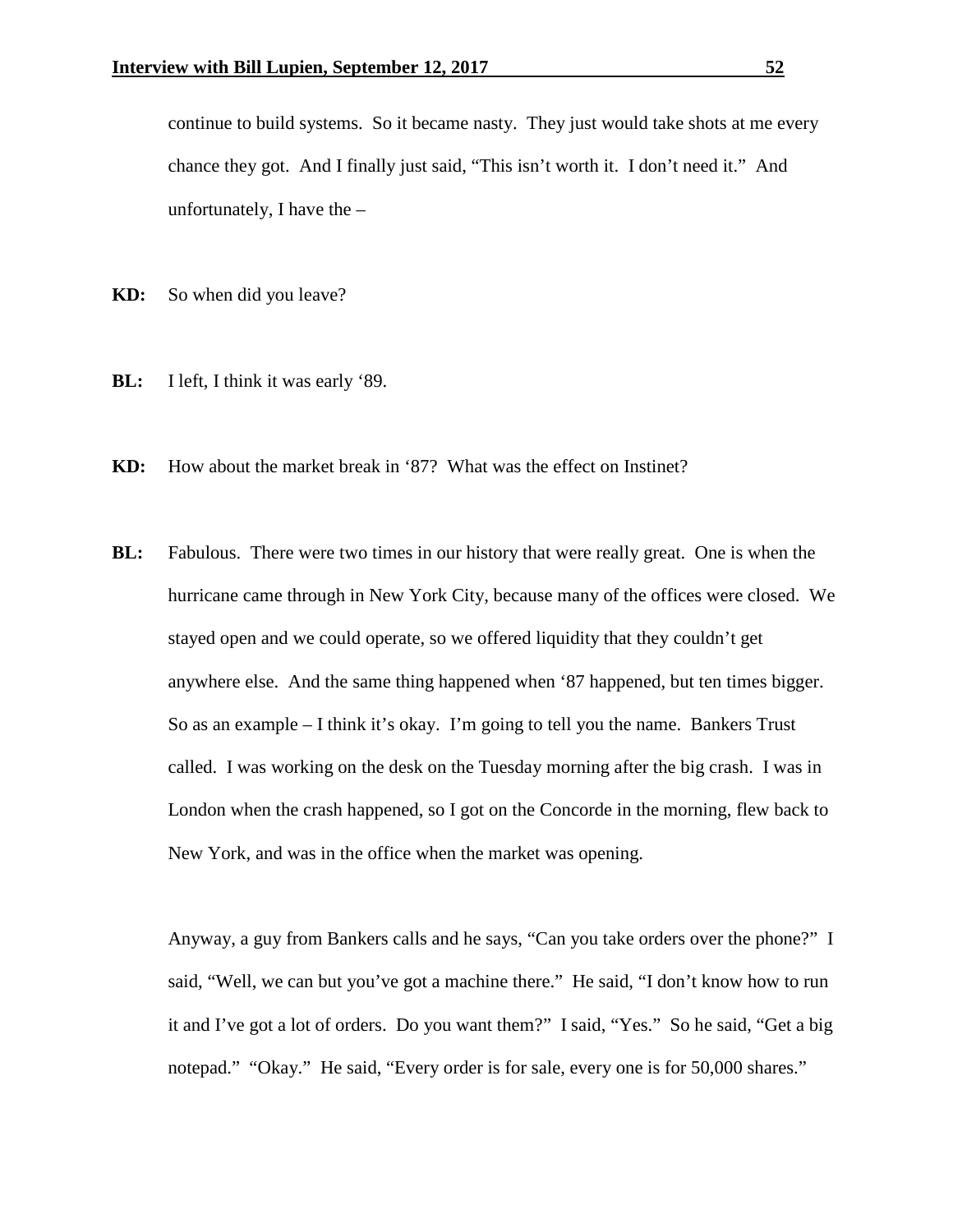continue to build systems. So it became nasty. They just would take shots at me every chance they got. And I finally just said, "This isn't worth it. I don't need it." And unfortunately, I have the –

**KD:** So when did you leave?

**BL:** I left, I think it was early '89.

**KD:** How about the market break in '87? What was the effect on Instinet?

**BL:** Fabulous. There were two times in our history that were really great. One is when the hurricane came through in New York City, because many of the offices were closed. We stayed open and we could operate, so we offered liquidity that they couldn't get anywhere else. And the same thing happened when '87 happened, but ten times bigger. So as an example – I think it's okay. I'm going to tell you the name. Bankers Trust called. I was working on the desk on the Tuesday morning after the big crash. I was in London when the crash happened, so I got on the Concorde in the morning, flew back to New York, and was in the office when the market was opening.

Anyway, a guy from Bankers calls and he says, "Can you take orders over the phone?" I said, "Well, we can but you've got a machine there." He said, "I don't know how to run it and I've got a lot of orders. Do you want them?" I said, "Yes." So he said, "Get a big notepad." "Okay." He said, "Every order is for sale, every one is for 50,000 shares."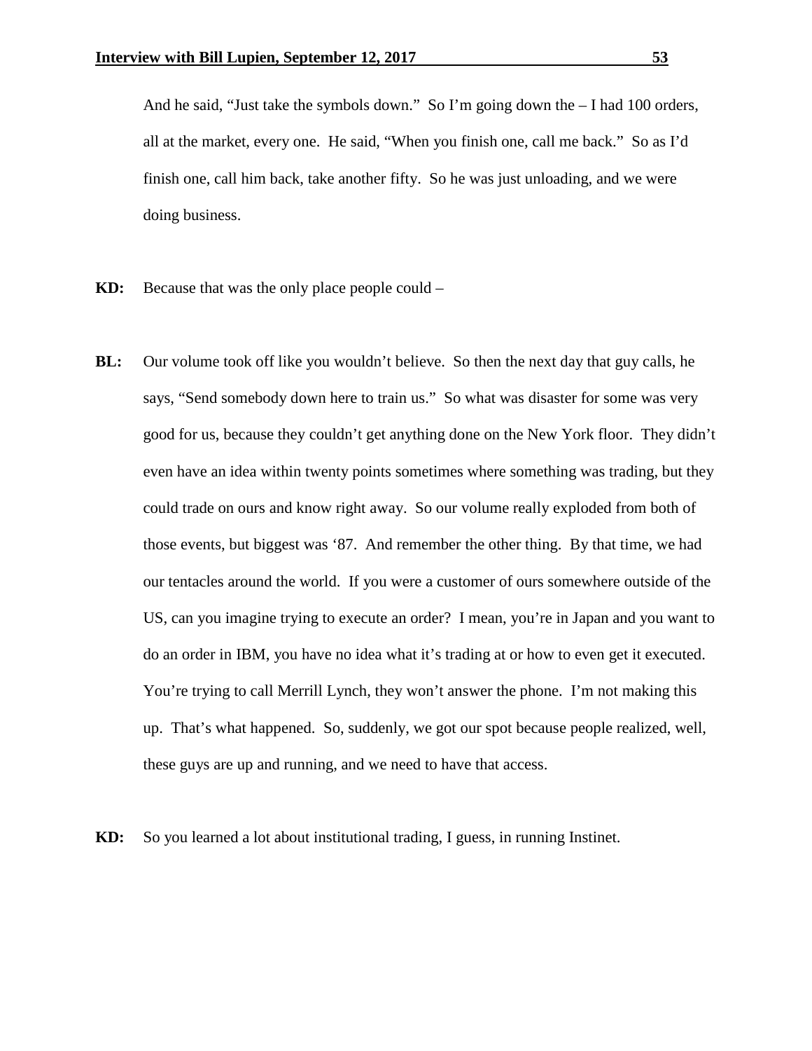And he said, "Just take the symbols down." So I'm going down the – I had 100 orders, all at the market, every one. He said, "When you finish one, call me back." So as I'd finish one, call him back, take another fifty. So he was just unloading, and we were doing business.

**KD:** Because that was the only place people could –

**BL:** Our volume took off like you wouldn't believe. So then the next day that guy calls, he says, "Send somebody down here to train us." So what was disaster for some was very good for us, because they couldn't get anything done on the New York floor. They didn't even have an idea within twenty points sometimes where something was trading, but they could trade on ours and know right away. So our volume really exploded from both of those events, but biggest was '87. And remember the other thing. By that time, we had our tentacles around the world. If you were a customer of ours somewhere outside of the US, can you imagine trying to execute an order? I mean, you're in Japan and you want to do an order in IBM, you have no idea what it's trading at or how to even get it executed. You're trying to call Merrill Lynch, they won't answer the phone. I'm not making this up. That's what happened. So, suddenly, we got our spot because people realized, well, these guys are up and running, and we need to have that access.

**KD:** So you learned a lot about institutional trading, I guess, in running Instinet.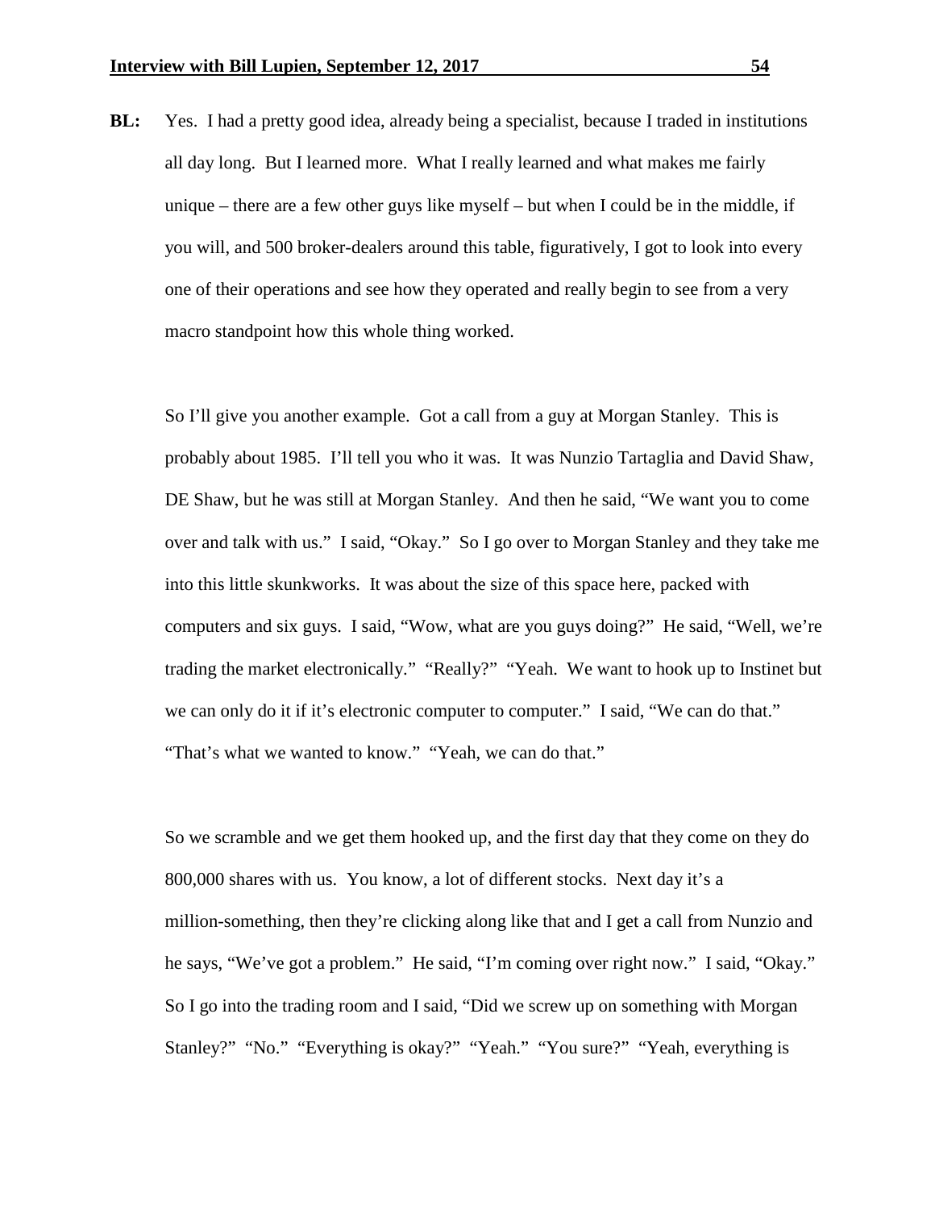**BL:** Yes. I had a pretty good idea, already being a specialist, because I traded in institutions all day long. But I learned more. What I really learned and what makes me fairly unique – there are a few other guys like myself – but when I could be in the middle, if you will, and 500 broker-dealers around this table, figuratively, I got to look into every one of their operations and see how they operated and really begin to see from a very macro standpoint how this whole thing worked.

So I'll give you another example. Got a call from a guy at Morgan Stanley. This is probably about 1985. I'll tell you who it was. It was Nunzio Tartaglia and David Shaw, DE Shaw, but he was still at Morgan Stanley. And then he said, "We want you to come over and talk with us." I said, "Okay." So I go over to Morgan Stanley and they take me into this little skunkworks. It was about the size of this space here, packed with computers and six guys. I said, "Wow, what are you guys doing?" He said, "Well, we're trading the market electronically." "Really?" "Yeah. We want to hook up to Instinet but we can only do it if it's electronic computer to computer." I said, "We can do that." "That's what we wanted to know." "Yeah, we can do that."

So we scramble and we get them hooked up, and the first day that they come on they do 800,000 shares with us. You know, a lot of different stocks. Next day it's a million-something, then they're clicking along like that and I get a call from Nunzio and he says, "We've got a problem." He said, "I'm coming over right now." I said, "Okay." So I go into the trading room and I said, "Did we screw up on something with Morgan Stanley?" "No." "Everything is okay?" "Yeah." "You sure?" "Yeah, everything is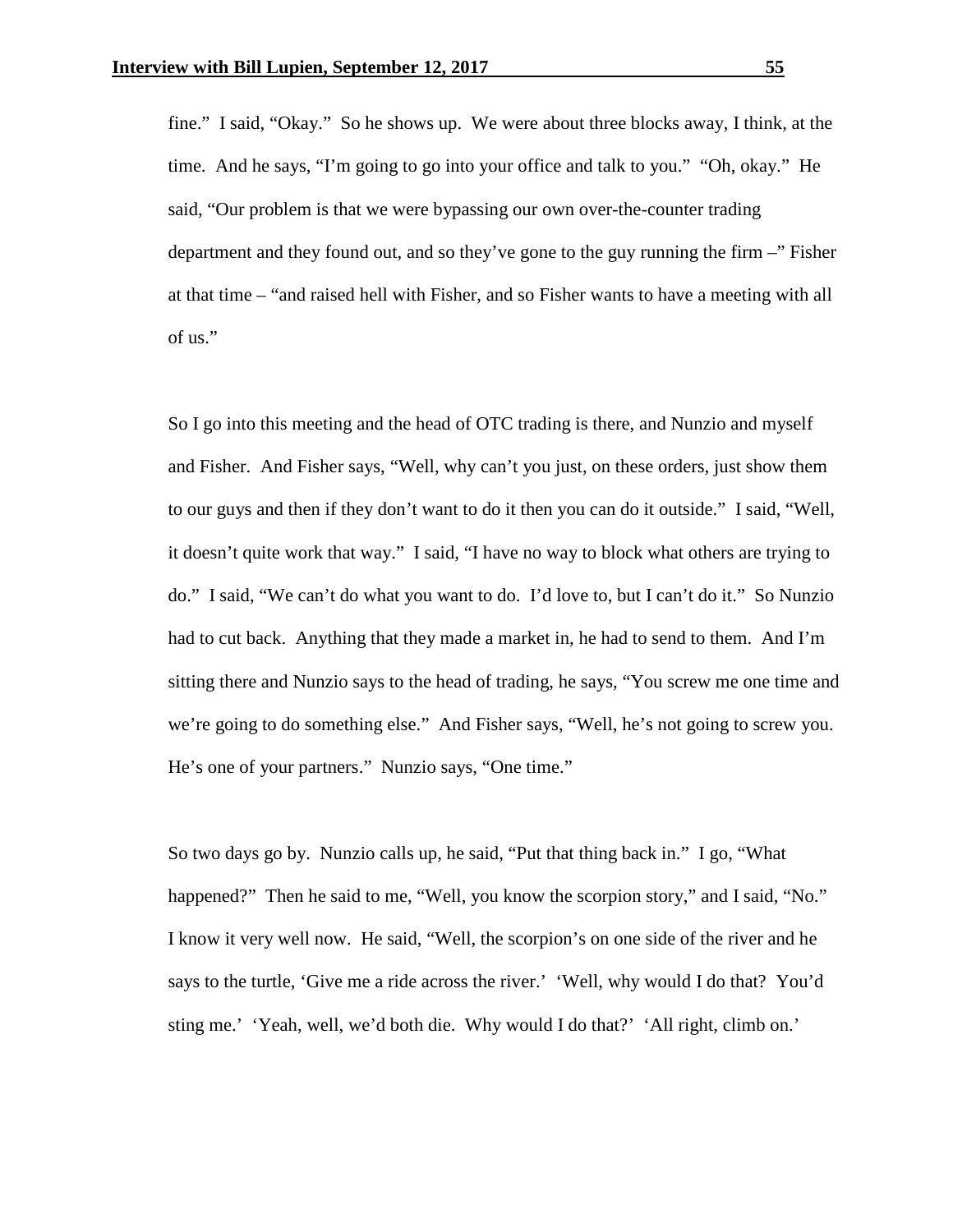fine." I said, "Okay." So he shows up. We were about three blocks away, I think, at the time. And he says, "I'm going to go into your office and talk to you." "Oh, okay." He said, "Our problem is that we were bypassing our own over-the-counter trading department and they found out, and so they've gone to the guy running the firm –" Fisher at that time – "and raised hell with Fisher, and so Fisher wants to have a meeting with all of us."

So I go into this meeting and the head of OTC trading is there, and Nunzio and myself and Fisher. And Fisher says, "Well, why can't you just, on these orders, just show them to our guys and then if they don't want to do it then you can do it outside." I said, "Well, it doesn't quite work that way." I said, "I have no way to block what others are trying to do." I said, "We can't do what you want to do. I'd love to, but I can't do it." So Nunzio had to cut back. Anything that they made a market in, he had to send to them. And I'm sitting there and Nunzio says to the head of trading, he says, "You screw me one time and we're going to do something else." And Fisher says, "Well, he's not going to screw you. He's one of your partners." Nunzio says, "One time."

So two days go by. Nunzio calls up, he said, "Put that thing back in." I go, "What happened?" Then he said to me, "Well, you know the scorpion story," and I said, "No." I know it very well now. He said, "Well, the scorpion's on one side of the river and he says to the turtle, 'Give me a ride across the river.' 'Well, why would I do that? You'd sting me.' 'Yeah, well, we'd both die. Why would I do that?' 'All right, climb on.'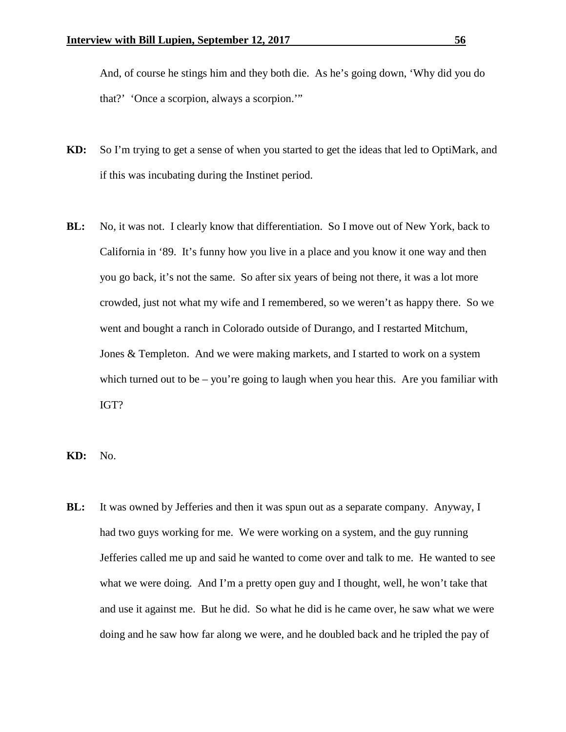And, of course he stings him and they both die. As he's going down, 'Why did you do that?' 'Once a scorpion, always a scorpion.'"

**KD:** So I'm trying to get a sense of when you started to get the ideas that led to OptiMark, and if this was incubating during the Instinet period.

**BL:** No, it was not. I clearly know that differentiation. So I move out of New York, back to California in '89. It's funny how you live in a place and you know it one way and then you go back, it's not the same. So after six years of being not there, it was a lot more crowded, just not what my wife and I remembered, so we weren't as happy there. So we went and bought a ranch in Colorado outside of Durango, and I restarted Mitchum, Jones & Templeton. And we were making markets, and I started to work on a system which turned out to be – you're going to laugh when you hear this. Are you familiar with IGT?

**KD:** No.

**BL:** It was owned by Jefferies and then it was spun out as a separate company. Anyway, I had two guys working for me. We were working on a system, and the guy running Jefferies called me up and said he wanted to come over and talk to me. He wanted to see what we were doing. And I'm a pretty open guy and I thought, well, he won't take that and use it against me. But he did. So what he did is he came over, he saw what we were doing and he saw how far along we were, and he doubled back and he tripled the pay of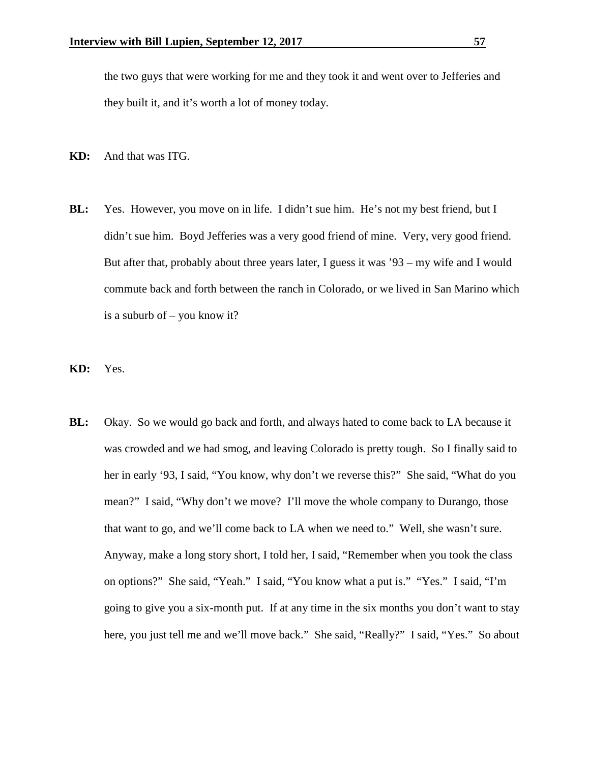the two guys that were working for me and they took it and went over to Jefferies and they built it, and it's worth a lot of money today.

**KD:** And that was ITG.

**BL:** Yes. However, you move on in life. I didn't sue him. He's not my best friend, but I didn't sue him. Boyd Jefferies was a very good friend of mine. Very, very good friend. But after that, probably about three years later, I guess it was '93 – my wife and I would commute back and forth between the ranch in Colorado, or we lived in San Marino which is a suburb of – you know it?

**KD:** Yes.

**BL:** Okay. So we would go back and forth, and always hated to come back to LA because it was crowded and we had smog, and leaving Colorado is pretty tough. So I finally said to her in early '93, I said, "You know, why don't we reverse this?" She said, "What do you mean?" I said, "Why don't we move? I'll move the whole company to Durango, those that want to go, and we'll come back to LA when we need to." Well, she wasn't sure. Anyway, make a long story short, I told her, I said, "Remember when you took the class on options?" She said, "Yeah." I said, "You know what a put is." "Yes." I said, "I'm going to give you a six-month put. If at any time in the six months you don't want to stay here, you just tell me and we'll move back." She said, "Really?" I said, "Yes." So about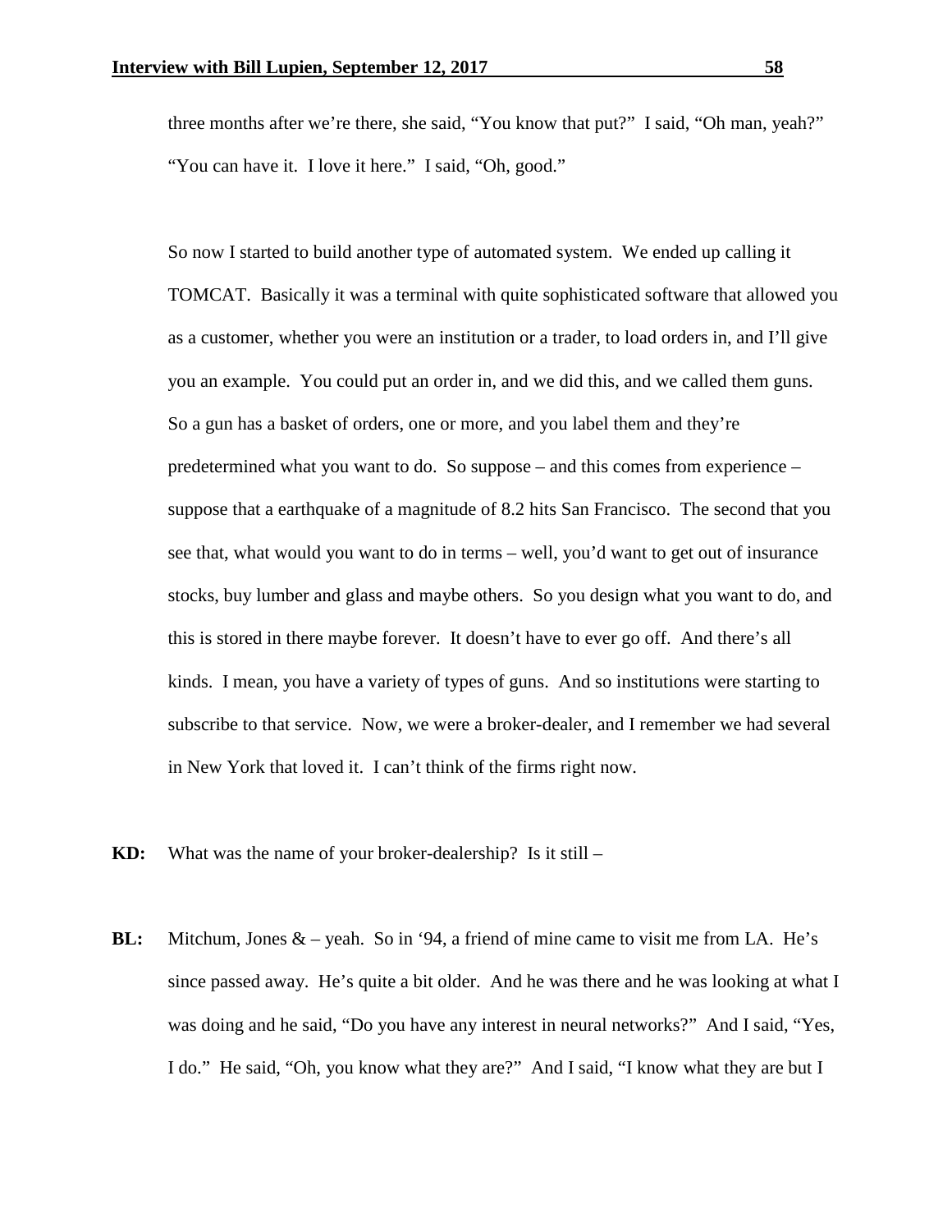three months after we're there, she said, "You know that put?" I said, "Oh man, yeah?" "You can have it. I love it here." I said, "Oh, good."

So now I started to build another type of automated system. We ended up calling it TOMCAT. Basically it was a terminal with quite sophisticated software that allowed you as a customer, whether you were an institution or a trader, to load orders in, and I'll give you an example. You could put an order in, and we did this, and we called them guns. So a gun has a basket of orders, one or more, and you label them and they're predetermined what you want to do. So suppose – and this comes from experience – suppose that a earthquake of a magnitude of 8.2 hits San Francisco. The second that you see that, what would you want to do in terms – well, you'd want to get out of insurance stocks, buy lumber and glass and maybe others. So you design what you want to do, and this is stored in there maybe forever. It doesn't have to ever go off. And there's all kinds. I mean, you have a variety of types of guns. And so institutions were starting to subscribe to that service. Now, we were a broker-dealer, and I remember we had several in New York that loved it. I can't think of the firms right now.

**KD:** What was the name of your broker-dealership? Is it still –

**BL:** Mitchum, Jones & – yeah. So in '94, a friend of mine came to visit me from LA. He's since passed away. He's quite a bit older. And he was there and he was looking at what I was doing and he said, "Do you have any interest in neural networks?" And I said, "Yes, I do." He said, "Oh, you know what they are?" And I said, "I know what they are but I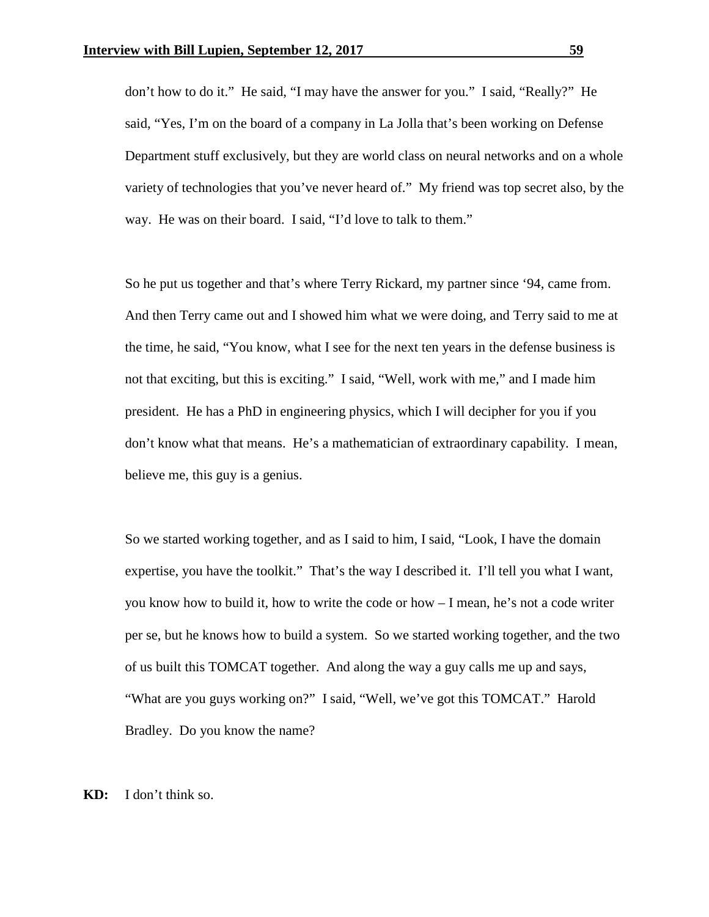don't how to do it." He said, "I may have the answer for you." I said, "Really?" He said, "Yes, I'm on the board of a company in La Jolla that's been working on Defense Department stuff exclusively, but they are world class on neural networks and on a whole variety of technologies that you've never heard of." My friend was top secret also, by the way. He was on their board. I said, "I'd love to talk to them."

So he put us together and that's where Terry Rickard, my partner since '94, came from. And then Terry came out and I showed him what we were doing, and Terry said to me at the time, he said, "You know, what I see for the next ten years in the defense business is not that exciting, but this is exciting." I said, "Well, work with me," and I made him president. He has a PhD in engineering physics, which I will decipher for you if you don't know what that means. He's a mathematician of extraordinary capability. I mean, believe me, this guy is a genius.

So we started working together, and as I said to him, I said, "Look, I have the domain expertise, you have the toolkit." That's the way I described it. I'll tell you what I want, you know how to build it, how to write the code or how – I mean, he's not a code writer per se, but he knows how to build a system. So we started working together, and the two of us built this TOMCAT together. And along the way a guy calls me up and says, "What are you guys working on?" I said, "Well, we've got this TOMCAT." Harold Bradley. Do you know the name?

**KD:** I don't think so.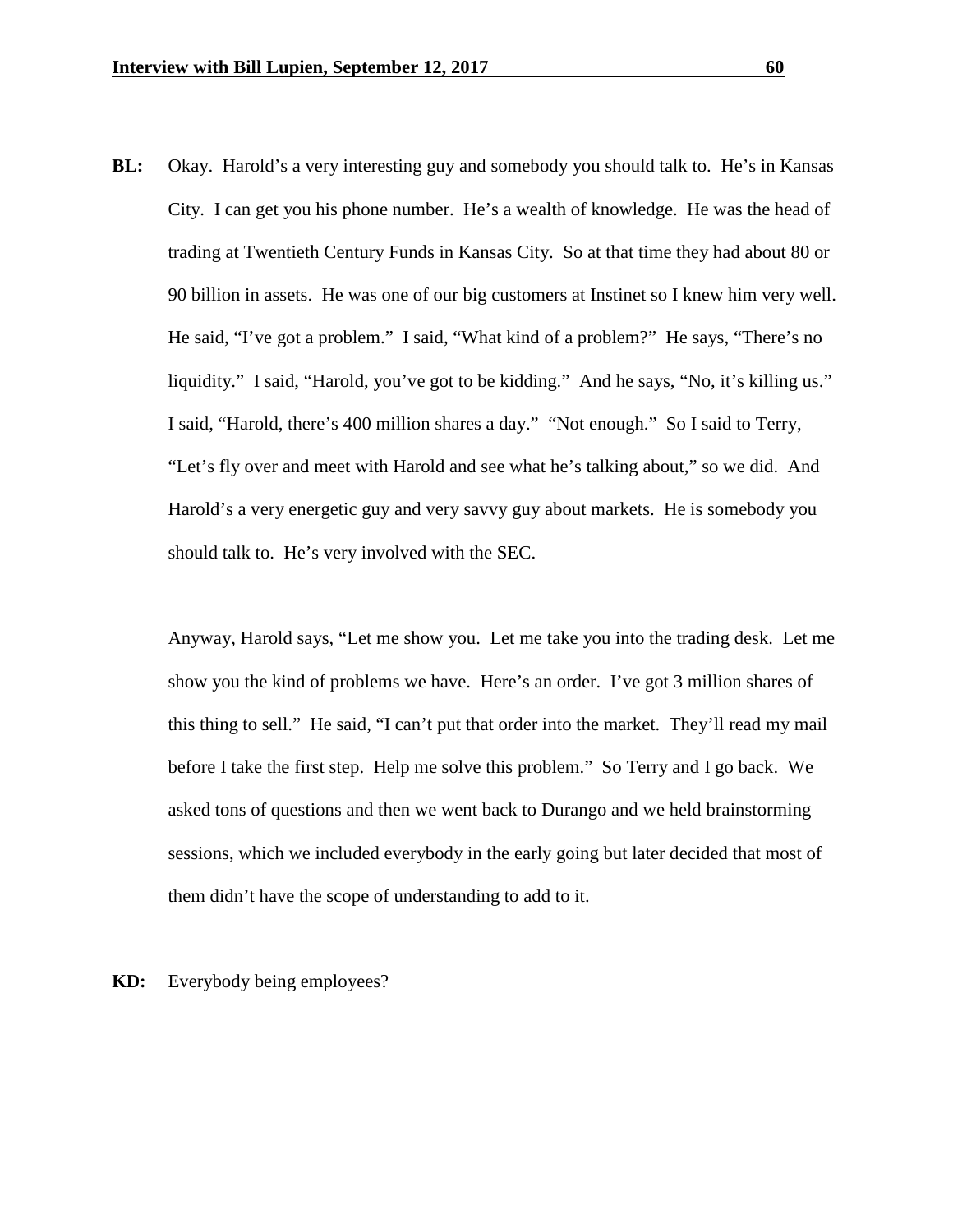**BL:** Okay. Harold's a very interesting guy and somebody you should talk to. He's in Kansas City. I can get you his phone number. He's a wealth of knowledge. He was the head of trading at Twentieth Century Funds in Kansas City. So at that time they had about 80 or 90 billion in assets. He was one of our big customers at Instinet so I knew him very well. He said, "I've got a problem." I said, "What kind of a problem?" He says, "There's no liquidity." I said, "Harold, you've got to be kidding." And he says, "No, it's killing us." I said, "Harold, there's 400 million shares a day." "Not enough." So I said to Terry, "Let's fly over and meet with Harold and see what he's talking about," so we did. And Harold's a very energetic guy and very savvy guy about markets. He is somebody you should talk to. He's very involved with the SEC.

Anyway, Harold says, "Let me show you. Let me take you into the trading desk. Let me show you the kind of problems we have. Here's an order. I've got 3 million shares of this thing to sell." He said, "I can't put that order into the market. They'll read my mail before I take the first step. Help me solve this problem." So Terry and I go back. We asked tons of questions and then we went back to Durango and we held brainstorming sessions, which we included everybody in the early going but later decided that most of them didn't have the scope of understanding to add to it.

**KD:** Everybody being employees?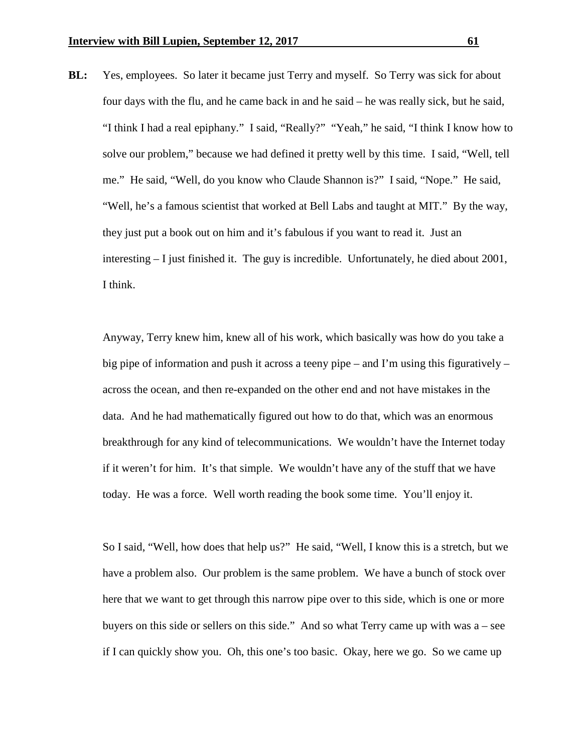**BL:** Yes, employees. So later it became just Terry and myself. So Terry was sick for about four days with the flu, and he came back in and he said – he was really sick, but he said, "I think I had a real epiphany." I said, "Really?" "Yeah," he said, "I think I know how to solve our problem," because we had defined it pretty well by this time. I said, "Well, tell me." He said, "Well, do you know who Claude Shannon is?" I said, "Nope." He said, "Well, he's a famous scientist that worked at Bell Labs and taught at MIT." By the way, they just put a book out on him and it's fabulous if you want to read it. Just an interesting – I just finished it. The guy is incredible. Unfortunately, he died about 2001, I think.

Anyway, Terry knew him, knew all of his work, which basically was how do you take a big pipe of information and push it across a teeny pipe – and I'm using this figuratively – across the ocean, and then re-expanded on the other end and not have mistakes in the data. And he had mathematically figured out how to do that, which was an enormous breakthrough for any kind of telecommunications. We wouldn't have the Internet today if it weren't for him. It's that simple. We wouldn't have any of the stuff that we have today. He was a force. Well worth reading the book some time. You'll enjoy it.

So I said, "Well, how does that help us?" He said, "Well, I know this is a stretch, but we have a problem also. Our problem is the same problem. We have a bunch of stock over here that we want to get through this narrow pipe over to this side, which is one or more buyers on this side or sellers on this side." And so what Terry came up with was a – see if I can quickly show you. Oh, this one's too basic. Okay, here we go. So we came up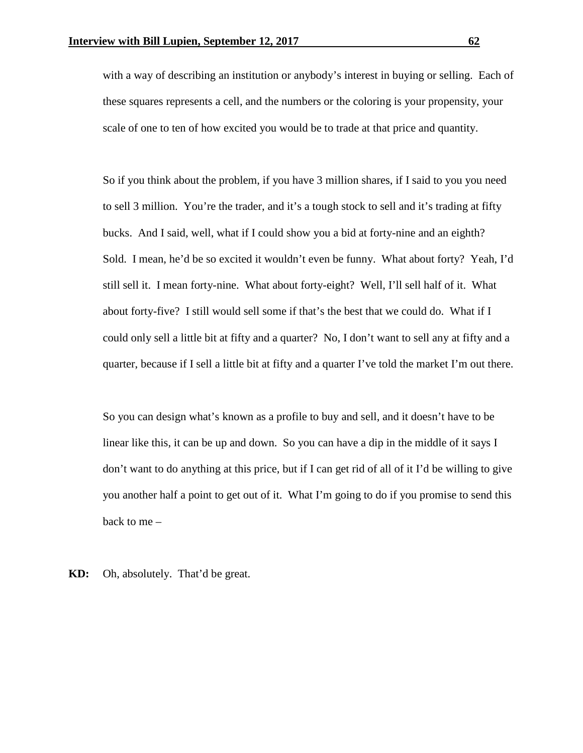with a way of describing an institution or anybody's interest in buying or selling. Each of these squares represents a cell, and the numbers or the coloring is your propensity, your scale of one to ten of how excited you would be to trade at that price and quantity.

So if you think about the problem, if you have 3 million shares, if I said to you you need to sell 3 million. You're the trader, and it's a tough stock to sell and it's trading at fifty bucks. And I said, well, what if I could show you a bid at forty-nine and an eighth? Sold. I mean, he'd be so excited it wouldn't even be funny. What about forty? Yeah, I'd still sell it. I mean forty-nine. What about forty-eight? Well, I'll sell half of it. What about forty-five? I still would sell some if that's the best that we could do. What if I could only sell a little bit at fifty and a quarter? No, I don't want to sell any at fifty and a quarter, because if I sell a little bit at fifty and a quarter I've told the market I'm out there.

So you can design what's known as a profile to buy and sell, and it doesn't have to be linear like this, it can be up and down. So you can have a dip in the middle of it says I don't want to do anything at this price, but if I can get rid of all of it I'd be willing to give you another half a point to get out of it. What I'm going to do if you promise to send this back to me –

**KD:** Oh, absolutely. That'd be great.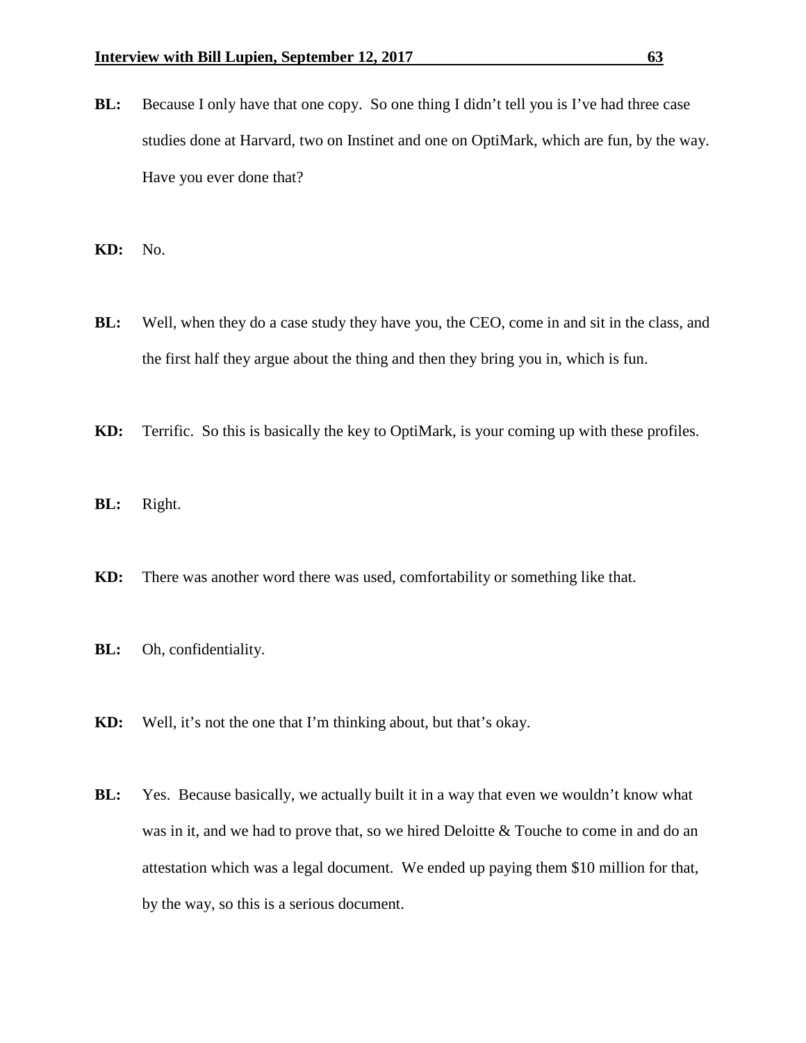**BL:** Because I only have that one copy. So one thing I didn't tell you is I've had three case studies done at Harvard, two on Instinet and one on OptiMark, which are fun, by the way. Have you ever done that?

**KD:** No.

**BL:** Well, when they do a case study they have you, the CEO, come in and sit in the class, and the first half they argue about the thing and then they bring you in, which is fun.

**KD:** Terrific. So this is basically the key to OptiMark, is your coming up with these profiles.

**BL:** Right.

**KD:** There was another word there was used, comfortability or something like that.

**BL:** Oh, confidentiality.

**KD:** Well, it's not the one that I'm thinking about, but that's okay.

**BL:** Yes. Because basically, we actually built it in a way that even we wouldn't know what was in it, and we had to prove that, so we hired Deloitte & Touche to come in and do an attestation which was a legal document. We ended up paying them $10 million for that, by the way, so this is a serious document.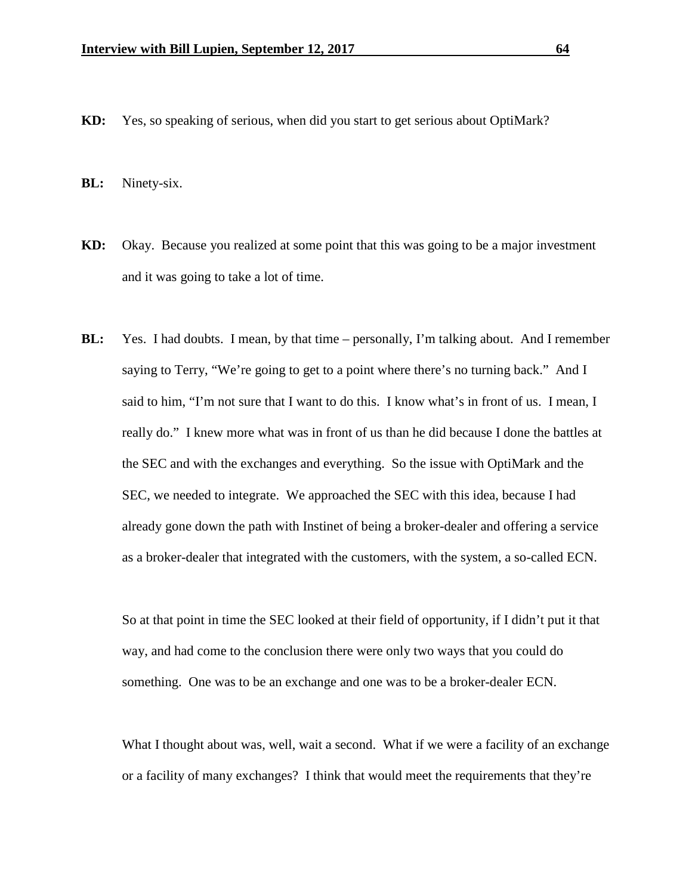**KD:** Yes, so speaking of serious, when did you start to get serious about OptiMark?

**BL:** Ninety-six.

**KD:** Okay. Because you realized at some point that this was going to be a major investment and it was going to take a lot of time.

**BL:** Yes. I had doubts. I mean, by that time – personally, I'm talking about. And I remember saying to Terry, "We're going to get to a point where there's no turning back." And I said to him, "I'm not sure that I want to do this. I know what's in front of us. I mean, I really do." I knew more what was in front of us than he did because I done the battles at the SEC and with the exchanges and everything. So the issue with OptiMark and the SEC, we needed to integrate. We approached the SEC with this idea, because I had already gone down the path with Instinet of being a broker-dealer and offering a service as a broker-dealer that integrated with the customers, with the system, a so-called ECN.

So at that point in time the SEC looked at their field of opportunity, if I didn't put it that way, and had come to the conclusion there were only two ways that you could do something. One was to be an exchange and one was to be a broker-dealer ECN.

What I thought about was, well, wait a second. What if we were a facility of an exchange or a facility of many exchanges? I think that would meet the requirements that they're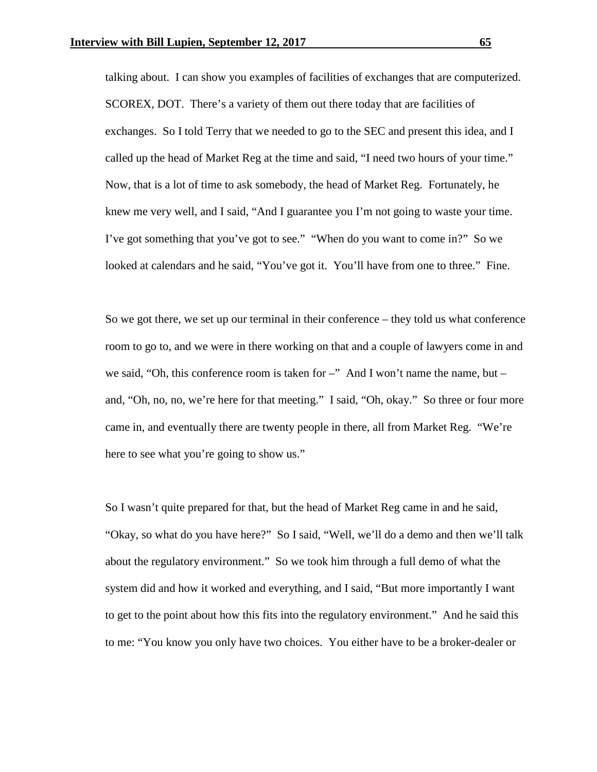talking about. I can show you examples of facilities of exchanges that are computerized. SCOREX, DOT. There's a variety of them out there today that are facilities of exchanges. So I told Terry that we needed to go to the SEC and present this idea, and I called up the head of Market Reg at the time and said, "I need two hours of your time." Now, that is a lot of time to ask somebody, the head of Market Reg. Fortunately, he knew me very well, and I said, "And I guarantee you I'm not going to waste your time. I've got something that you've got to see." "When do you want to come in?" So we looked at calendars and he said, "You've got it. You'll have from one to three." Fine.

So we got there, we set up our terminal in their conference – they told us what conference room to go to, and we were in there working on that and a couple of lawyers come in and we said, "Oh, this conference room is taken for –" And I won't name the name, but – and, "Oh, no, no, we're here for that meeting." I said, "Oh, okay." So three or four more came in, and eventually there are twenty people in there, all from Market Reg. "We're here to see what you're going to show us."

So I wasn't quite prepared for that, but the head of Market Reg came in and he said, "Okay, so what do you have here?" So I said, "Well, we'll do a demo and then we'll talk about the regulatory environment." So we took him through a full demo of what the system did and how it worked and everything, and I said, "But more importantly I want to get to the point about how this fits into the regulatory environment." And he said this to me: "You know you only have two choices. You either have to be a broker-dealer or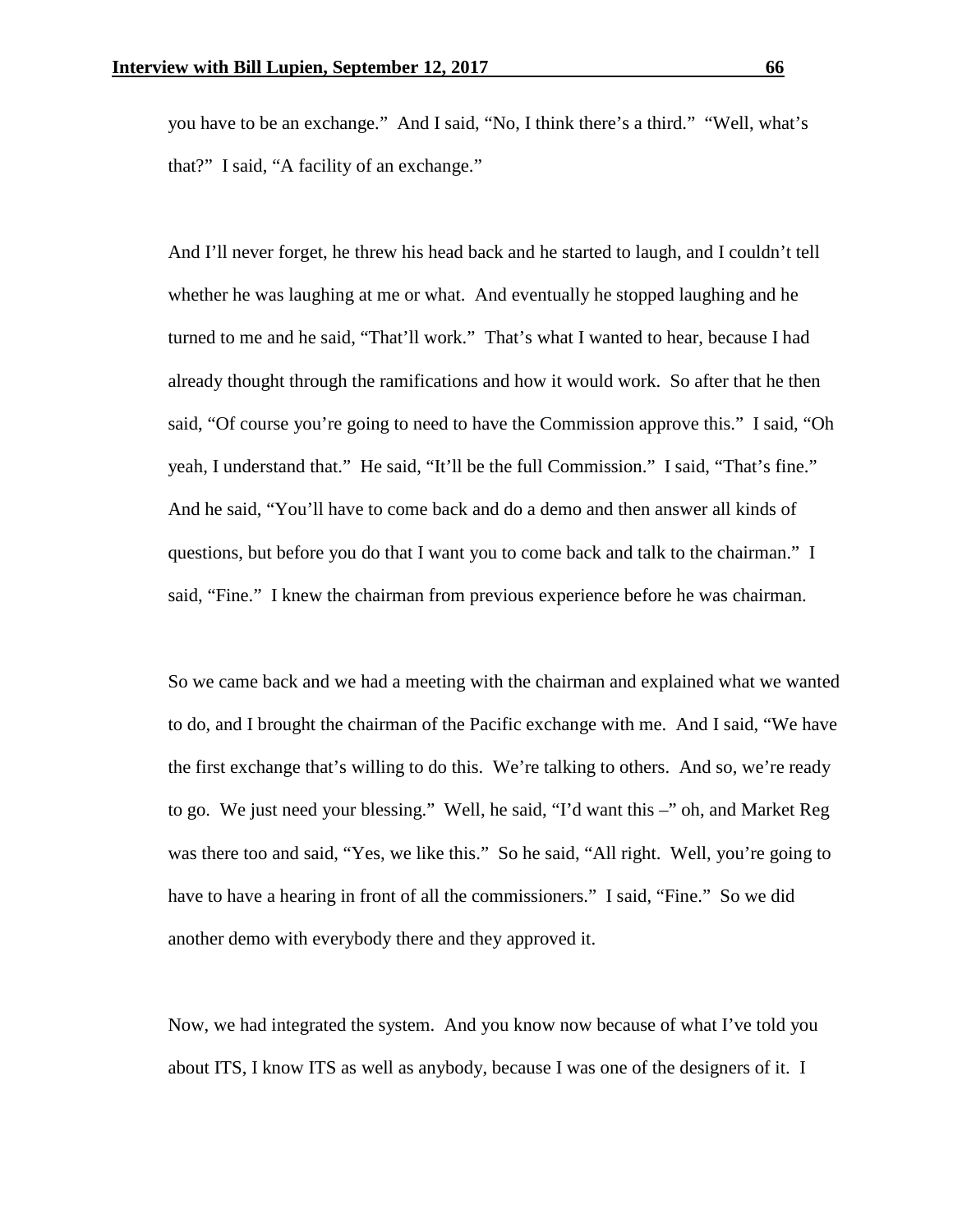you have to be an exchange." And I said, "No, I think there's a third." "Well, what's that?" I said, "A facility of an exchange."

And I'll never forget, he threw his head back and he started to laugh, and I couldn't tell whether he was laughing at me or what. And eventually he stopped laughing and he turned to me and he said, "That'll work." That's what I wanted to hear, because I had already thought through the ramifications and how it would work. So after that he then said, "Of course you're going to need to have the Commission approve this." I said, "Oh yeah, I understand that." He said, "It'll be the full Commission." I said, "That's fine." And he said, "You'll have to come back and do a demo and then answer all kinds of questions, but before you do that I want you to come back and talk to the chairman." I said, "Fine." I knew the chairman from previous experience before he was chairman.

So we came back and we had a meeting with the chairman and explained what we wanted to do, and I brought the chairman of the Pacific exchange with me. And I said, "We have the first exchange that's willing to do this. We're talking to others. And so, we're ready to go. We just need your blessing." Well, he said, "I'd want this –" oh, and Market Reg was there too and said, "Yes, we like this." So he said, "All right. Well, you're going to have to have a hearing in front of all the commissioners." I said, "Fine." So we did another demo with everybody there and they approved it.

Now, we had integrated the system. And you know now because of what I've told you about ITS, I know ITS as well as anybody, because I was one of the designers of it. I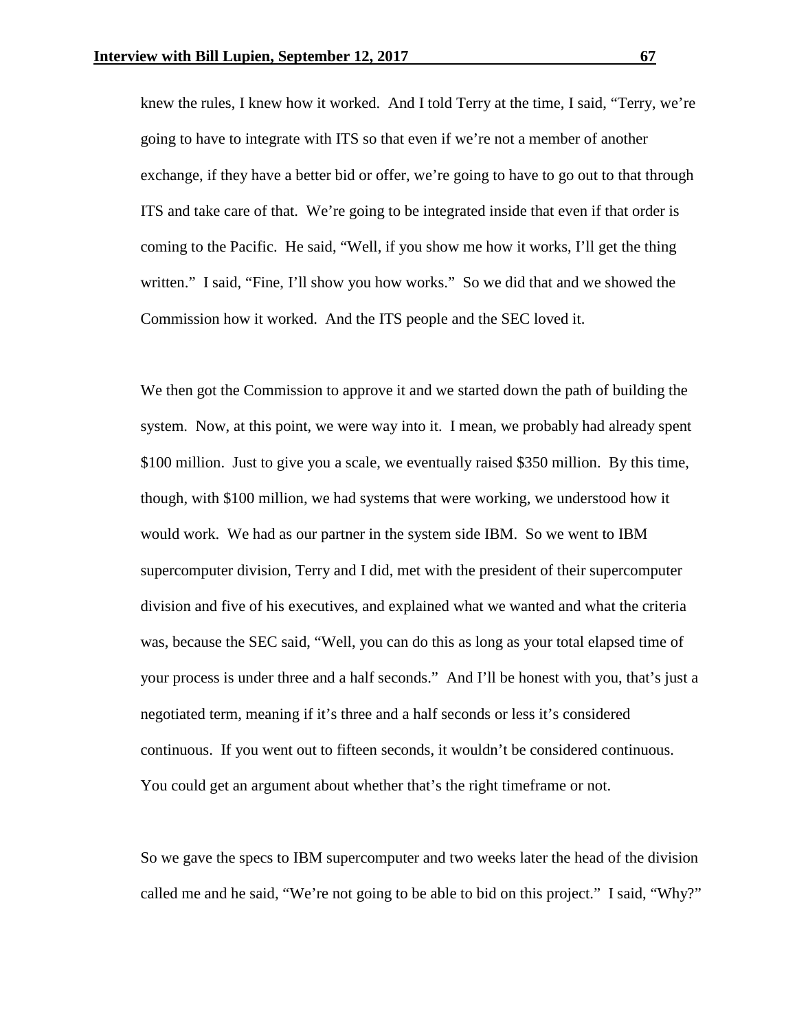knew the rules, I knew how it worked. And I told Terry at the time, I said, "Terry, we're going to have to integrate with ITS so that even if we're not a member of another exchange, if they have a better bid or offer, we're going to have to go out to that through ITS and take care of that. We're going to be integrated inside that even if that order is coming to the Pacific. He said, "Well, if you show me how it works, I'll get the thing written." I said, "Fine, I'll show you how works." So we did that and we showed the Commission how it worked. And the ITS people and the SEC loved it.

We then got the Commission to approve it and we started down the path of building the system. Now, at this point, we were way into it. I mean, we probably had already spent \$100 million. Just to give you a scale, we eventually raised \$350 million. By this time, though, with \$100 million, we had systems that were working, we understood how it would work. We had as our partner in the system side IBM. So we went to IBM supercomputer division, Terry and I did, met with the president of their supercomputer division and five of his executives, and explained what we wanted and what the criteria was, because the SEC said, "Well, you can do this as long as your total elapsed time of your process is under three and a half seconds." And I'll be honest with you, that's just a negotiated term, meaning if it's three and a half seconds or less it's considered continuous. If you went out to fifteen seconds, it wouldn't be considered continuous. You could get an argument about whether that's the right timeframe or not.

So we gave the specs to IBM supercomputer and two weeks later the head of the division called me and he said, "We're not going to be able to bid on this project." I said, "Why?"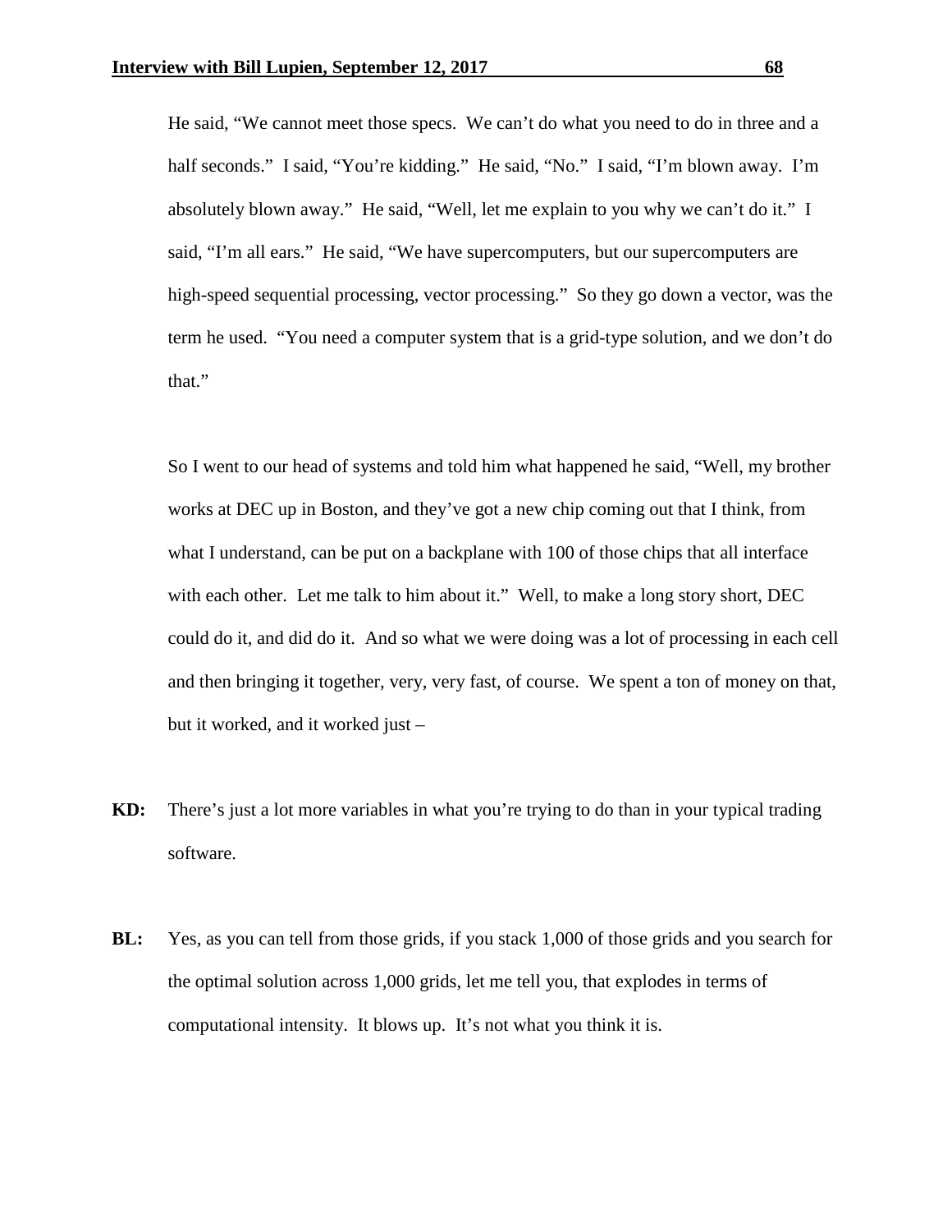He said, "We cannot meet those specs. We can't do what you need to do in three and a half seconds." I said, "You're kidding." He said, "No." I said, "I'm blown away. I'm absolutely blown away." He said, "Well, let me explain to you why we can't do it." I said, "I'm all ears." He said, "We have supercomputers, but our supercomputers are high-speed sequential processing, vector processing." So they go down a vector, was the term he used. "You need a computer system that is a grid-type solution, and we don't do that."

So I went to our head of systems and told him what happened he said, "Well, my brother works at DEC up in Boston, and they've got a new chip coming out that I think, from what I understand, can be put on a backplane with 100 of those chips that all interface with each other. Let me talk to him about it." Well, to make a long story short, DEC could do it, and did do it. And so what we were doing was a lot of processing in each cell and then bringing it together, very, very fast, of course. We spent a ton of money on that, but it worked, and it worked just –

**KD:** There's just a lot more variables in what you're trying to do than in your typical trading software.

**BL:** Yes, as you can tell from those grids, if you stack 1,000 of those grids and you search for the optimal solution across 1,000 grids, let me tell you, that explodes in terms of computational intensity. It blows up. It's not what you think it is.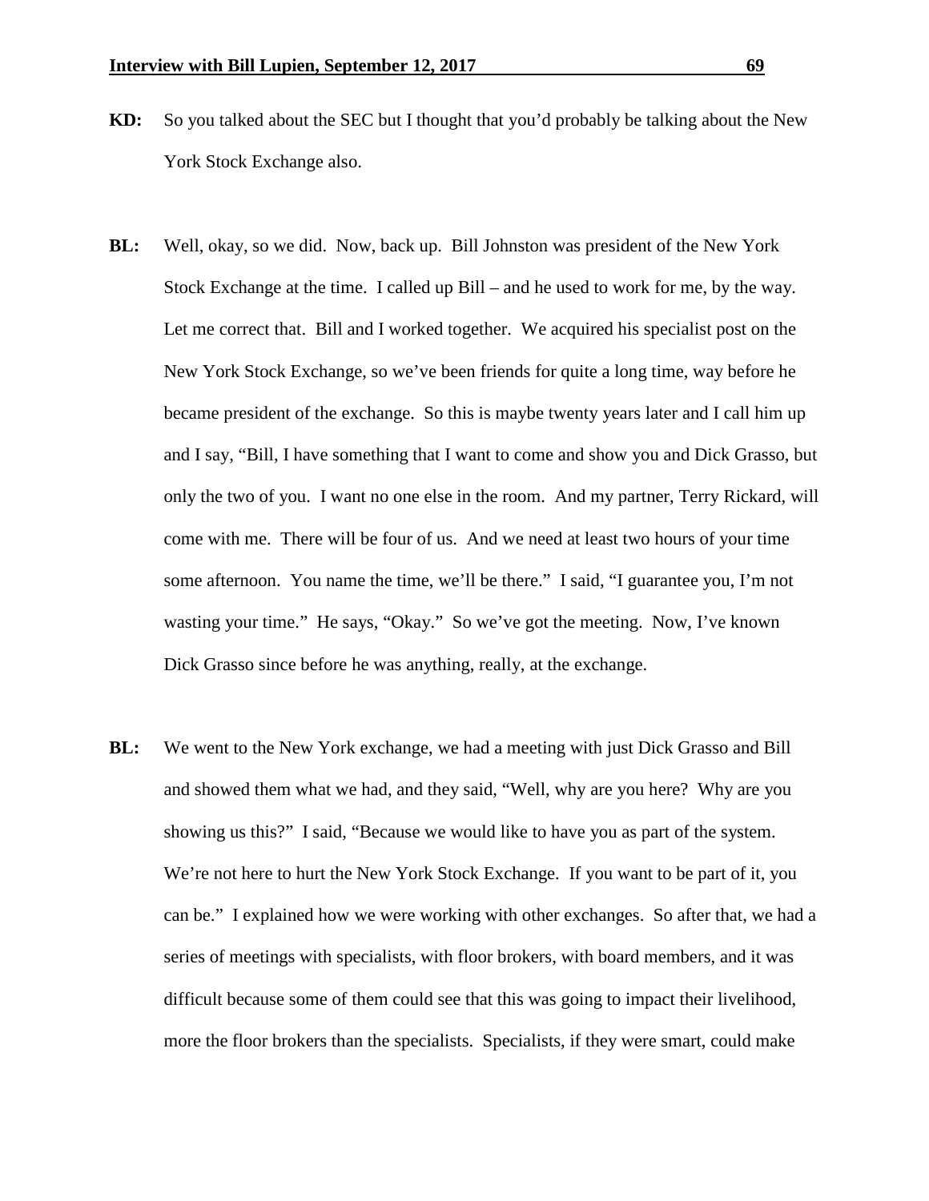**KD:** So you talked about the SEC but I thought that you'd probably be talking about the New York Stock Exchange also.

**BL:** Well, okay, so we did. Now, back up. Bill Johnston was president of the New York Stock Exchange at the time. I called up Bill – and he used to work for me, by the way. Let me correct that. Bill and I worked together. We acquired his specialist post on the New York Stock Exchange, so we've been friends for quite a long time, way before he became president of the exchange. So this is maybe twenty years later and I call him up and I say, "Bill, I have something that I want to come and show you and Dick Grasso, but only the two of you. I want no one else in the room. And my partner, Terry Rickard, will come with me. There will be four of us. And we need at least two hours of your time some afternoon. You name the time, we'll be there." I said, "I guarantee you, I'm not wasting your time." He says, "Okay." So we've got the meeting. Now, I've known Dick Grasso since before he was anything, really, at the exchange.

**BL:** We went to the New York exchange, we had a meeting with just Dick Grasso and Bill and showed them what we had, and they said, "Well, why are you here? Why are you showing us this?" I said, "Because we would like to have you as part of the system. We're not here to hurt the New York Stock Exchange. If you want to be part of it, you can be." I explained how we were working with other exchanges. So after that, we had a series of meetings with specialists, with floor brokers, with board members, and it was difficult because some of them could see that this was going to impact their livelihood, more the floor brokers than the specialists. Specialists, if they were smart, could make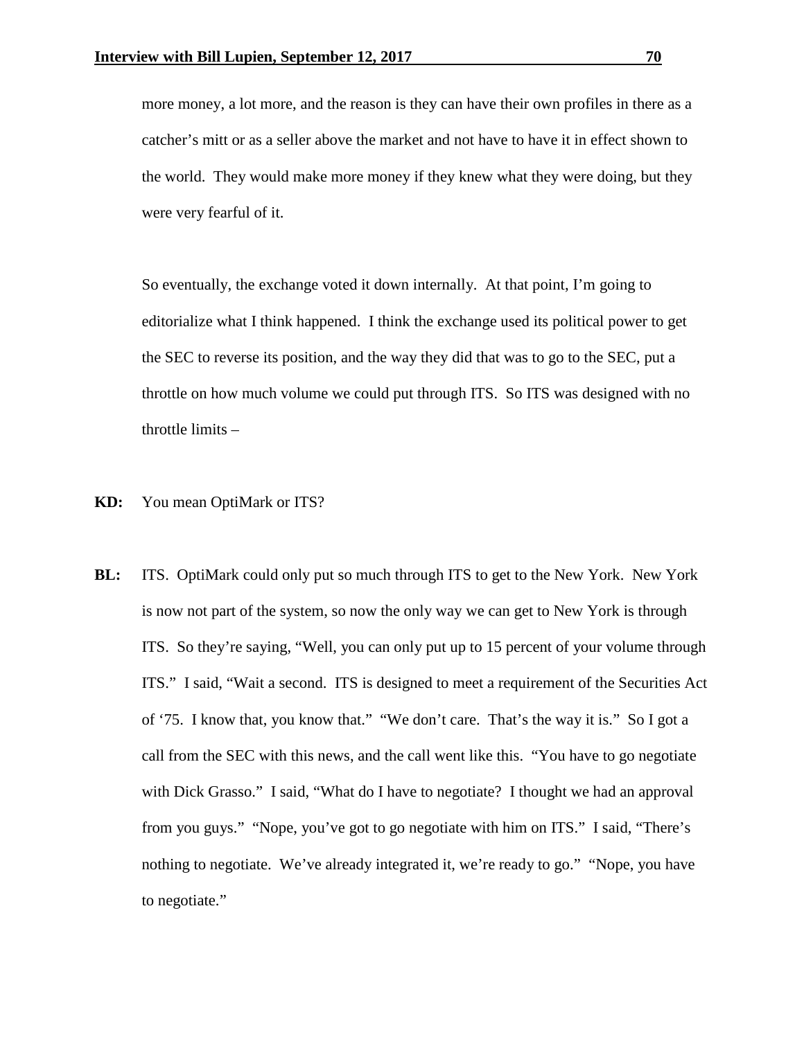more money, a lot more, and the reason is they can have their own profiles in there as a catcher's mitt or as a seller above the market and not have to have it in effect shown to the world. They would make more money if they knew what they were doing, but they were very fearful of it.

So eventually, the exchange voted it down internally. At that point, I'm going to editorialize what I think happened. I think the exchange used its political power to get the SEC to reverse its position, and the way they did that was to go to the SEC, put a throttle on how much volume we could put through ITS. So ITS was designed with no throttle limits –

**KD:** You mean OptiMark or ITS?

**BL:** ITS. OptiMark could only put so much through ITS to get to the New York. New York is now not part of the system, so now the only way we can get to New York is through ITS. So they're saying, "Well, you can only put up to 15 percent of your volume through ITS." I said, "Wait a second. ITS is designed to meet a requirement of the Securities Act of '75. I know that, you know that." "We don't care. That's the way it is." So I got a call from the SEC with this news, and the call went like this. "You have to go negotiate with Dick Grasso." I said, "What do I have to negotiate? I thought we had an approval from you guys." "Nope, you've got to go negotiate with him on ITS." I said, "There's nothing to negotiate. We've already integrated it, we're ready to go." "Nope, you have to negotiate."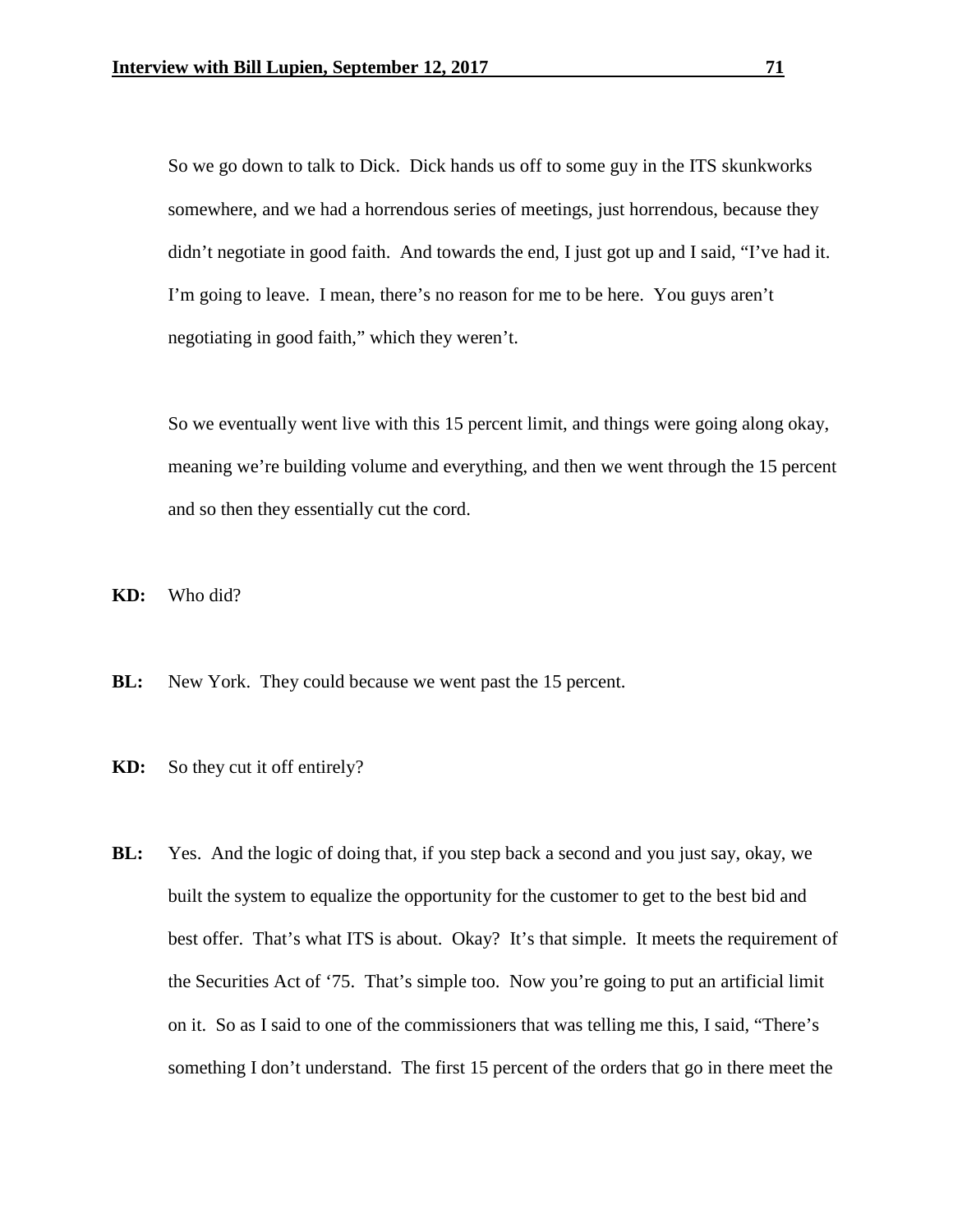So we go down to talk to Dick. Dick hands us off to some guy in the ITS skunkworks somewhere, and we had a horrendous series of meetings, just horrendous, because they didn't negotiate in good faith. And towards the end, I just got up and I said, "I've had it. I'm going to leave. I mean, there's no reason for me to be here. You guys aren't negotiating in good faith," which they weren't.

So we eventually went live with this 15 percent limit, and things were going along okay, meaning we're building volume and everything, and then we went through the 15 percent and so then they essentially cut the cord.

**KD:** Who did?

**BL:** New York. They could because we went past the 15 percent.

**KD:** So they cut it off entirely?

**BL:** Yes. And the logic of doing that, if you step back a second and you just say, okay, we built the system to equalize the opportunity for the customer to get to the best bid and best offer. That's what ITS is about. Okay? It's that simple. It meets the requirement of the Securities Act of '75. That's simple too. Now you're going to put an artificial limit on it. So as I said to one of the commissioners that was telling me this, I said, "There's something I don't understand. The first 15 percent of the orders that go in there meet the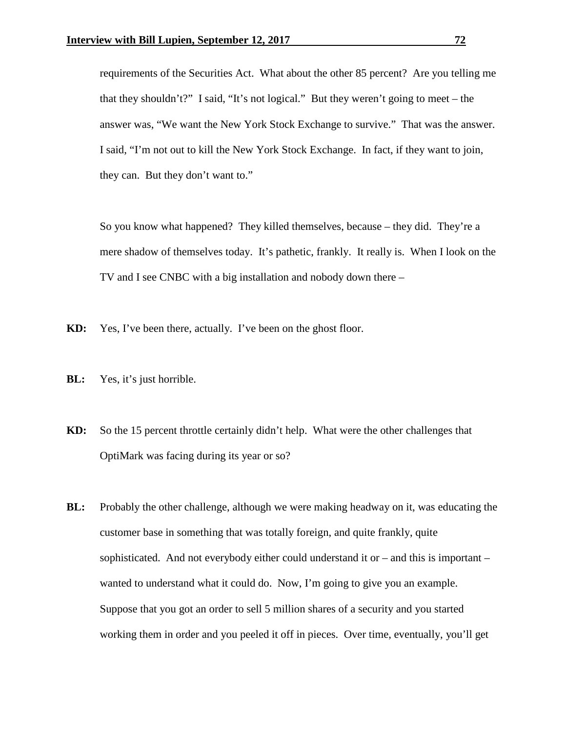requirements of the Securities Act. What about the other 85 percent? Are you telling me that they shouldn't?" I said, "It's not logical." But they weren't going to meet – the answer was, "We want the New York Stock Exchange to survive." That was the answer. I said, "I'm not out to kill the New York Stock Exchange. In fact, if they want to join, they can. But they don't want to."

So you know what happened? They killed themselves, because – they did. They're a mere shadow of themselves today. It's pathetic, frankly. It really is. When I look on the TV and I see CNBC with a big installation and nobody down there –

**KD:** Yes, I've been there, actually. I've been on the ghost floor.

**BL:** Yes, it's just horrible.

**KD:** So the 15 percent throttle certainly didn't help. What were the other challenges that OptiMark was facing during its year or so?

**BL:** Probably the other challenge, although we were making headway on it, was educating the customer base in something that was totally foreign, and quite frankly, quite sophisticated. And not everybody either could understand it or – and this is important – wanted to understand what it could do. Now, I'm going to give you an example. Suppose that you got an order to sell 5 million shares of a security and you started working them in order and you peeled it off in pieces. Over time, eventually, you'll get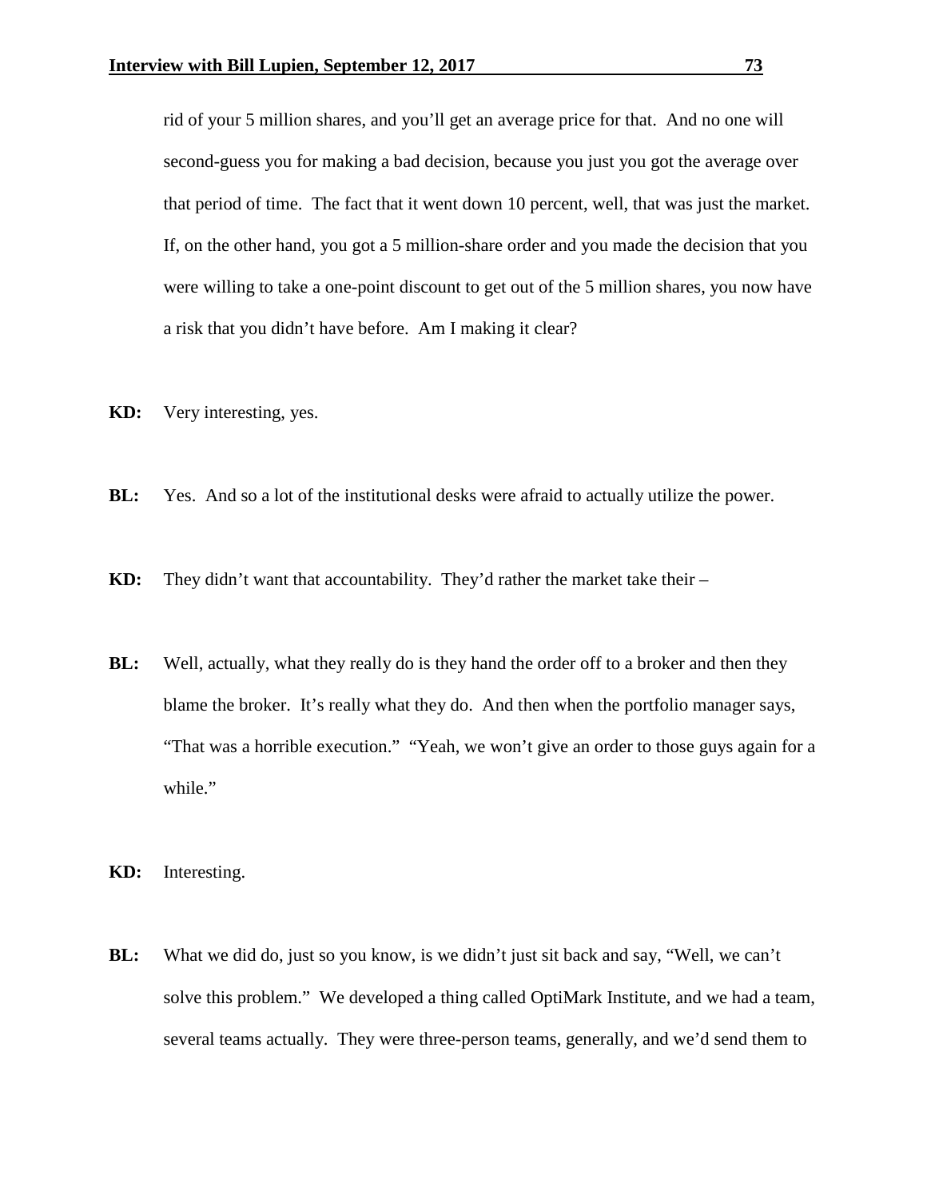rid of your 5 million shares, and you'll get an average price for that. And no one will second-guess you for making a bad decision, because you just you got the average over that period of time. The fact that it went down 10 percent, well, that was just the market. If, on the other hand, you got a 5 million-share order and you made the decision that you were willing to take a one-point discount to get out of the 5 million shares, you now have a risk that you didn't have before. Am I making it clear?

**KD:** Very interesting, yes.

**BL:** Yes. And so a lot of the institutional desks were afraid to actually utilize the power.

**KD:** They didn't want that accountability. They'd rather the market take their –

**BL:** Well, actually, what they really do is they hand the order off to a broker and then they blame the broker. It's really what they do. And then when the portfolio manager says, "That was a horrible execution." "Yeah, we won't give an order to those guys again for a while."

**KD:** Interesting.

**BL:** What we did do, just so you know, is we didn't just sit back and say, "Well, we can't solve this problem." We developed a thing called OptiMark Institute, and we had a team, several teams actually. They were three-person teams, generally, and we'd send them to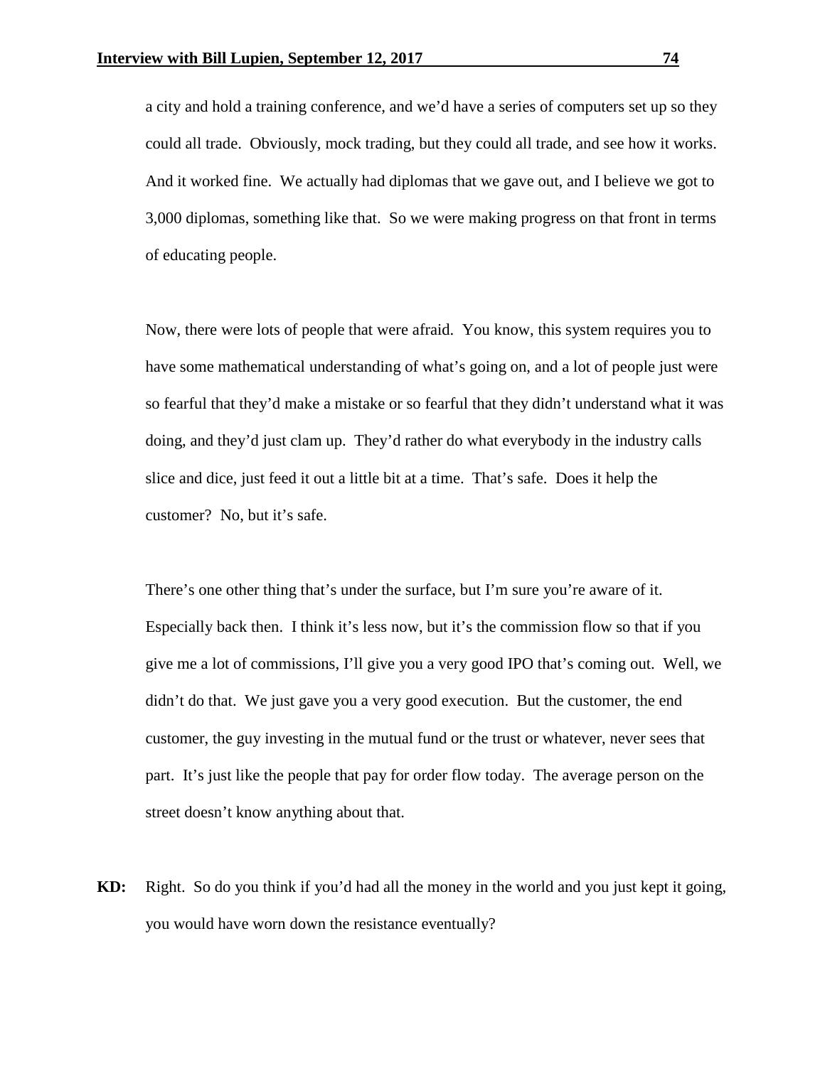a city and hold a training conference, and we'd have a series of computers set up so they could all trade. Obviously, mock trading, but they could all trade, and see how it works. And it worked fine. We actually had diplomas that we gave out, and I believe we got to 3,000 diplomas, something like that. So we were making progress on that front in terms of educating people.

Now, there were lots of people that were afraid. You know, this system requires you to have some mathematical understanding of what's going on, and a lot of people just were so fearful that they'd make a mistake or so fearful that they didn't understand what it was doing, and they'd just clam up. They'd rather do what everybody in the industry calls slice and dice, just feed it out a little bit at a time. That's safe. Does it help the customer? No, but it's safe.

There's one other thing that's under the surface, but I'm sure you're aware of it. Especially back then. I think it's less now, but it's the commission flow so that if you give me a lot of commissions, I'll give you a very good IPO that's coming out. Well, we didn't do that. We just gave you a very good execution. But the customer, the end customer, the guy investing in the mutual fund or the trust or whatever, never sees that part. It's just like the people that pay for order flow today. The average person on the street doesn't know anything about that.

**KD:** Right. So do you think if you'd had all the money in the world and you just kept it going, you would have worn down the resistance eventually?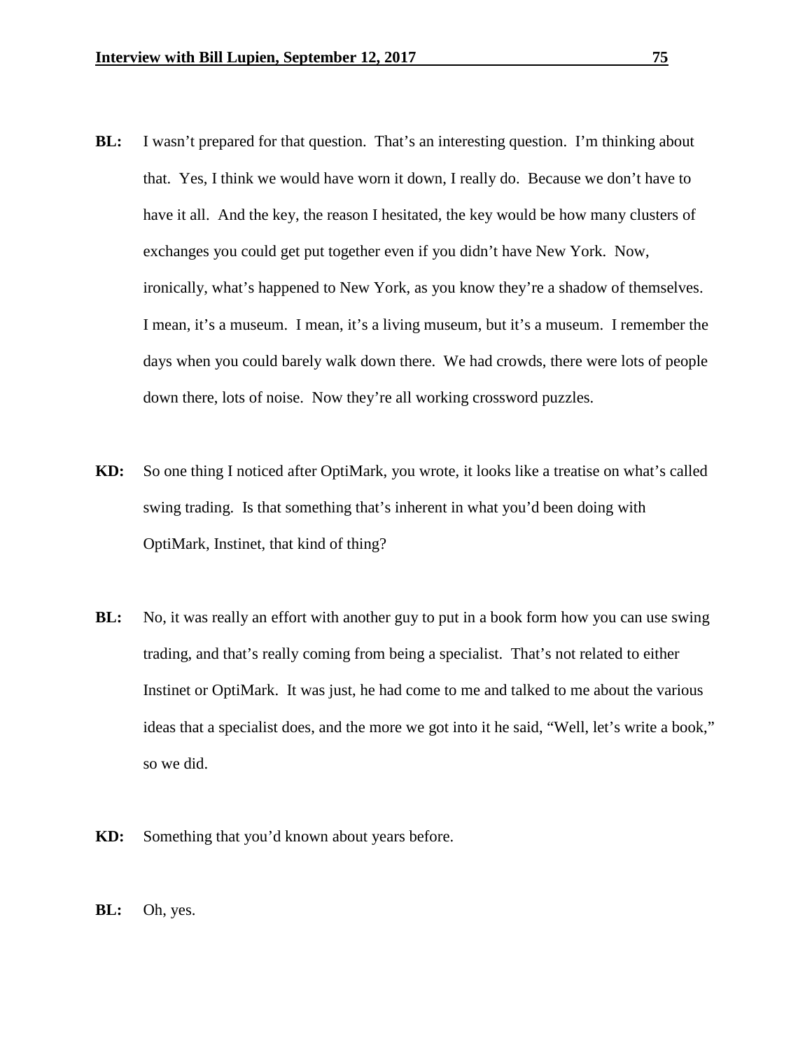**BL:** I wasn't prepared for that question. That's an interesting question. I'm thinking about that. Yes, I think we would have worn it down, I really do. Because we don't have to have it all. And the key, the reason I hesitated, the key would be how many clusters of exchanges you could get put together even if you didn't have New York. Now, ironically, what's happened to New York, as you know they're a shadow of themselves. I mean, it's a museum. I mean, it's a living museum, but it's a museum. I remember the days when you could barely walk down there. We had crowds, there were lots of people down there, lots of noise. Now they're all working crossword puzzles.

**KD:** So one thing I noticed after OptiMark, you wrote, it looks like a treatise on what's called swing trading. Is that something that's inherent in what you'd been doing with OptiMark, Instinet, that kind of thing?

**BL:** No, it was really an effort with another guy to put in a book form how you can use swing trading, and that's really coming from being a specialist. That's not related to either Instinet or OptiMark. It was just, he had come to me and talked to me about the various ideas that a specialist does, and the more we got into it he said, "Well, let's write a book," so we did.

**KD:** Something that you'd known about years before.

**BL:** Oh, yes.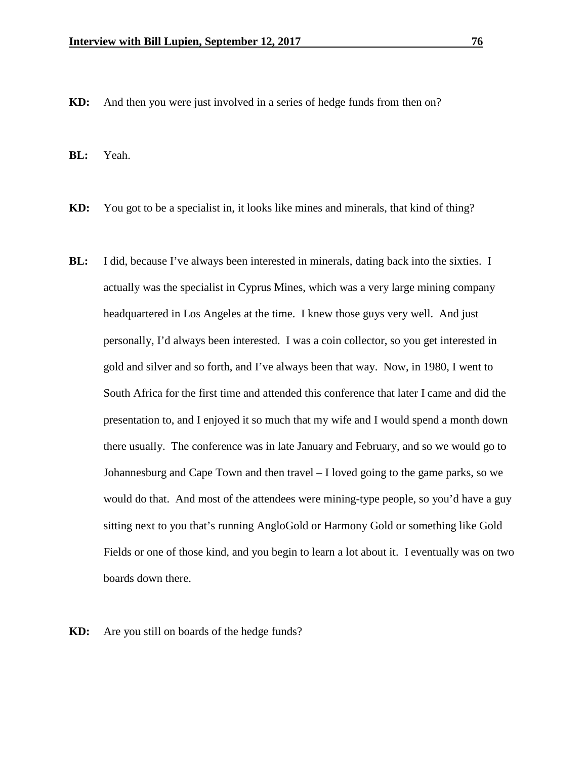**KD:** And then you were just involved in a series of hedge funds from then on?

**BL:** Yeah.

**KD:** You got to be a specialist in, it looks like mines and minerals, that kind of thing?

**BL:** I did, because I've always been interested in minerals, dating back into the sixties. I actually was the specialist in Cyprus Mines, which was a very large mining company headquartered in Los Angeles at the time. I knew those guys very well. And just personally, I'd always been interested. I was a coin collector, so you get interested in gold and silver and so forth, and I've always been that way. Now, in 1980, I went to South Africa for the first time and attended this conference that later I came and did the presentation to, and I enjoyed it so much that my wife and I would spend a month down there usually. The conference was in late January and February, and so we would go to Johannesburg and Cape Town and then travel – I loved going to the game parks, so we would do that. And most of the attendees were mining-type people, so you'd have a guy sitting next to you that's running AngloGold or Harmony Gold or something like Gold Fields or one of those kind, and you begin to learn a lot about it. I eventually was on two boards down there.

**KD:** Are you still on boards of the hedge funds?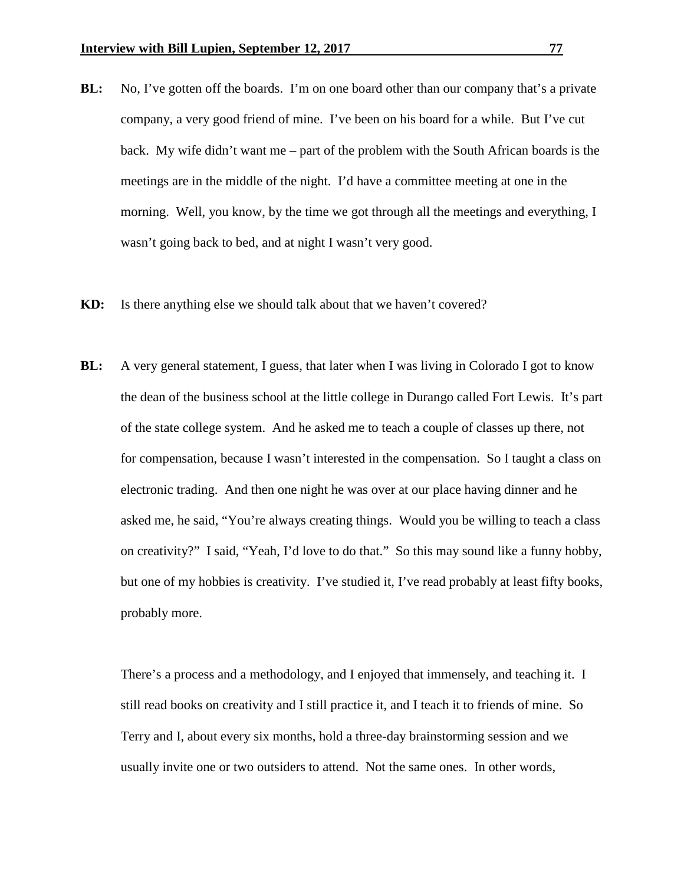**BL:** No, I've gotten off the boards. I'm on one board other than our company that's a private company, a very good friend of mine. I've been on his board for a while. But I've cut back. My wife didn't want me – part of the problem with the South African boards is the meetings are in the middle of the night. I'd have a committee meeting at one in the morning. Well, you know, by the time we got through all the meetings and everything, I wasn't going back to bed, and at night I wasn't very good.

**KD:** Is there anything else we should talk about that we haven't covered?

**BL:** A very general statement, I guess, that later when I was living in Colorado I got to know the dean of the business school at the little college in Durango called Fort Lewis. It's part of the state college system. And he asked me to teach a couple of classes up there, not for compensation, because I wasn't interested in the compensation. So I taught a class on electronic trading. And then one night he was over at our place having dinner and he asked me, he said, "You're always creating things. Would you be willing to teach a class on creativity?" I said, "Yeah, I'd love to do that." So this may sound like a funny hobby, but one of my hobbies is creativity. I've studied it, I've read probably at least fifty books, probably more.

There's a process and a methodology, and I enjoyed that immensely, and teaching it. I still read books on creativity and I still practice it, and I teach it to friends of mine. So Terry and I, about every six months, hold a three-day brainstorming session and we usually invite one or two outsiders to attend. Not the same ones. In other words,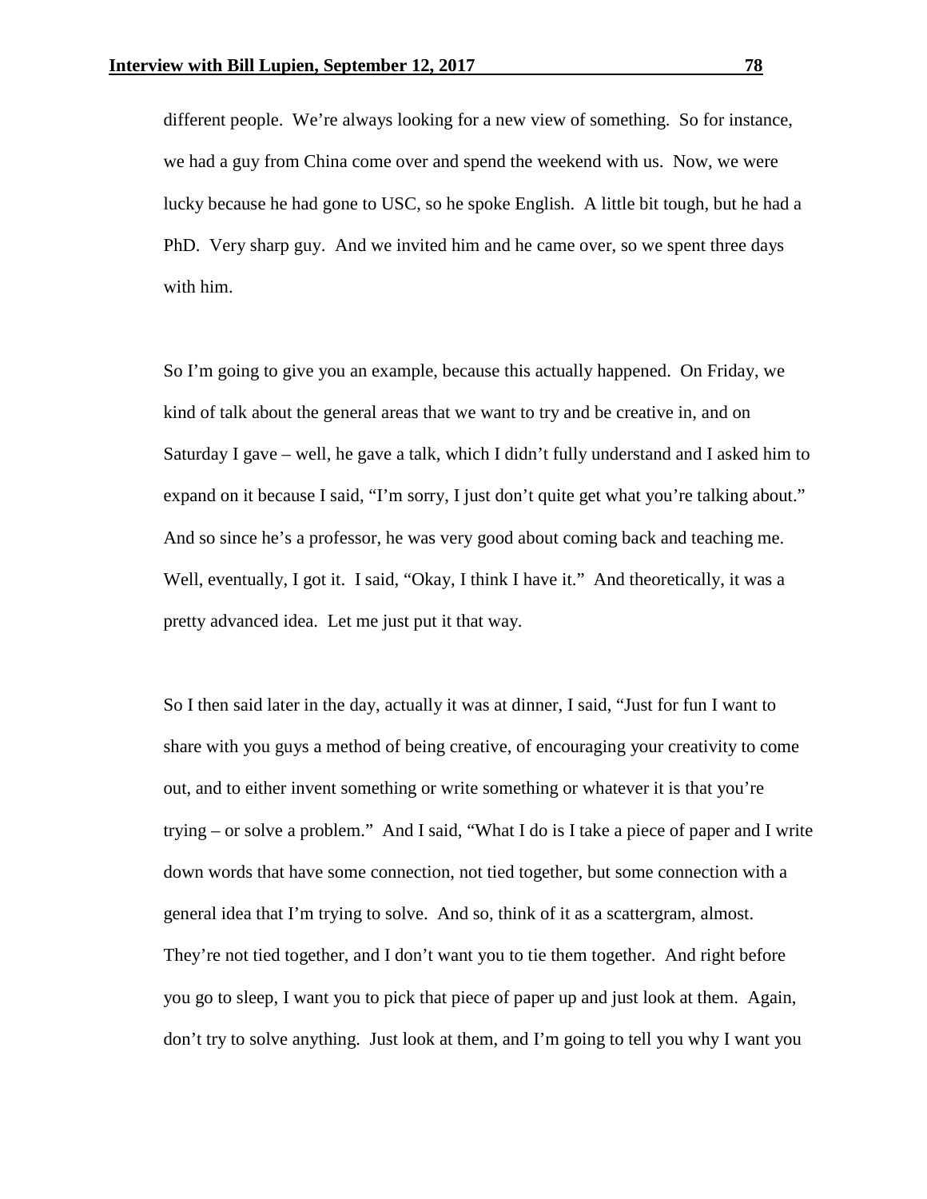different people. We're always looking for a new view of something. So for instance, we had a guy from China come over and spend the weekend with us. Now, we were lucky because he had gone to USC, so he spoke English. A little bit tough, but he had a PhD. Very sharp guy. And we invited him and he came over, so we spent three days with him.

So I'm going to give you an example, because this actually happened. On Friday, we kind of talk about the general areas that we want to try and be creative in, and on Saturday I gave – well, he gave a talk, which I didn't fully understand and I asked him to expand on it because I said, "I'm sorry, I just don't quite get what you're talking about." And so since he's a professor, he was very good about coming back and teaching me. Well, eventually, I got it. I said, "Okay, I think I have it." And theoretically, it was a pretty advanced idea. Let me just put it that way.

So I then said later in the day, actually it was at dinner, I said, "Just for fun I want to share with you guys a method of being creative, of encouraging your creativity to come out, and to either invent something or write something or whatever it is that you're trying – or solve a problem." And I said, "What I do is I take a piece of paper and I write down words that have some connection, not tied together, but some connection with a general idea that I'm trying to solve. And so, think of it as a scattergram, almost. They're not tied together, and I don't want you to tie them together. And right before you go to sleep, I want you to pick that piece of paper up and just look at them. Again, don't try to solve anything. Just look at them, and I'm going to tell you why I want you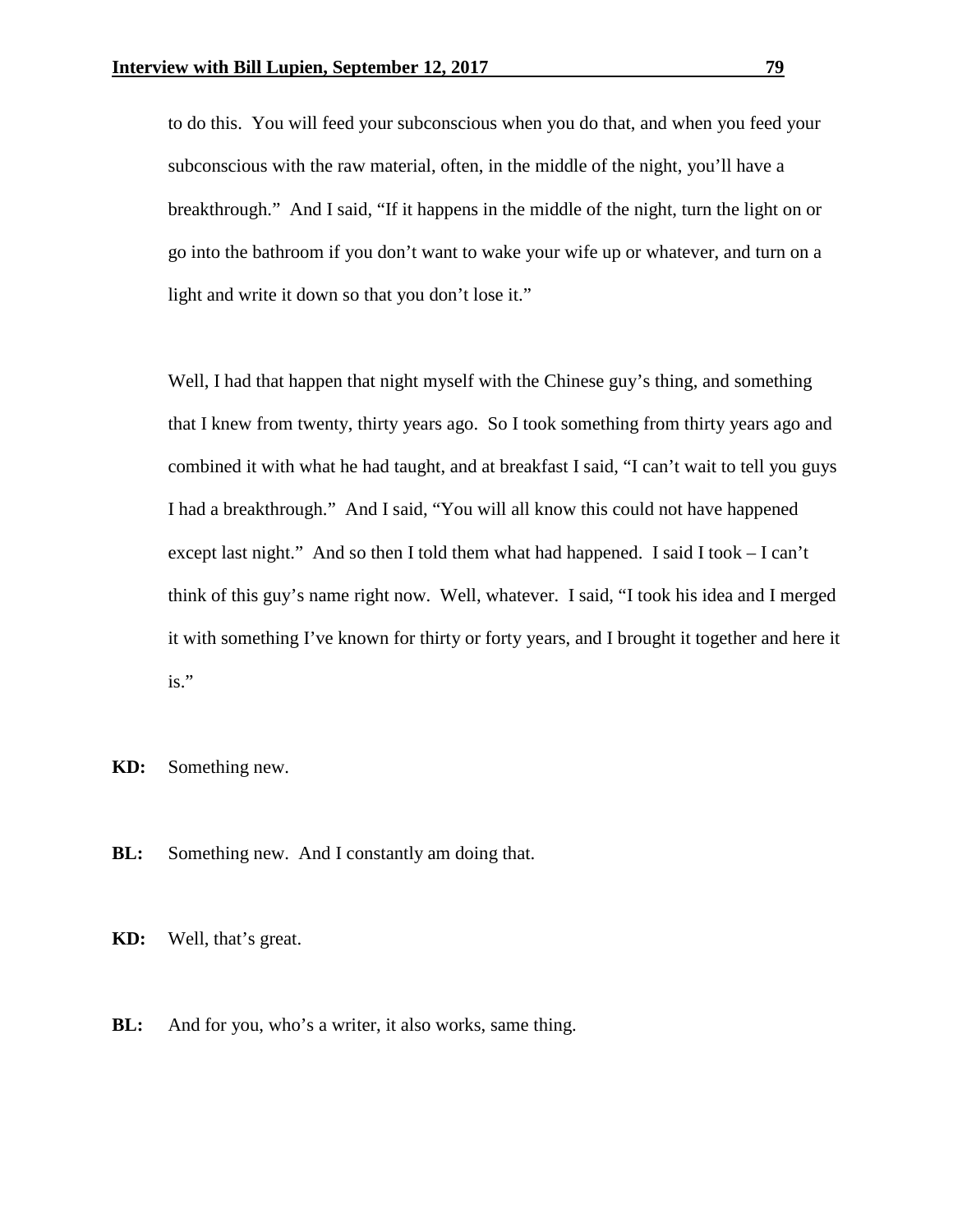to do this. You will feed your subconscious when you do that, and when you feed your subconscious with the raw material, often, in the middle of the night, you'll have a breakthrough." And I said, "If it happens in the middle of the night, turn the light on or go into the bathroom if you don't want to wake your wife up or whatever, and turn on a light and write it down so that you don't lose it."

Well, I had that happen that night myself with the Chinese guy's thing, and something that I knew from twenty, thirty years ago. So I took something from thirty years ago and combined it with what he had taught, and at breakfast I said, "I can't wait to tell you guys I had a breakthrough." And I said, "You will all know this could not have happened except last night." And so then I told them what had happened. I said I took – I can't think of this guy's name right now. Well, whatever. I said, "I took his idea and I merged it with something I've known for thirty or forty years, and I brought it together and here it is."

**KD:** Something new.

**BL:** Something new. And I constantly am doing that.

**KD:** Well, that's great.

**BL:** And for you, who's a writer, it also works, same thing.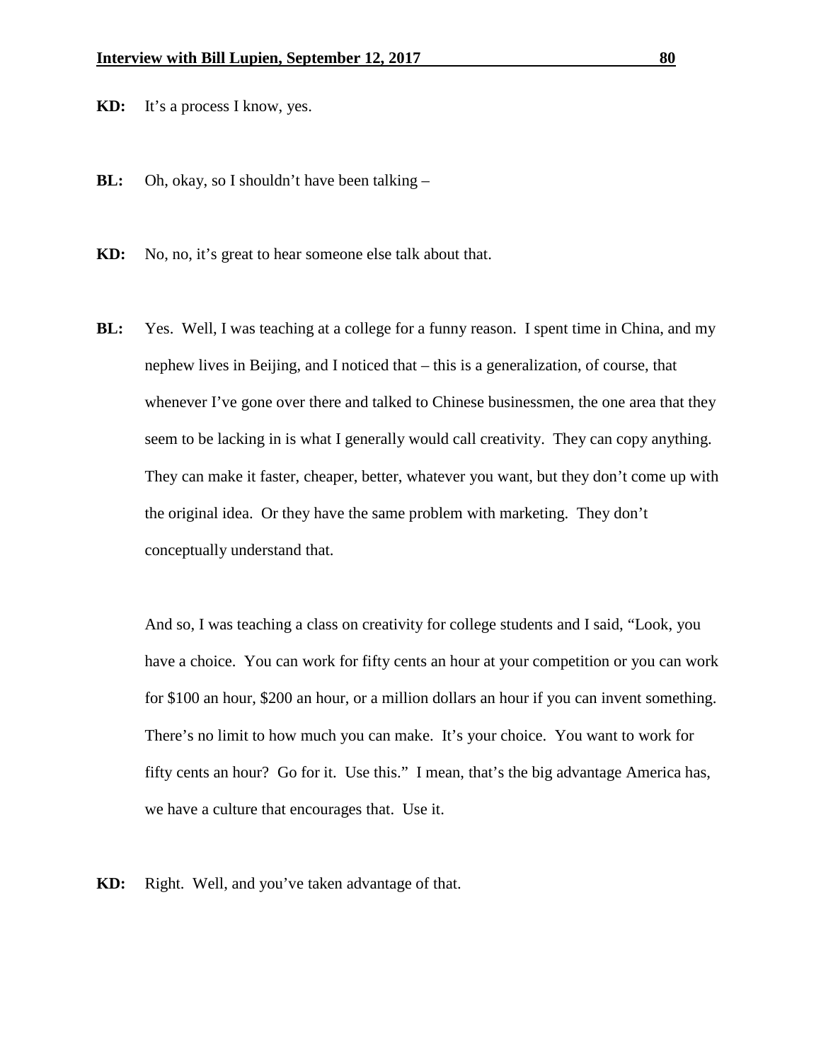**KD:** It's a process I know, yes.

**BL:** Oh, okay, so I shouldn't have been talking –

**KD:** No, no, it's great to hear someone else talk about that.

**BL:** Yes. Well, I was teaching at a college for a funny reason. I spent time in China, and my nephew lives in Beijing, and I noticed that – this is a generalization, of course, that whenever I've gone over there and talked to Chinese businessmen, the one area that they seem to be lacking in is what I generally would call creativity. They can copy anything. They can make it faster, cheaper, better, whatever you want, but they don't come up with the original idea. Or they have the same problem with marketing. They don't conceptually understand that.

And so, I was teaching a class on creativity for college students and I said, "Look, you have a choice. You can work for fifty cents an hour at your competition or you can work for $100 an hour, $200 an hour, or a million dollars an hour if you can invent something. There's no limit to how much you can make. It's your choice. You want to work for fifty cents an hour? Go for it. Use this." I mean, that's the big advantage America has, we have a culture that encourages that. Use it.

**KD:** Right. Well, and you've taken advantage of that.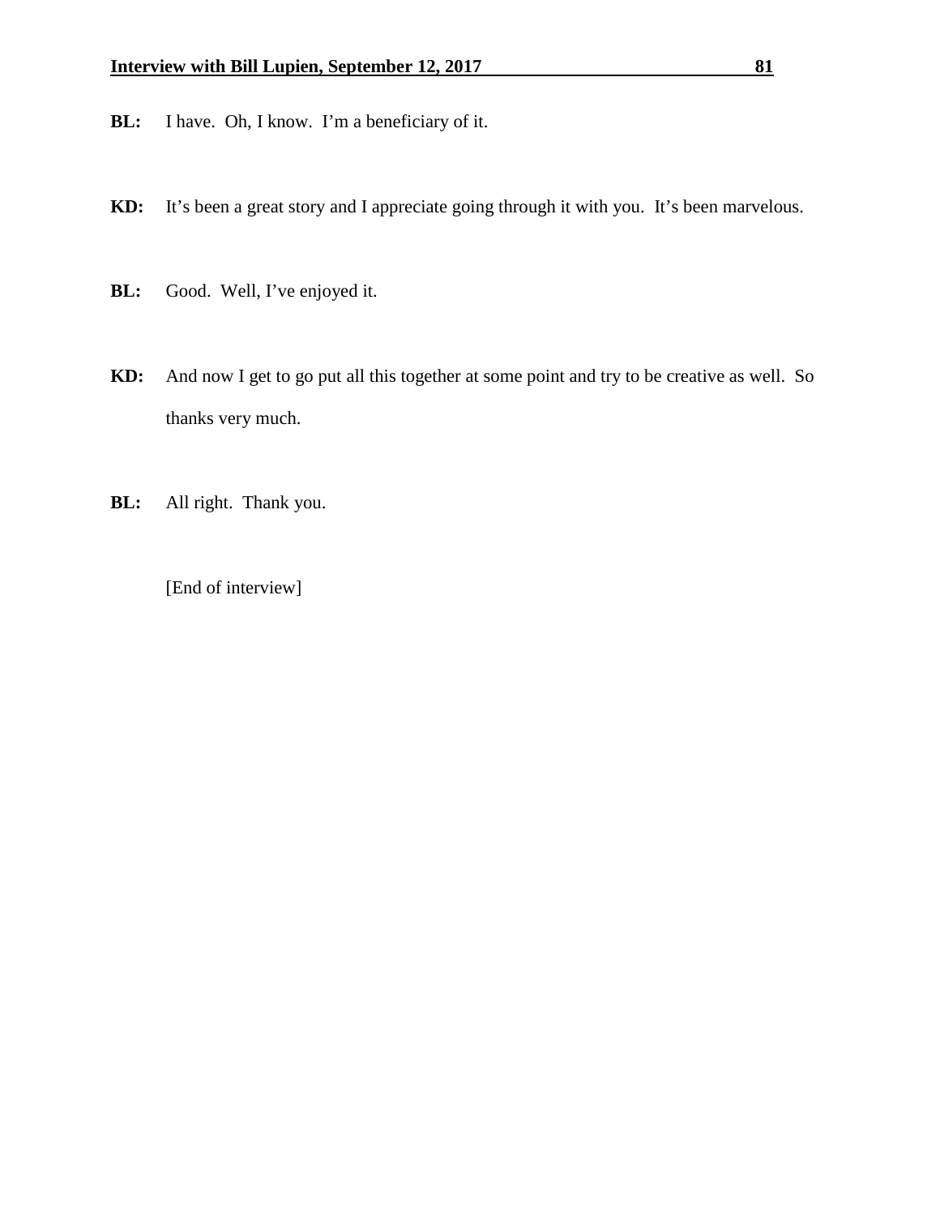**BL:** I have. Oh, I know. I'm a beneficiary of it.

**KD:** It's been a great story and I appreciate going through it with you. It's been marvelous.

**BL:** Good. Well, I've enjoyed it.

**KD:** And now I get to go put all this together at some point and try to be creative as well. So thanks very much.

**BL:** All right. Thank you.

[End of interview]